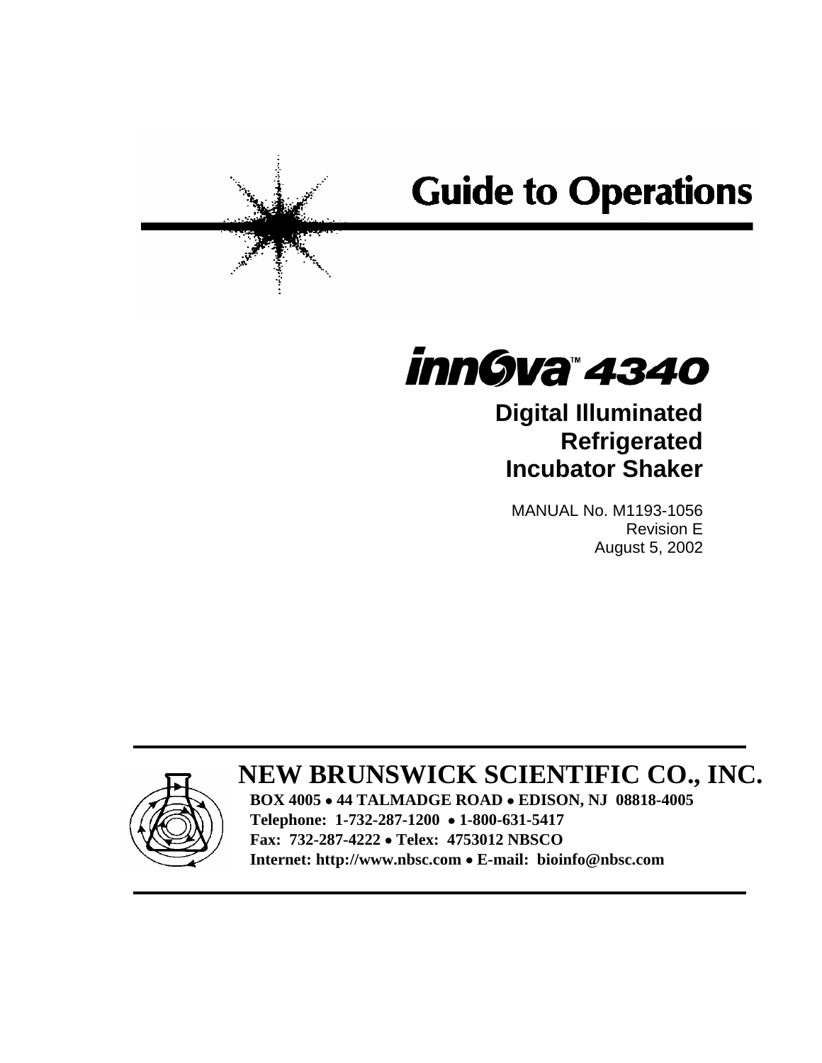# Guide to Operations

# innova™ 4340

## Digital Illuminated Refrigerated Incubator Shaker

MANUAL No. M1193-1056
Revision E
August 5, 2002

**NEW BRUNSWICK SCIENTIFIC CO., INC.**

**BOX 4005 • 44 TALMADGE ROAD • EDISON, NJ 08818-4005**
**Telephone: 1-732-287-1200 • 1-800-631-5417**
**Fax: 732-287-4222 • Telex: 4753012 NBSCO**
**Internet: http://www.nbsc.com • E-mail: bioinfo@nbsc.com**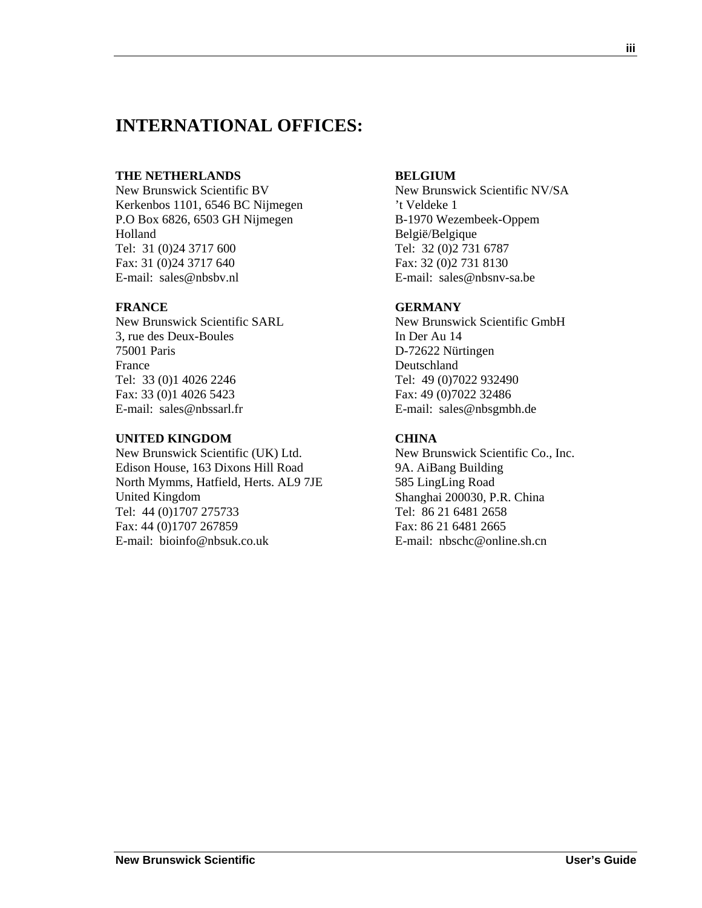# INTERNATIONAL OFFICES:

**THE NETHERLANDS**
New Brunswick Scientific BV
Kerkenbos 1101, 6546 BC Nijmegen
P.O Box 6826, 6503 GH Nijmegen
Holland
Tel: 31 (0)24 3717 600
Fax: 31 (0)24 3717 640
E-mail: sales@nbsbv.nl

**BELGIUM**
New Brunswick Scientific NV/SA
’t Veldeke 1
B-1970 Wezembeek-Oppem
België/Belgique
Tel: 32 (0)2 731 6787
Fax: 32 (0)2 731 8130
E-mail: sales@nbsnv-sa.be

**FRANCE**
New Brunswick Scientific SARL
3, rue des Deux-Boules
75001 Paris
France
Tel: 33 (0)1 4026 2246
Fax: 33 (0)1 4026 5423
E-mail: sales@nbssarl.fr

**GERMANY**
New Brunswick Scientific GmbH
In Der Au 14
D-72622 Nürtingen
Deutschland
Tel: 49 (0)7022 932490
Fax: 49 (0)7022 32486
E-mail: sales@nbsgmbh.de

**UNITED KINGDOM**
New Brunswick Scientific (UK) Ltd.
Edison House, 163 Dixons Hill Road
North Mymms, Hatfield, Herts. AL9 7JE
United Kingdom
Tel: 44 (0)1707 275733
Fax: 44 (0)1707 267859
E-mail: bioinfo@nbsuk.co.uk

**CHINA**
New Brunswick Scientific Co., Inc.
9A. AiBang Building
585 LingLing Road
Shanghai 200030, P.R. China
Tel: 86 21 6481 2658
Fax: 86 21 6481 2665
E-mail: nbschc@online.sh.cn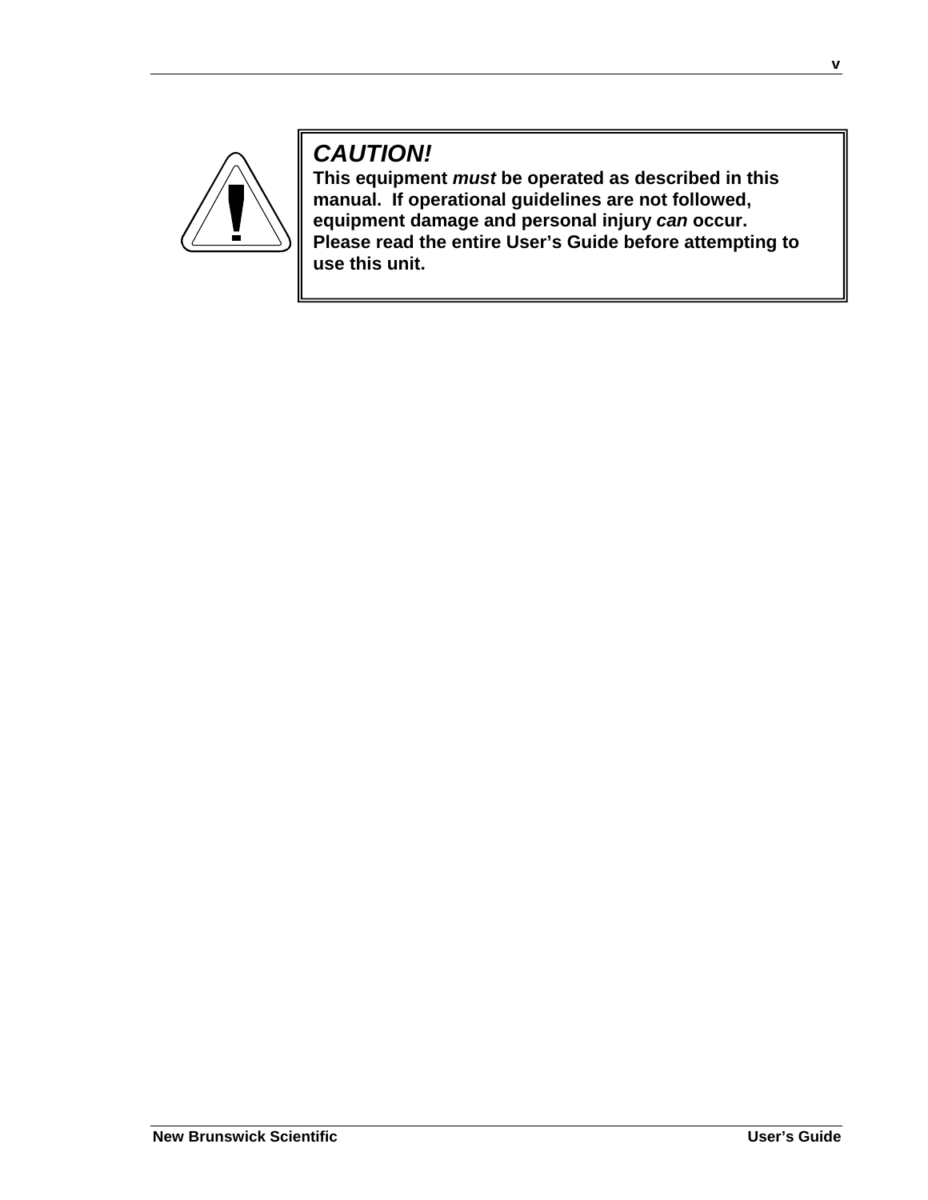**_CAUTION!_**

**This equipment _must_ be operated as described in this manual. If operational guidelines are not followed, equipment damage and personal injury _can_ occur. Please read the entire User's Guide before attempting to use this unit.**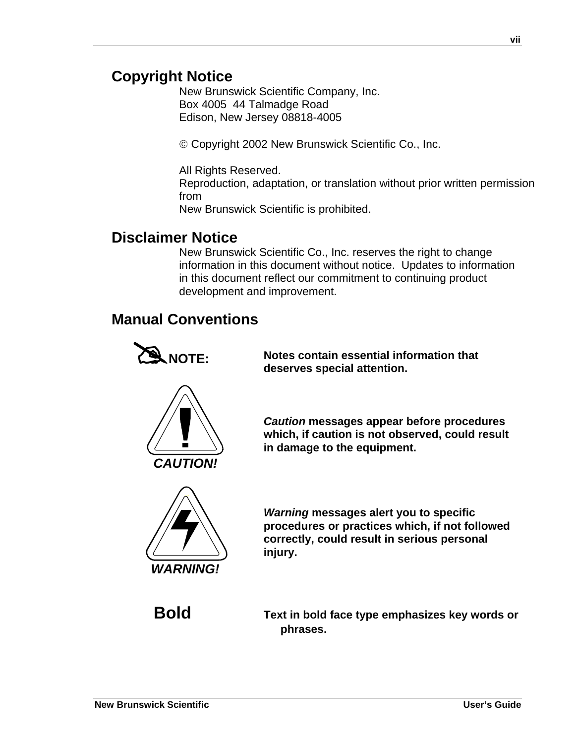## Copyright Notice

New Brunswick Scientific Company, Inc.
Box 4005  44 Talmadge Road
Edison, New Jersey 08818-4005

© Copyright 2002 New Brunswick Scientific Co., Inc.

All Rights Reserved.
Reproduction, adaptation, or translation without prior written permission from
New Brunswick Scientific is prohibited.

## Disclaimer Notice

New Brunswick Scientific Co., Inc. reserves the right to change information in this document without notice.  Updates to information in this document reflect our commitment to continuing product development and improvement.

## Manual Conventions

**NOTE:** **Notes contain essential information that deserves special attention.**

***CAUTION!*** ***Caution*** **messages appear before procedures which, if caution is not observed, could result in damage to the equipment.**

***WARNING!*** ***Warning*** **messages alert you to specific procedures or practices which, if not followed correctly, could result in serious personal injury.**

**Bold** **Text in bold face type emphasizes key words or phrases.**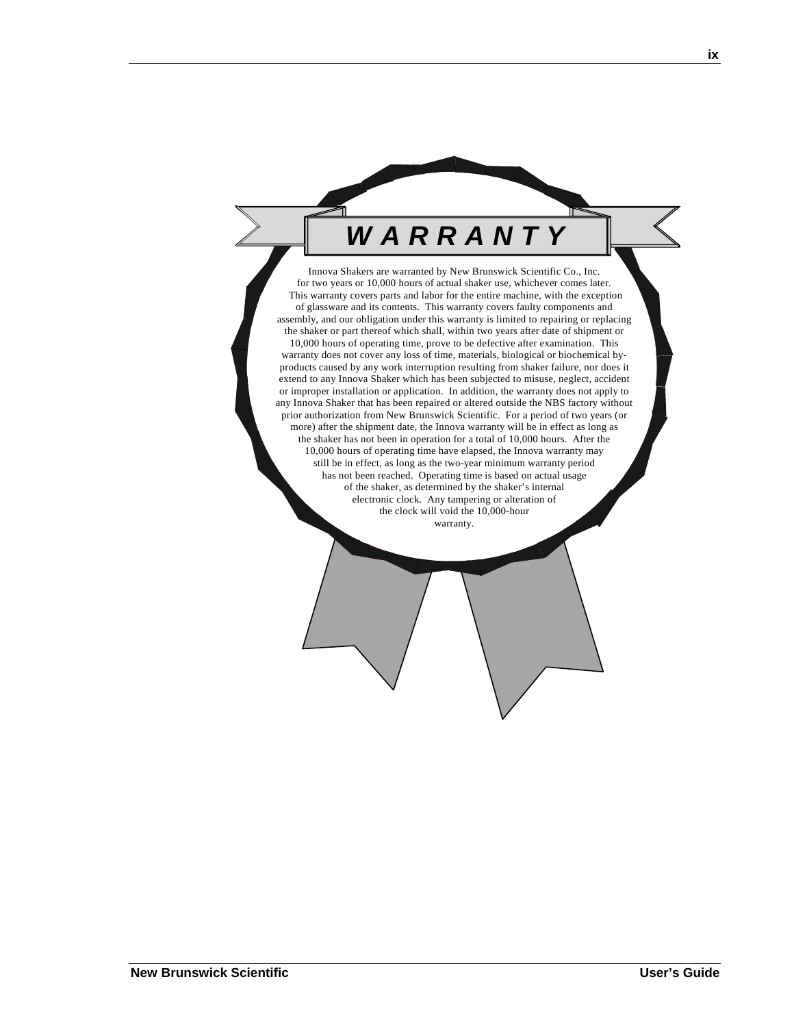# *WARRANTY*

Innova Shakers are warranted by New Brunswick Scientific Co., Inc. for two years or 10,000 hours of actual shaker use, whichever comes later. This warranty covers parts and labor for the entire machine, with the exception of glassware and its contents. This warranty covers faulty components and assembly, and our obligation under this warranty is limited to repairing or replacing the shaker or part thereof which shall, within two years after date of shipment or 10,000 hours of operating time, prove to be defective after examination. This warranty does not cover any loss of time, materials, biological or biochemical by-products caused by any work interruption resulting from shaker failure, nor does it extend to any Innova Shaker which has been subjected to misuse, neglect, accident or improper installation or application. In addition, the warranty does not apply to any Innova Shaker that has been repaired or altered outside the NBS factory without prior authorization from New Brunswick Scientific. For a period of two years (or more) after the shipment date, the Innova warranty will be in effect as long as the shaker has not been in operation for a total of 10,000 hours. After the 10,000 hours of operating time have elapsed, the Innova warranty may still be in effect, as long as the two-year minimum warranty period has not been reached. Operating time is based on actual usage of the shaker, as determined by the shaker's internal electronic clock. Any tampering or alteration of the clock will void the 10,000-hour warranty.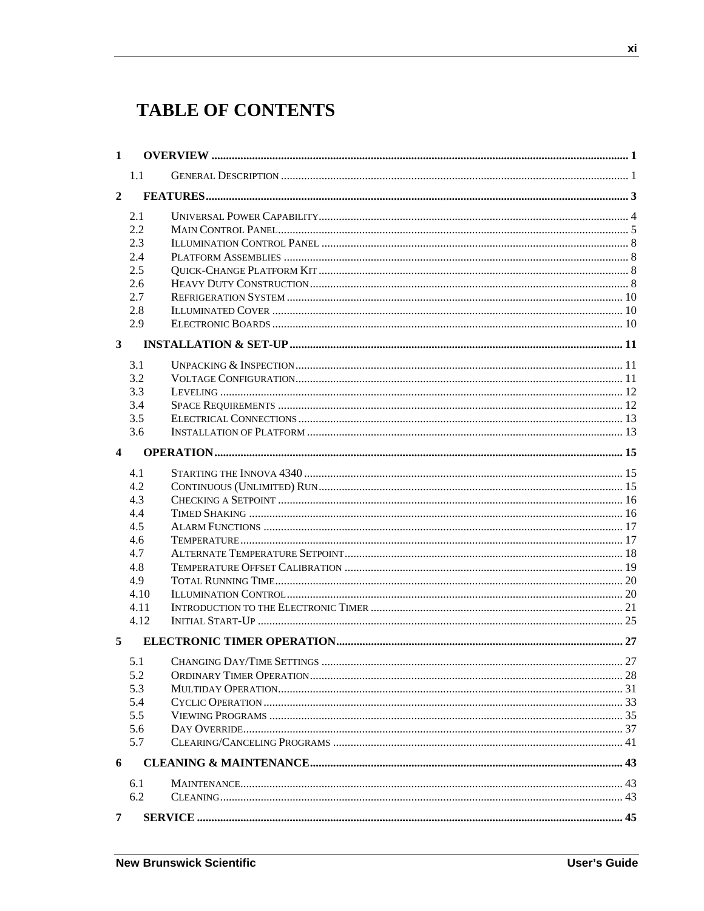# TABLE OF CONTENTS

**1 OVERVIEW** ........ 1

- 1.1 General Description ........ 1

**2 FEATURES** ........ 3

- 2.1 Universal Power Capability ........ 4
- 2.2 Main Control Panel ........ 5
- 2.3 Illumination Control Panel ........ 8
- 2.4 Platform Assemblies ........ 8
- 2.5 Quick-Change Platform Kit ........ 8
- 2.6 Heavy Duty Construction ........ 8
- 2.7 Refrigeration System ........ 10
- 2.8 Illuminated Cover ........ 10
- 2.9 Electronic Boards ........ 10

**3 INSTALLATION & SET-UP** ........ 11

- 3.1 Unpacking & Inspection ........ 11
- 3.2 Voltage Configuration ........ 11
- 3.3 Leveling ........ 12
- 3.4 Space Requirements ........ 12
- 3.5 Electrical Connections ........ 13
- 3.6 Installation of Platform ........ 13

**4 OPERATION** ........ 15

- 4.1 Starting the Innova 4340 ........ 15
- 4.2 Continuous (Unlimited) Run ........ 15
- 4.3 Checking a Setpoint ........ 16
- 4.4 Timed Shaking ........ 16
- 4.5 Alarm Functions ........ 17
- 4.6 Temperature ........ 17
- 4.7 Alternate Temperature Setpoint ........ 18
- 4.8 Temperature Offset Calibration ........ 19
- 4.9 Total Running Time ........ 20
- 4.10 Illumination Control ........ 20
- 4.11 Introduction to the Electronic Timer ........ 21
- 4.12 Initial Start-Up ........ 25

**5 ELECTRONIC TIMER OPERATION** ........ 27

- 5.1 Changing Day/Time Settings ........ 27
- 5.2 Ordinary Timer Operation ........ 28
- 5.3 Multiday Operation ........ 31
- 5.4 Cyclic Operation ........ 33
- 5.5 Viewing Programs ........ 35
- 5.6 Day Override ........ 37
- 5.7 Clearing/Canceling Programs ........ 41

**6 CLEANING & MAINTENANCE** ........ 43

- 6.1 Maintenance ........ 43
- 6.2 Cleaning ........ 43

**7 SERVICE** ........ 45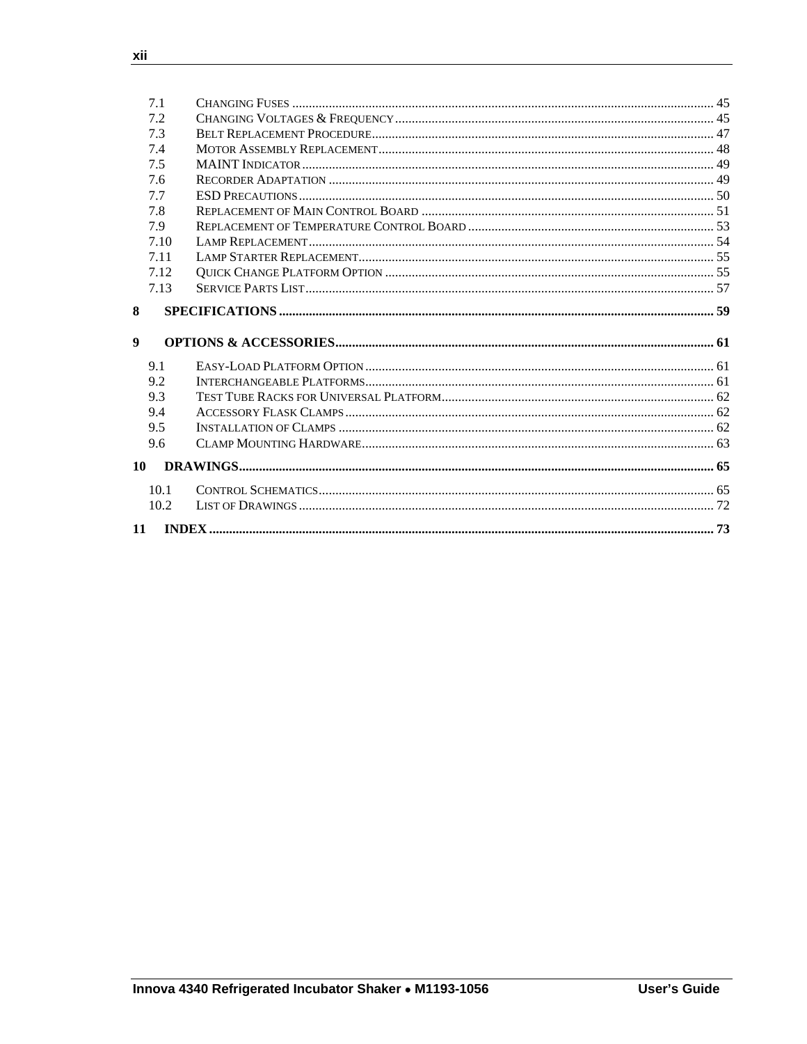7.1 CHANGING FUSES .......... 45
7.2 CHANGING VOLTAGES & FREQUENCY .......... 45
7.3 BELT REPLACEMENT PROCEDURE .......... 47
7.4 MOTOR ASSEMBLY REPLACEMENT .......... 48
7.5 MAINT INDICATOR .......... 49
7.6 RECORDER ADAPTATION .......... 49
7.7 ESD PRECAUTIONS .......... 50
7.8 REPLACEMENT OF MAIN CONTROL BOARD .......... 51
7.9 REPLACEMENT OF TEMPERATURE CONTROL BOARD .......... 53
7.10 LAMP REPLACEMENT .......... 54
7.11 LAMP STARTER REPLACEMENT .......... 55
7.12 QUICK CHANGE PLATFORM OPTION .......... 55
7.13 SERVICE PARTS LIST .......... 57

**8 SPECIFICATIONS .......... 59**

**9 OPTIONS & ACCESSORIES .......... 61**

9.1 EASY-LOAD PLATFORM OPTION .......... 61
9.2 INTERCHANGEABLE PLATFORMS .......... 61
9.3 TEST TUBE RACKS FOR UNIVERSAL PLATFORM .......... 62
9.4 ACCESSORY FLASK CLAMPS .......... 62
9.5 INSTALLATION OF CLAMPS .......... 62
9.6 CLAMP MOUNTING HARDWARE .......... 63

**10 DRAWINGS .......... 65**

10.1 CONTROL SCHEMATICS .......... 65
10.2 LIST OF DRAWINGS .......... 72

**11 INDEX .......... 73**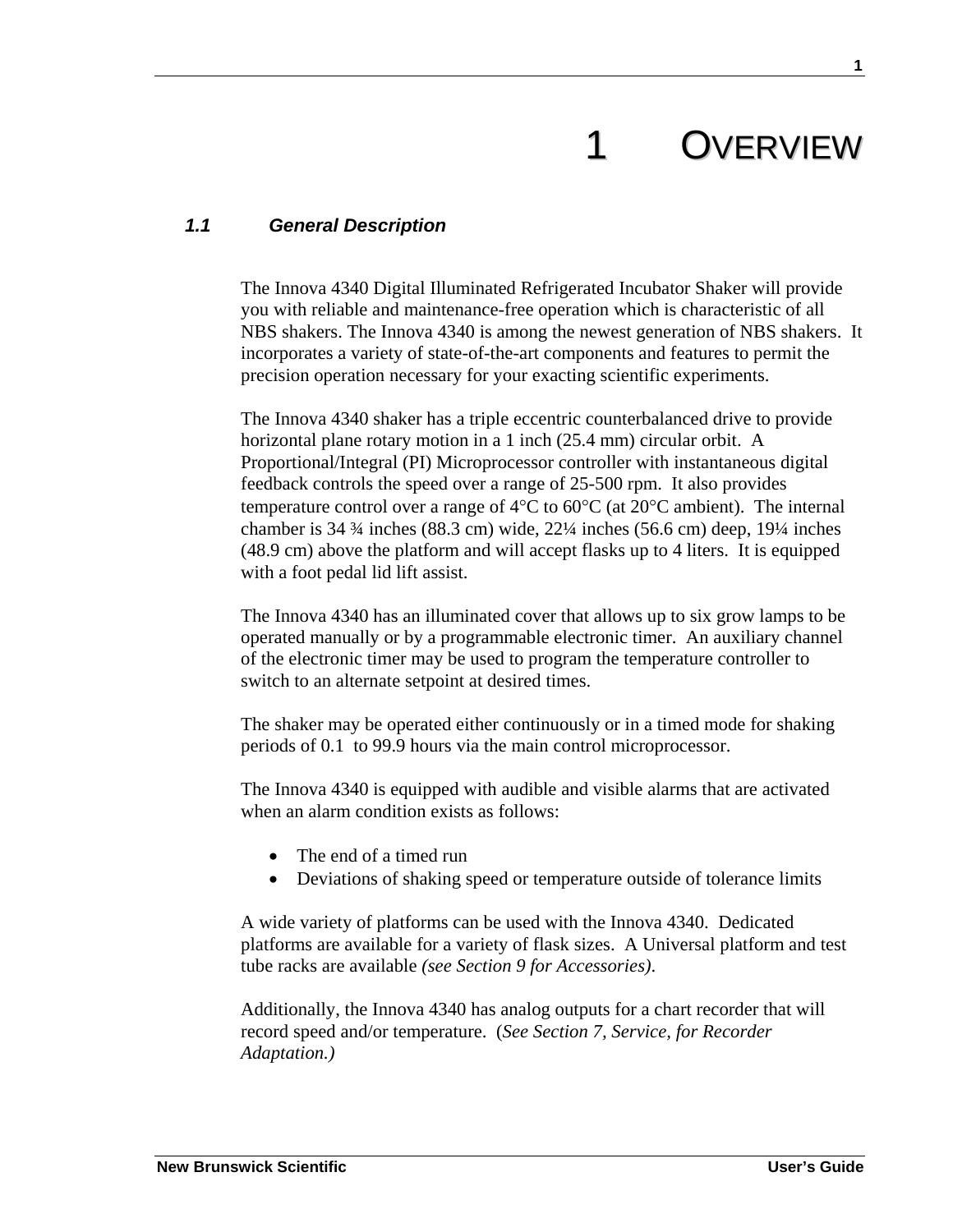# 1 OVERVIEW

### *1.1 General Description*

The Innova 4340 Digital Illuminated Refrigerated Incubator Shaker will provide you with reliable and maintenance-free operation which is characteristic of all NBS shakers. The Innova 4340 is among the newest generation of NBS shakers. It incorporates a variety of state-of-the-art components and features to permit the precision operation necessary for your exacting scientific experiments.

The Innova 4340 shaker has a triple eccentric counterbalanced drive to provide horizontal plane rotary motion in a 1 inch (25.4 mm) circular orbit. A Proportional/Integral (PI) Microprocessor controller with instantaneous digital feedback controls the speed over a range of 25-500 rpm. It also provides temperature control over a range of 4°C to 60°C (at 20°C ambient). The internal chamber is 34 ¾ inches (88.3 cm) wide, 22¼ inches (56.6 cm) deep, 19¼ inches (48.9 cm) above the platform and will accept flasks up to 4 liters. It is equipped with a foot pedal lid lift assist.

The Innova 4340 has an illuminated cover that allows up to six grow lamps to be operated manually or by a programmable electronic timer. An auxiliary channel of the electronic timer may be used to program the temperature controller to switch to an alternate setpoint at desired times.

The shaker may be operated either continuously or in a timed mode for shaking periods of 0.1 to 99.9 hours via the main control microprocessor.

The Innova 4340 is equipped with audible and visible alarms that are activated when an alarm condition exists as follows:

- The end of a timed run
- Deviations of shaking speed or temperature outside of tolerance limits

A wide variety of platforms can be used with the Innova 4340. Dedicated platforms are available for a variety of flask sizes. A Universal platform and test tube racks are available *(see Section 9 for Accessories)*.

Additionally, the Innova 4340 has analog outputs for a chart recorder that will record speed and/or temperature. (*See Section 7, Service, for Recorder Adaptation.)*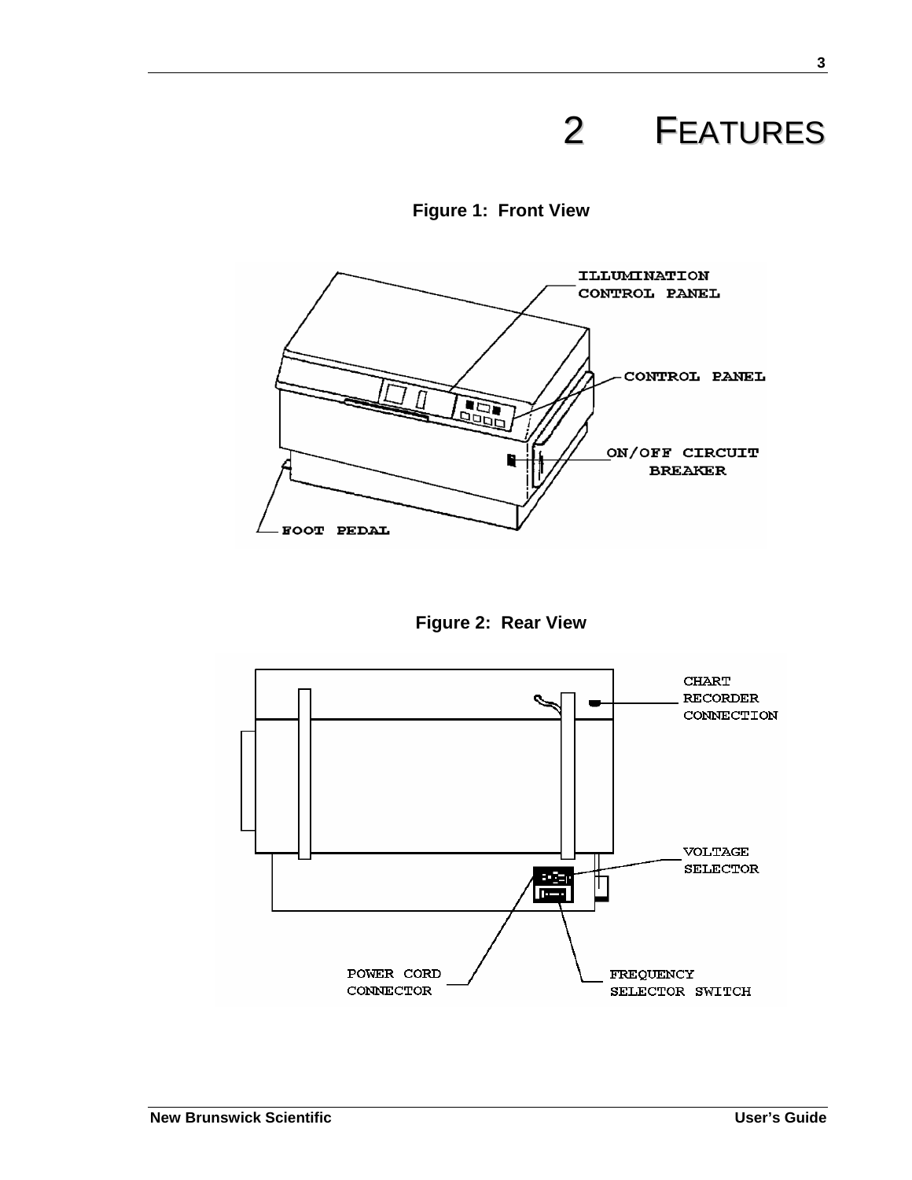# 2 FEATURES

**Figure 1: Front View**

ILLUMINATION CONTROL PANEL

CONTROL PANEL

ON/OFF CIRCUIT BREAKER

FOOT PEDAL

**Figure 2: Rear View**

CHART RECORDER CONNECTION

VOLTAGE SELECTOR

POWER CORD CONNECTOR

FREQUENCY SELECTOR SWITCH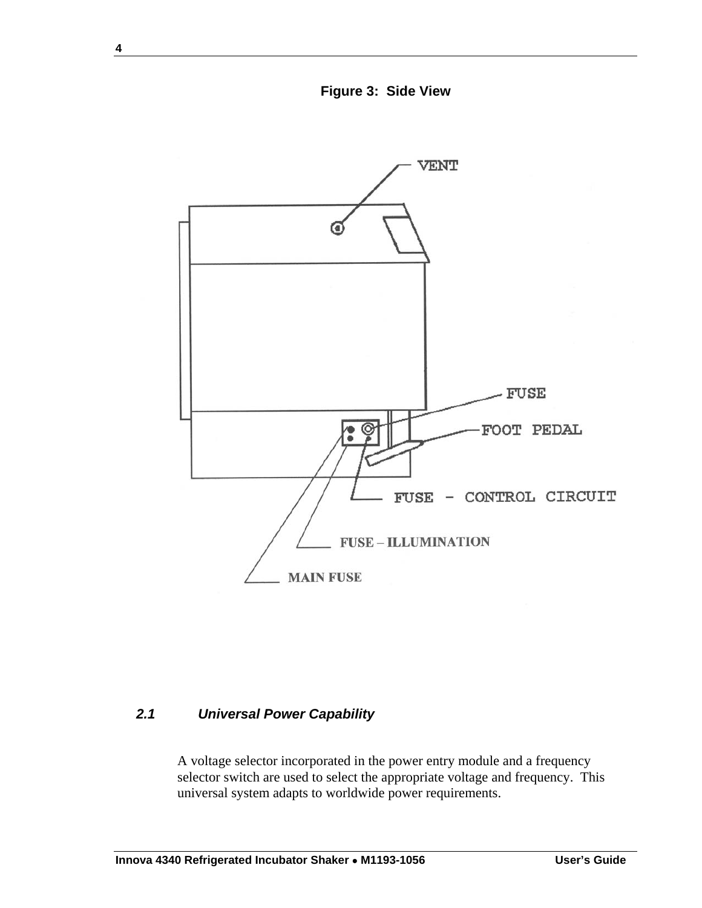**Figure 3: Side View**

VENT

FUSE

FOOT PEDAL

FUSE - CONTROL CIRCUIT

FUSE – ILLUMINATION

MAIN FUSE

### *2.1 Universal Power Capability*

A voltage selector incorporated in the power entry module and a frequency selector switch are used to select the appropriate voltage and frequency. This universal system adapts to worldwide power requirements.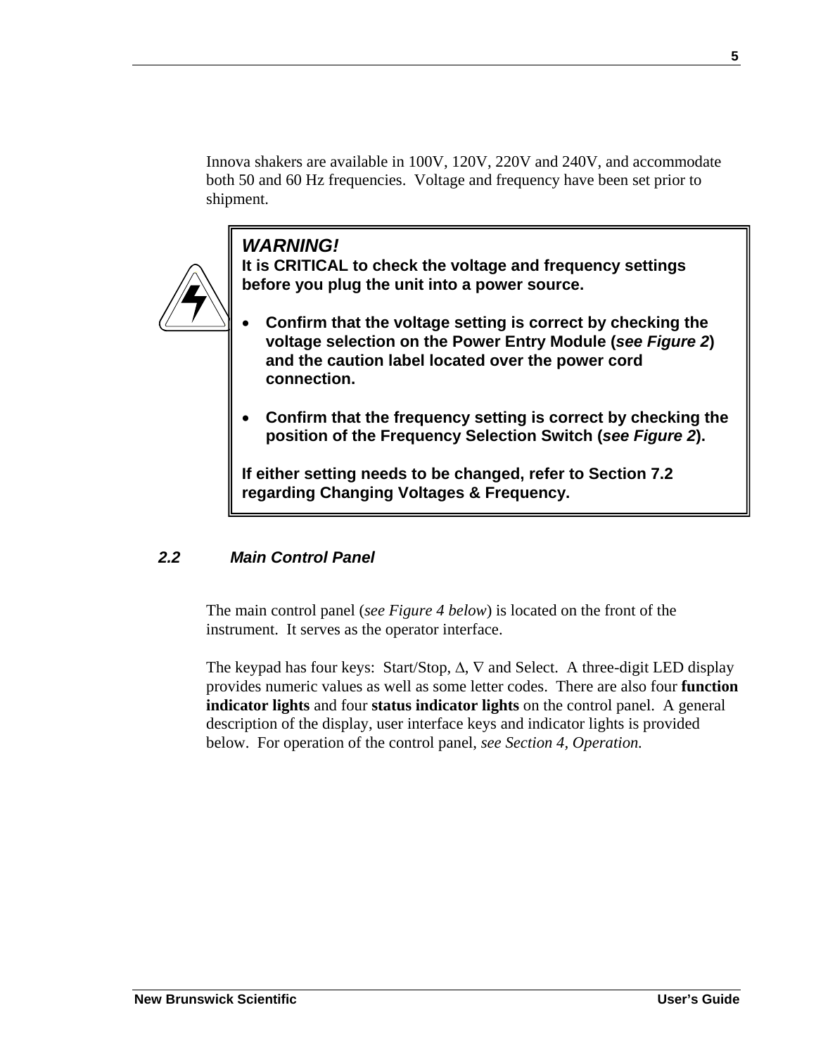Innova shakers are available in 100V, 120V, 220V and 240V, and accommodate both 50 and 60 Hz frequencies. Voltage and frequency have been set prior to shipment.

> ***WARNING!***
> **It is CRITICAL to check the voltage and frequency settings before you plug the unit into a power source.**
>
> - **Confirm that the voltage setting is correct by checking the voltage selection on the Power Entry Module (*see Figure 2*) and the caution label located over the power cord connection.**
>
> - **Confirm that the frequency setting is correct by checking the position of the Frequency Selection Switch (*see Figure 2*).**
>
> **If either setting needs to be changed, refer to Section 7.2 regarding Changing Voltages & Frequency.**

## *2.2 Main Control Panel*

The main control panel (*see Figure 4 below*) is located on the front of the instrument. It serves as the operator interface.

The keypad has four keys: Start/Stop, Δ, ∇ and Select. A three-digit LED display provides numeric values as well as some letter codes. There are also four **function indicator lights** and four **status indicator lights** on the control panel. A general description of the display, user interface keys and indicator lights is provided below. For operation of the control panel, *see Section 4, Operation.*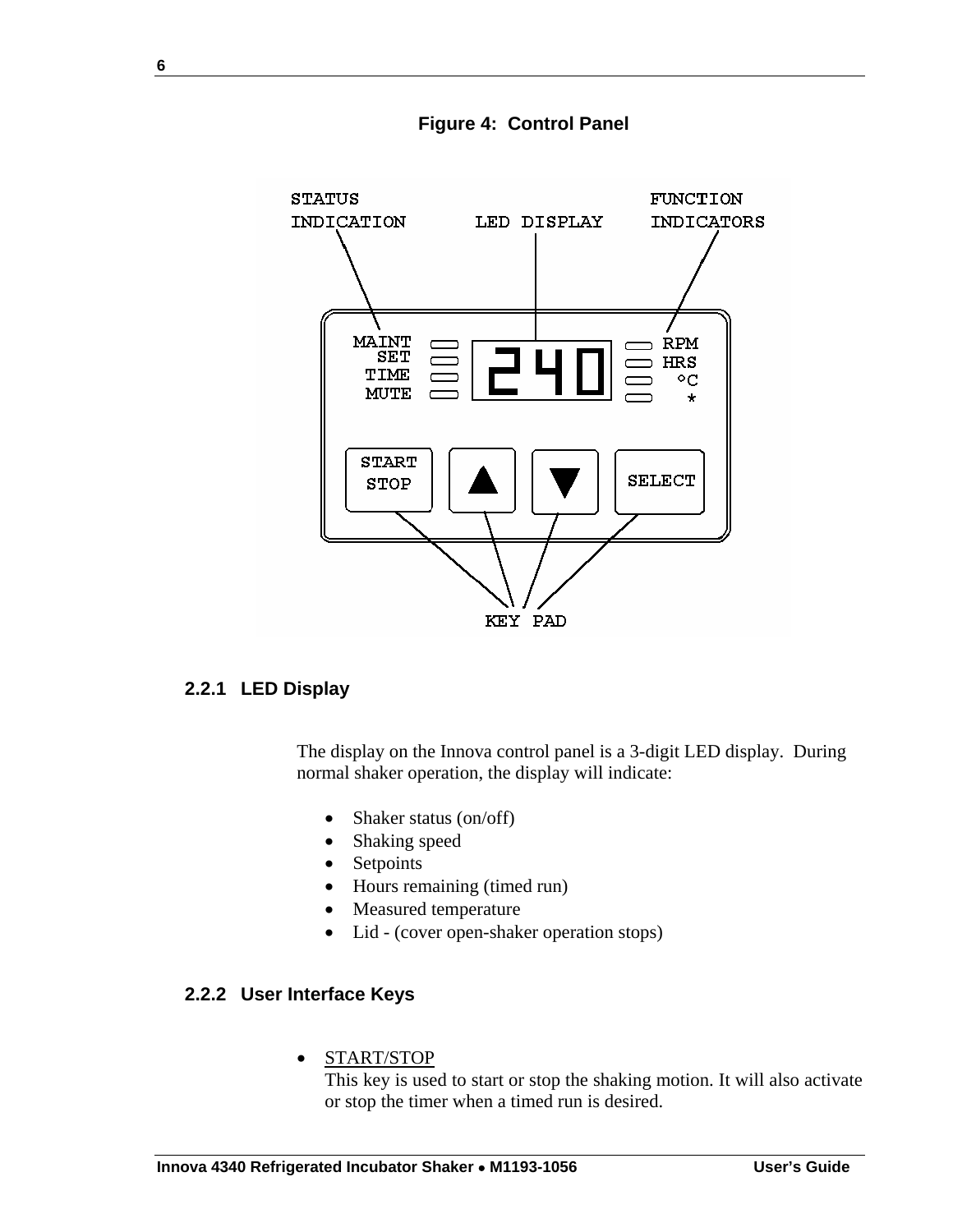**Figure 4: Control Panel**

STATUS INDICATION | LED DISPLAY | FUNCTION INDICATORS

MAINT
SET
TIME
MUTE

240

RPM
HRS
°C
*

START STOP | ▲ | ▼ | SELECT

KEY PAD

### 2.2.1 LED Display

The display on the Innova control panel is a 3-digit LED display. During normal shaker operation, the display will indicate:

- Shaker status (on/off)
- Shaking speed
- Setpoints
- Hours remaining (timed run)
- Measured temperature
- Lid - (cover open-shaker operation stops)

### 2.2.2 User Interface Keys

- START/STOP
  This key is used to start or stop the shaking motion. It will also activate or stop the timer when a timed run is desired.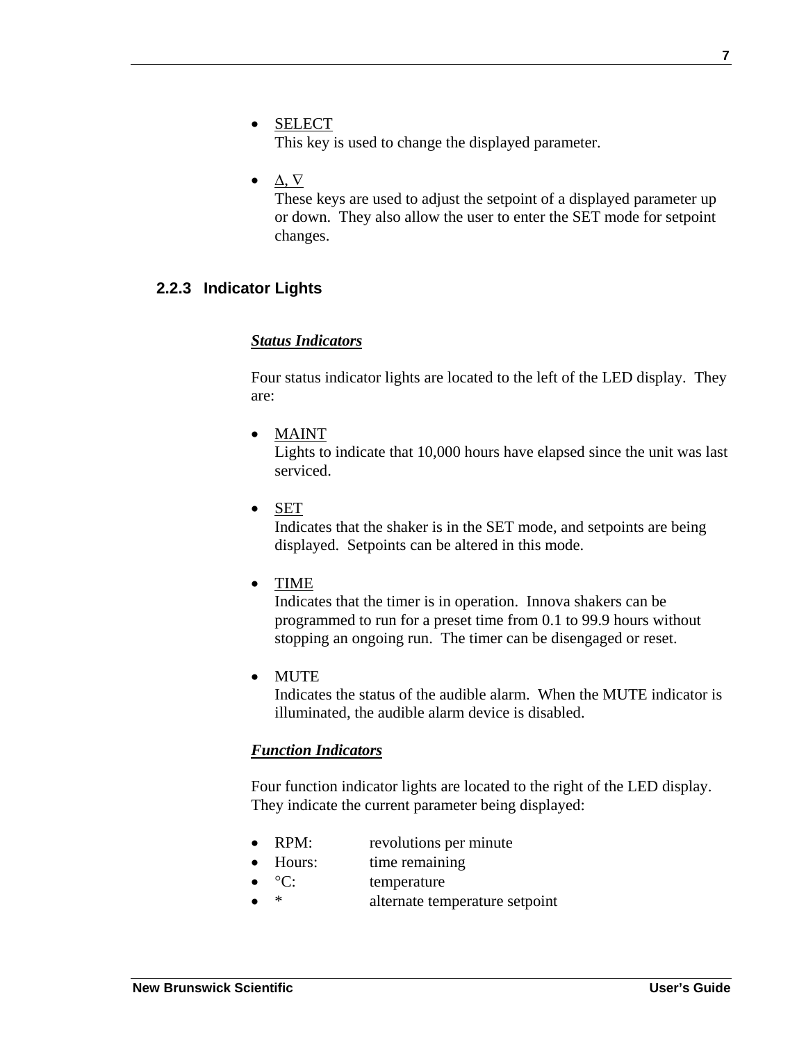- SELECT
  This key is used to change the displayed parameter.

- Δ, ∇
  These keys are used to adjust the setpoint of a displayed parameter up or down. They also allow the user to enter the SET mode for setpoint changes.

### 2.2.3 Indicator Lights

***Status Indicators***

Four status indicator lights are located to the left of the LED display. They are:

- MAINT
  Lights to indicate that 10,000 hours have elapsed since the unit was last serviced.

- SET
  Indicates that the shaker is in the SET mode, and setpoints are being displayed. Setpoints can be altered in this mode.

- TIME
  Indicates that the timer is in operation. Innova shakers can be programmed to run for a preset time from 0.1 to 99.9 hours without stopping an ongoing run. The timer can be disengaged or reset.

- MUTE
  Indicates the status of the audible alarm. When the MUTE indicator is illuminated, the audible alarm device is disabled.

***Function Indicators***

Four function indicator lights are located to the right of the LED display. They indicate the current parameter being displayed:

- RPM: revolutions per minute
- Hours: time remaining
- °C: temperature
- * alternate temperature setpoint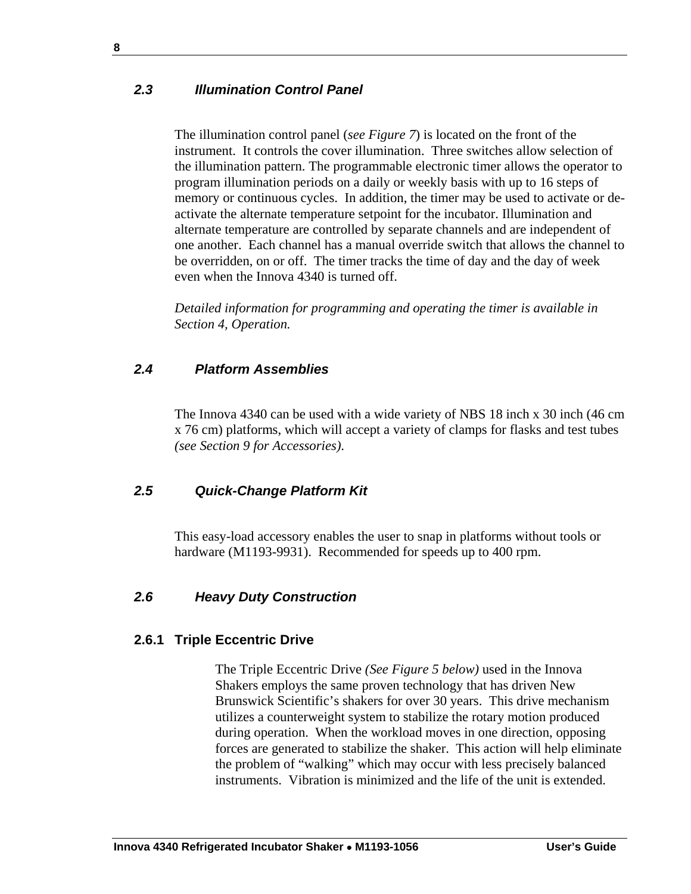## 2.3 Illumination Control Panel

The illumination control panel (*see Figure 7*) is located on the front of the instrument. It controls the cover illumination. Three switches allow selection of the illumination pattern. The programmable electronic timer allows the operator to program illumination periods on a daily or weekly basis with up to 16 steps of memory or continuous cycles. In addition, the timer may be used to activate or de-activate the alternate temperature setpoint for the incubator. Illumination and alternate temperature are controlled by separate channels and are independent of one another. Each channel has a manual override switch that allows the channel to be overridden, on or off. The timer tracks the time of day and the day of week even when the Innova 4340 is turned off.

*Detailed information for programming and operating the timer is available in Section 4, Operation.*

## 2.4 Platform Assemblies

The Innova 4340 can be used with a wide variety of NBS 18 inch x 30 inch (46 cm x 76 cm) platforms, which will accept a variety of clamps for flasks and test tubes *(see Section 9 for Accessories).*

## 2.5 Quick-Change Platform Kit

This easy-load accessory enables the user to snap in platforms without tools or hardware (M1193-9931). Recommended for speeds up to 400 rpm.

## 2.6 Heavy Duty Construction

### 2.6.1 Triple Eccentric Drive

The Triple Eccentric Drive *(See Figure 5 below)* used in the Innova Shakers employs the same proven technology that has driven New Brunswick Scientific's shakers for over 30 years. This drive mechanism utilizes a counterweight system to stabilize the rotary motion produced during operation. When the workload moves in one direction, opposing forces are generated to stabilize the shaker. This action will help eliminate the problem of "walking" which may occur with less precisely balanced instruments. Vibration is minimized and the life of the unit is extended.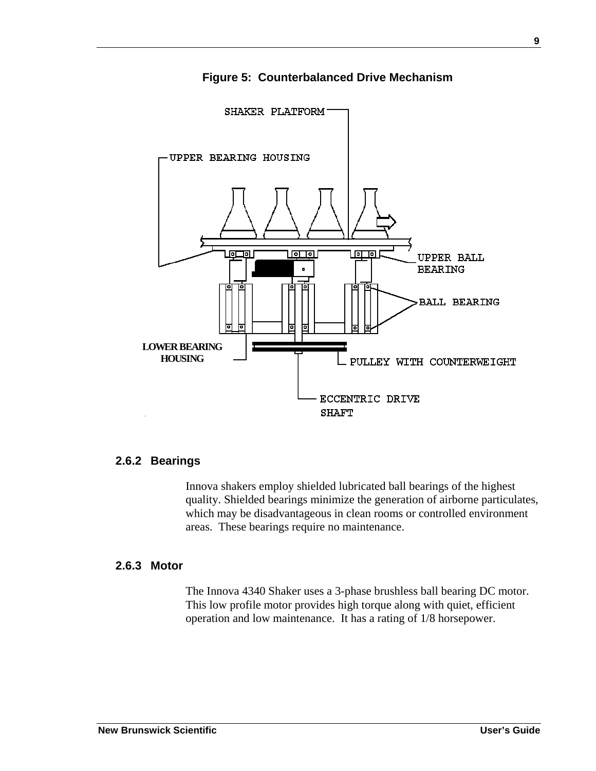**Figure 5: Counterbalanced Drive Mechanism**

### 2.6.2 Bearings

Innova shakers employ shielded lubricated ball bearings of the highest quality. Shielded bearings minimize the generation of airborne particulates, which may be disadvantageous in clean rooms or controlled environment areas. These bearings require no maintenance.

### 2.6.3 Motor

The Innova 4340 Shaker uses a 3-phase brushless ball bearing DC motor. This low profile motor provides high torque along with quiet, efficient operation and low maintenance. It has a rating of 1/8 horsepower.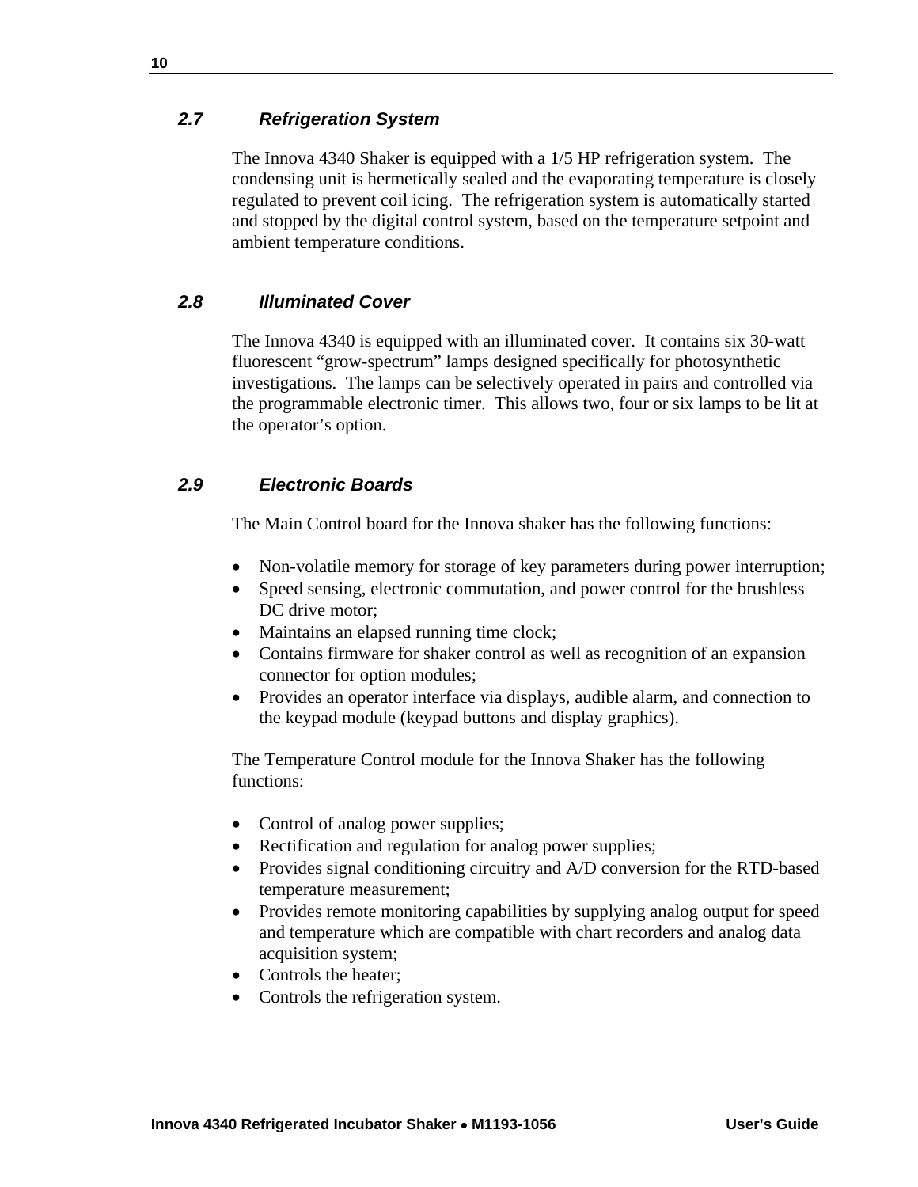## *2.7 Refrigeration System*

The Innova 4340 Shaker is equipped with a 1/5 HP refrigeration system. The condensing unit is hermetically sealed and the evaporating temperature is closely regulated to prevent coil icing. The refrigeration system is automatically started and stopped by the digital control system, based on the temperature setpoint and ambient temperature conditions.

## *2.8 Illuminated Cover*

The Innova 4340 is equipped with an illuminated cover. It contains six 30-watt fluorescent "grow-spectrum" lamps designed specifically for photosynthetic investigations. The lamps can be selectively operated in pairs and controlled via the programmable electronic timer. This allows two, four or six lamps to be lit at the operator's option.

## *2.9 Electronic Boards*

The Main Control board for the Innova shaker has the following functions:

- Non-volatile memory for storage of key parameters during power interruption;
- Speed sensing, electronic commutation, and power control for the brushless DC drive motor;
- Maintains an elapsed running time clock;
- Contains firmware for shaker control as well as recognition of an expansion connector for option modules;
- Provides an operator interface via displays, audible alarm, and connection to the keypad module (keypad buttons and display graphics).

The Temperature Control module for the Innova Shaker has the following functions:

- Control of analog power supplies;
- Rectification and regulation for analog power supplies;
- Provides signal conditioning circuitry and A/D conversion for the RTD-based temperature measurement;
- Provides remote monitoring capabilities by supplying analog output for speed and temperature which are compatible with chart recorders and analog data acquisition system;
- Controls the heater;
- Controls the refrigeration system.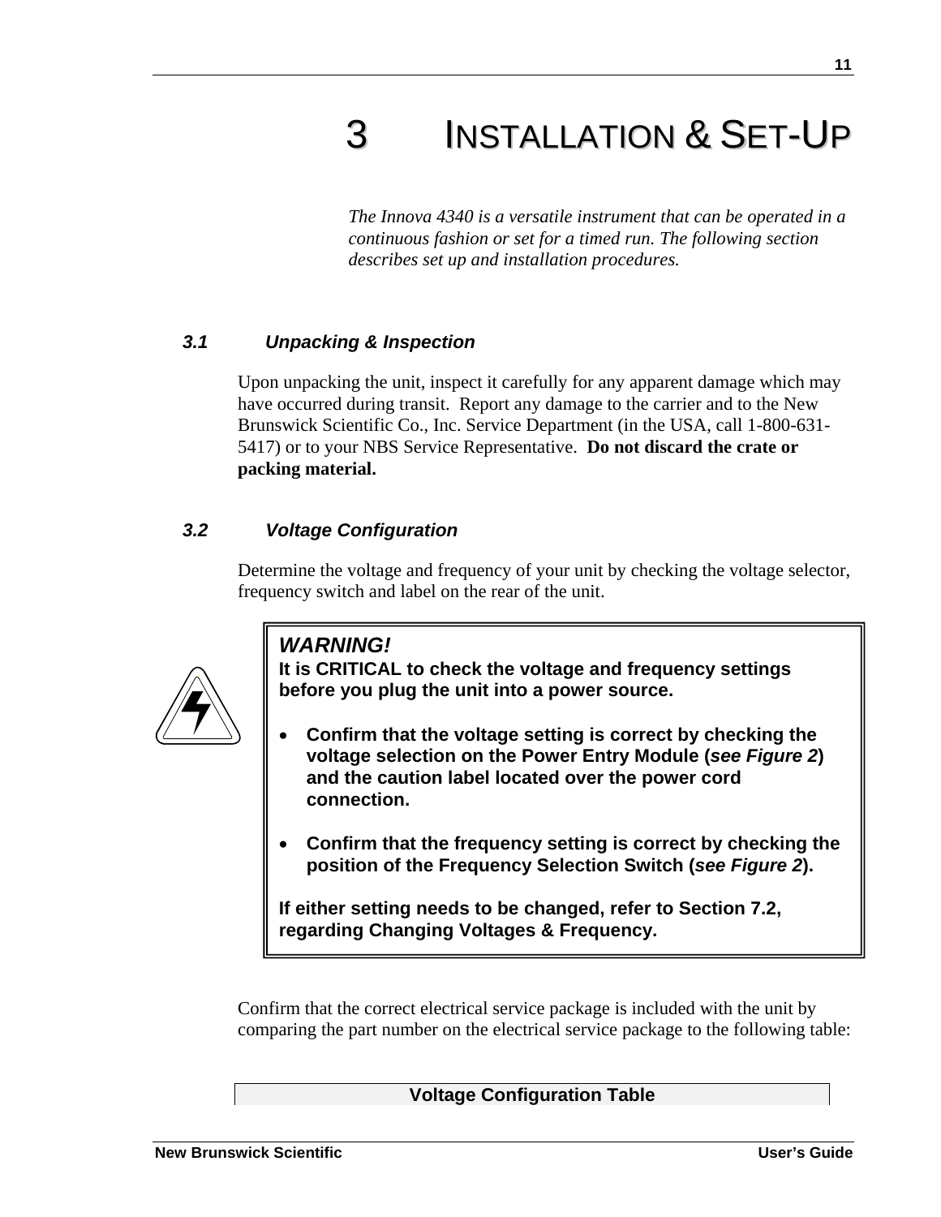# 3 INSTALLATION & SET-UP

*The Innova 4340 is a versatile instrument that can be operated in a continuous fashion or set for a timed run. The following section describes set up and installation procedures.*

### *3.1 Unpacking & Inspection*

Upon unpacking the unit, inspect it carefully for any apparent damage which may have occurred during transit. Report any damage to the carrier and to the New Brunswick Scientific Co., Inc. Service Department (in the USA, call 1-800-631-5417) or to your NBS Service Representative. **Do not discard the crate or packing material.**

### *3.2 Voltage Configuration*

Determine the voltage and frequency of your unit by checking the voltage selector, frequency switch and label on the rear of the unit.

> ***WARNING!***
> **It is CRITICAL to check the voltage and frequency settings before you plug the unit into a power source.**
>
> - **Confirm that the voltage setting is correct by checking the voltage selection on the Power Entry Module (*see Figure 2*) and the caution label located over the power cord connection.**
>
> - **Confirm that the frequency setting is correct by checking the position of the Frequency Selection Switch (*see Figure 2*).**
>
> **If either setting needs to be changed, refer to Section 7.2, regarding Changing Voltages & Frequency.**

Confirm that the correct electrical service package is included with the unit by comparing the part number on the electrical service package to the following table:

| Voltage Configuration Table |
|---|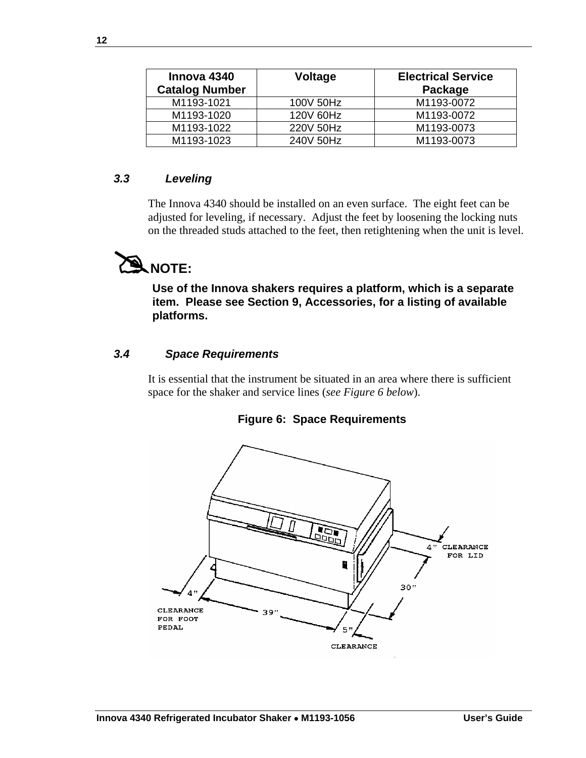| Innova 4340 Catalog Number | Voltage | Electrical Service Package |
|---|---|---|
| M1193-1021 | 100V 50Hz | M1193-0072 |
| M1193-1020 | 120V 60Hz | M1193-0072 |
| M1193-1022 | 220V 50Hz | M1193-0073 |
| M1193-1023 | 240V 50Hz | M1193-0073 |

### *3.3 Leveling*

The Innova 4340 should be installed on an even surface. The eight feet can be adjusted for leveling, if necessary. Adjust the feet by loosening the locking nuts on the threaded studs attached to the feet, then retightening when the unit is level.

**NOTE:**

**Use of the Innova shakers requires a platform, which is a separate item. Please see Section 9, Accessories, for a listing of available platforms.**

### *3.4 Space Requirements*

It is essential that the instrument be situated in an area where there is sufficient space for the shaker and service lines (*see Figure 6 below*).

**Figure 6: Space Requirements**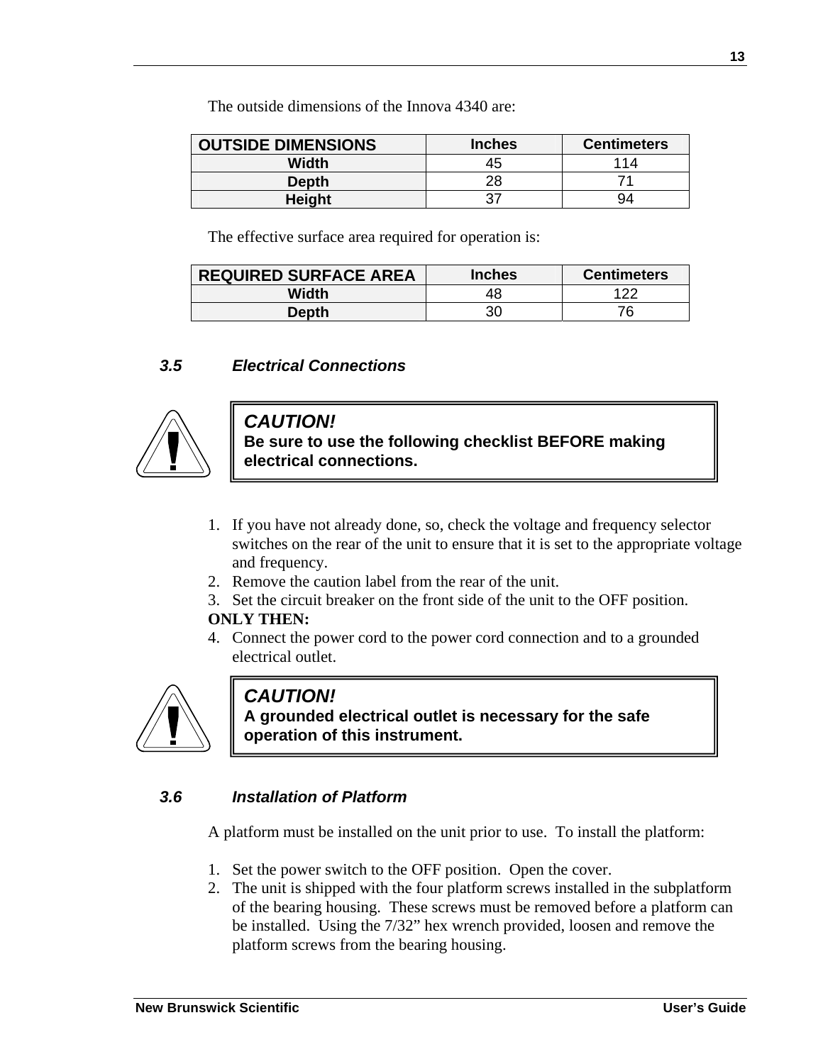The outside dimensions of the Innova 4340 are:

| OUTSIDE DIMENSIONS | Inches | Centimeters |
|---|---|---|
| Width | 45 | 114 |
| Depth | 28 | 71 |
| Height | 37 | 94 |

The effective surface area required for operation is:

| REQUIRED SURFACE AREA | Inches | Centimeters |
|---|---|---|
| Width | 48 | 122 |
| Depth | 30 | 76 |

### *3.5 Electrical Connections*

> ***CAUTION!***
> **Be sure to use the following checklist BEFORE making electrical connections.**

1. If you have not already done, so, check the voltage and frequency selector switches on the rear of the unit to ensure that it is set to the appropriate voltage and frequency.
2. Remove the caution label from the rear of the unit.
3. Set the circuit breaker on the front side of the unit to the OFF position.

**ONLY THEN:**

4. Connect the power cord to the power cord connection and to a grounded electrical outlet.

> ***CAUTION!***
> **A grounded electrical outlet is necessary for the safe operation of this instrument.**

### *3.6 Installation of Platform*

A platform must be installed on the unit prior to use. To install the platform:

1. Set the power switch to the OFF position. Open the cover.
2. The unit is shipped with the four platform screws installed in the subplatform of the bearing housing. These screws must be removed before a platform can be installed. Using the 7/32" hex wrench provided, loosen and remove the platform screws from the bearing housing.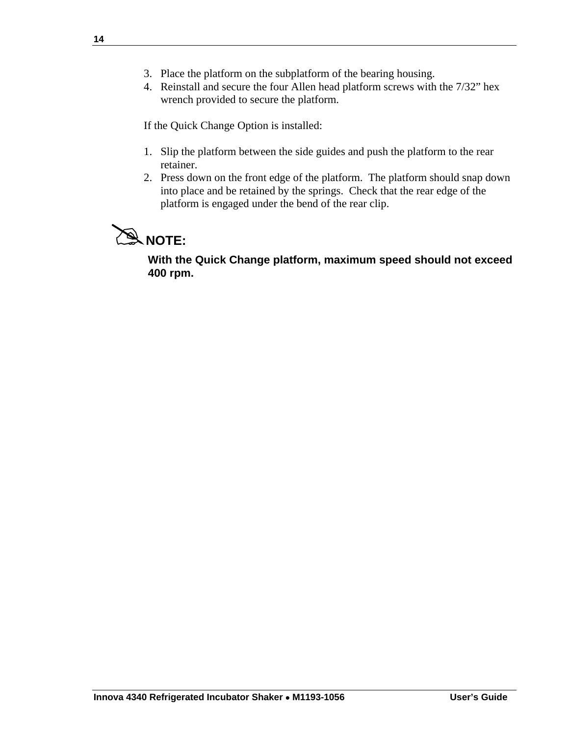3. Place the platform on the subplatform of the bearing housing.
4. Reinstall and secure the four Allen head platform screws with the 7/32” hex wrench provided to secure the platform.

If the Quick Change Option is installed:

1. Slip the platform between the side guides and push the platform to the rear retainer.
2. Press down on the front edge of the platform.  The platform should snap down into place and be retained by the springs.  Check that the rear edge of the platform is engaged under the bend of the rear clip.

**NOTE:**

**With the Quick Change platform, maximum speed should not exceed 400 rpm.**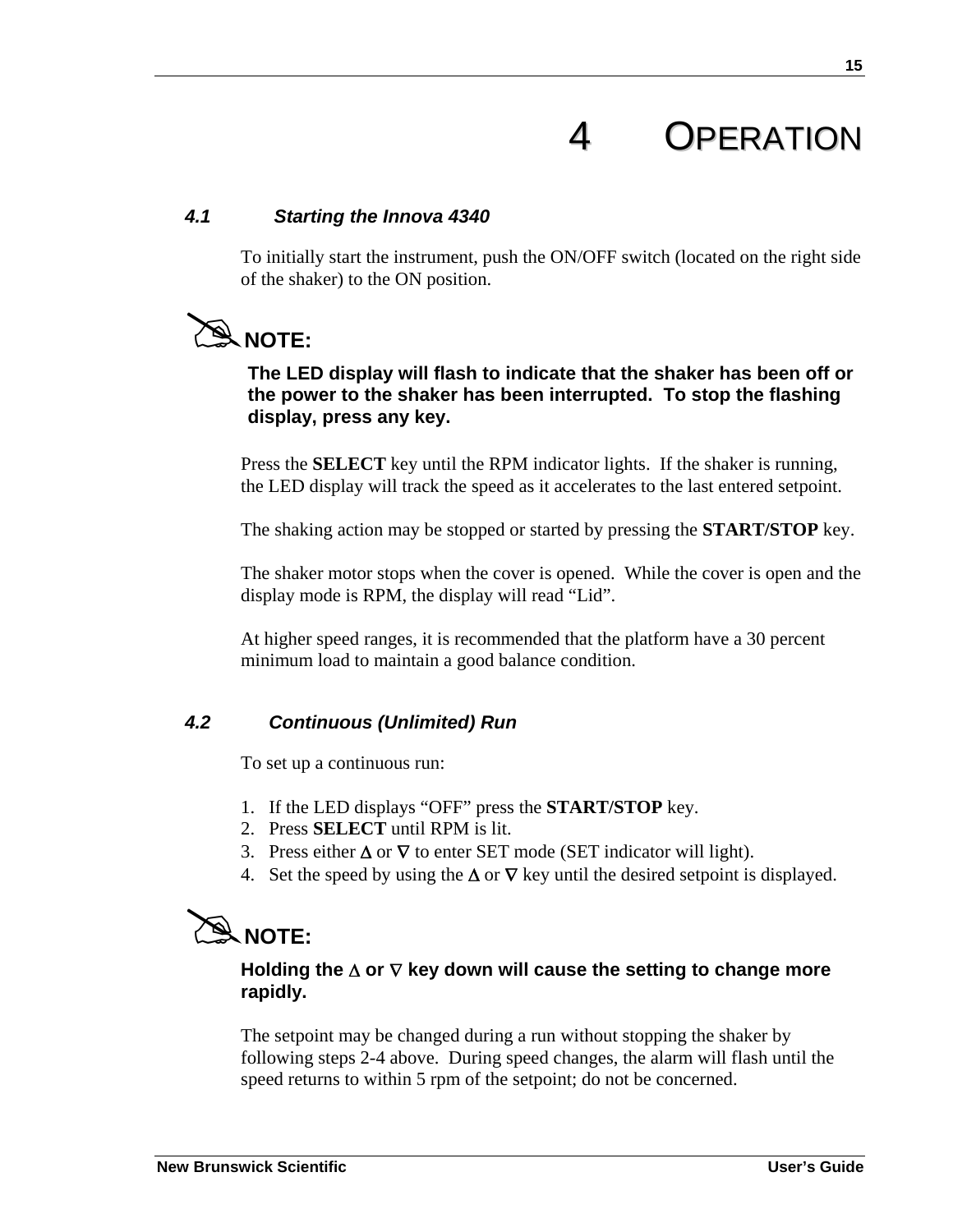# 4 OPERATION

### *4.1 Starting the Innova 4340*

To initially start the instrument, push the ON/OFF switch (located on the right side of the shaker) to the ON position.

**NOTE:**

**The LED display will flash to indicate that the shaker has been off or the power to the shaker has been interrupted. To stop the flashing display, press any key.**

Press the **SELECT** key until the RPM indicator lights. If the shaker is running, the LED display will track the speed as it accelerates to the last entered setpoint.

The shaking action may be stopped or started by pressing the **START/STOP** key.

The shaker motor stops when the cover is opened. While the cover is open and the display mode is RPM, the display will read “Lid”.

At higher speed ranges, it is recommended that the platform have a 30 percent minimum load to maintain a good balance condition.

### *4.2 Continuous (Unlimited) Run*

To set up a continuous run:

1. If the LED displays “OFF” press the **START/STOP** key.
2. Press **SELECT** until RPM is lit.
3. Press either $\Delta$ or $\nabla$ to enter SET mode (SET indicator will light).
4. Set the speed by using the $\Delta$ or $\nabla$ key until the desired setpoint is displayed.

**NOTE:**

**Holding the $\Delta$ or $\nabla$ key down will cause the setting to change more rapidly.**

The setpoint may be changed during a run without stopping the shaker by following steps 2-4 above. During speed changes, the alarm will flash until the speed returns to within 5 rpm of the setpoint; do not be concerned.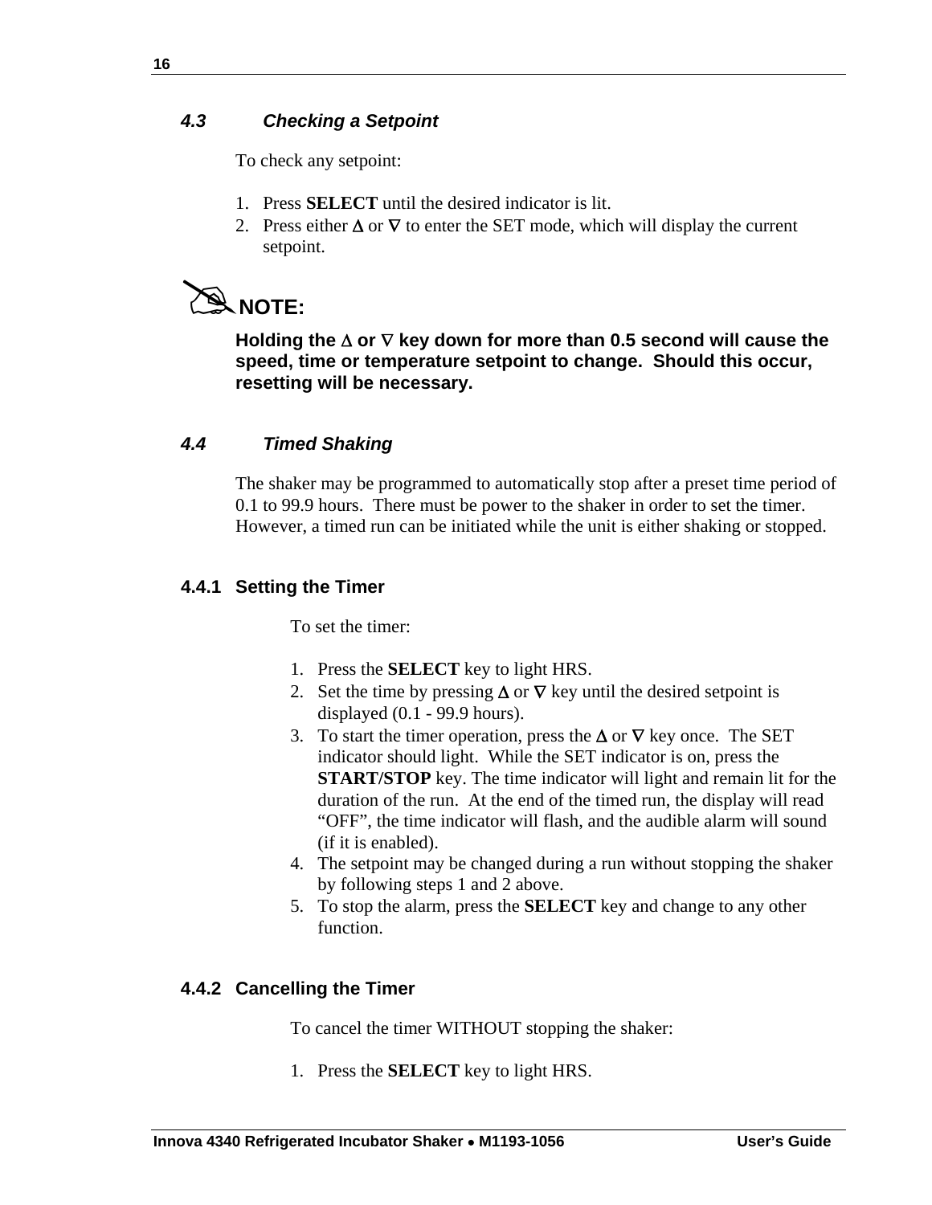### *4.3 Checking a Setpoint*

To check any setpoint:

1. Press **SELECT** until the desired indicator is lit.
2. Press either ∆ or ∇ to enter the SET mode, which will display the current setpoint.

**NOTE:**

**Holding the ∆ or ∇ key down for more than 0.5 second will cause the speed, time or temperature setpoint to change. Should this occur, resetting will be necessary.**

### *4.4 Timed Shaking*

The shaker may be programmed to automatically stop after a preset time period of 0.1 to 99.9 hours. There must be power to the shaker in order to set the timer. However, a timed run can be initiated while the unit is either shaking or stopped.

#### 4.4.1 Setting the Timer

To set the timer:

1. Press the **SELECT** key to light HRS.
2. Set the time by pressing ∆ or ∇ key until the desired setpoint is displayed (0.1 - 99.9 hours).
3. To start the timer operation, press the ∆ or ∇ key once. The SET indicator should light. While the SET indicator is on, press the **START/STOP** key. The time indicator will light and remain lit for the duration of the run. At the end of the timed run, the display will read “OFF”, the time indicator will flash, and the audible alarm will sound (if it is enabled).
4. The setpoint may be changed during a run without stopping the shaker by following steps 1 and 2 above.
5. To stop the alarm, press the **SELECT** key and change to any other function.

#### 4.4.2 Cancelling the Timer

To cancel the timer WITHOUT stopping the shaker:

1. Press the **SELECT** key to light HRS.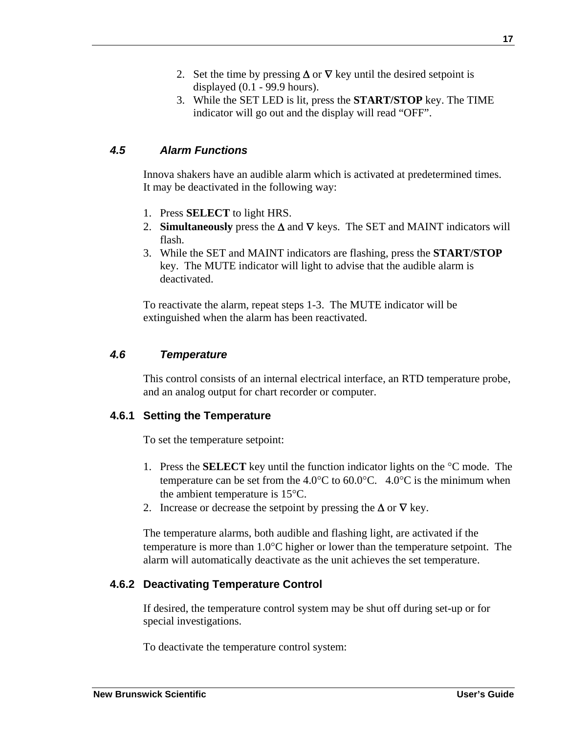2. Set the time by pressing Δ or ∇ key until the desired setpoint is displayed (0.1 - 99.9 hours).
3. While the SET LED is lit, press the **START/STOP** key. The TIME indicator will go out and the display will read “OFF”.

### *4.5 Alarm Functions*

Innova shakers have an audible alarm which is activated at predetermined times. It may be deactivated in the following way:

1. Press **SELECT** to light HRS.
2. **Simultaneously** press the Δ and ∇ keys. The SET and MAINT indicators will flash.
3. While the SET and MAINT indicators are flashing, press the **START/STOP** key. The MUTE indicator will light to advise that the audible alarm is deactivated.

To reactivate the alarm, repeat steps 1-3. The MUTE indicator will be extinguished when the alarm has been reactivated.

### *4.6 Temperature*

This control consists of an internal electrical interface, an RTD temperature probe, and an analog output for chart recorder or computer.

#### 4.6.1 Setting the Temperature

To set the temperature setpoint:

1. Press the **SELECT** key until the function indicator lights on the °C mode. The temperature can be set from the 4.0°C to 60.0°C. 4.0°C is the minimum when the ambient temperature is 15°C.
2. Increase or decrease the setpoint by pressing the Δ or ∇ key.

The temperature alarms, both audible and flashing light, are activated if the temperature is more than 1.0°C higher or lower than the temperature setpoint. The alarm will automatically deactivate as the unit achieves the set temperature.

#### 4.6.2 Deactivating Temperature Control

If desired, the temperature control system may be shut off during set-up or for special investigations.

To deactivate the temperature control system: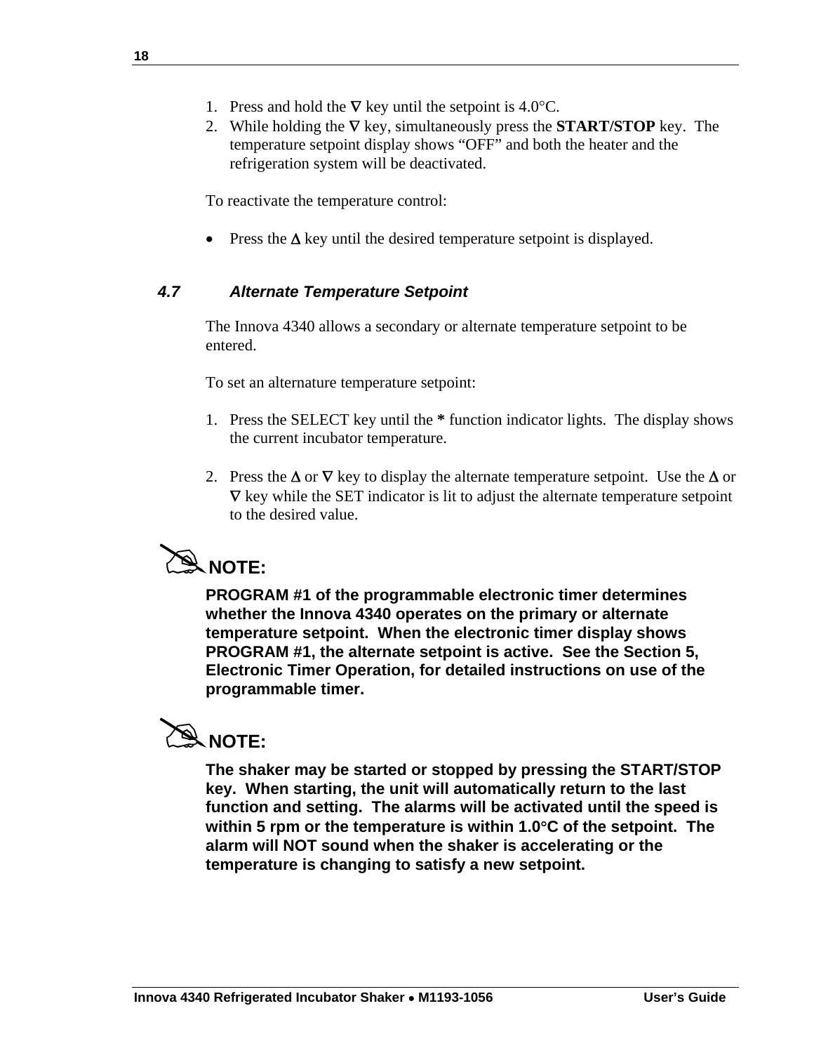1. Press and hold the ∇ key until the setpoint is 4.0°C.
2. While holding the ∇ key, simultaneously press the **START/STOP** key. The temperature setpoint display shows “OFF” and both the heater and the refrigeration system will be deactivated.

To reactivate the temperature control:

- Press the Δ key until the desired temperature setpoint is displayed.

### *4.7 Alternate Temperature Setpoint*

The Innova 4340 allows a secondary or alternate temperature setpoint to be entered.

To set an alternature temperature setpoint:

1. Press the SELECT key until the **\*** function indicator lights. The display shows the current incubator temperature.

2. Press the Δ or ∇ key to display the alternate temperature setpoint. Use the Δ or ∇ key while the SET indicator is lit to adjust the alternate temperature setpoint to the desired value.

**NOTE:**

**PROGRAM #1 of the programmable electronic timer determines whether the Innova 4340 operates on the primary or alternate temperature setpoint. When the electronic timer display shows PROGRAM #1, the alternate setpoint is active. See the Section 5, Electronic Timer Operation, for detailed instructions on use of the programmable timer.**

**NOTE:**

**The shaker may be started or stopped by pressing the START/STOP key. When starting, the unit will automatically return to the last function and setting. The alarms will be activated until the speed is within 5 rpm or the temperature is within 1.0°C of the setpoint. The alarm will NOT sound when the shaker is accelerating or the temperature is changing to satisfy a new setpoint.**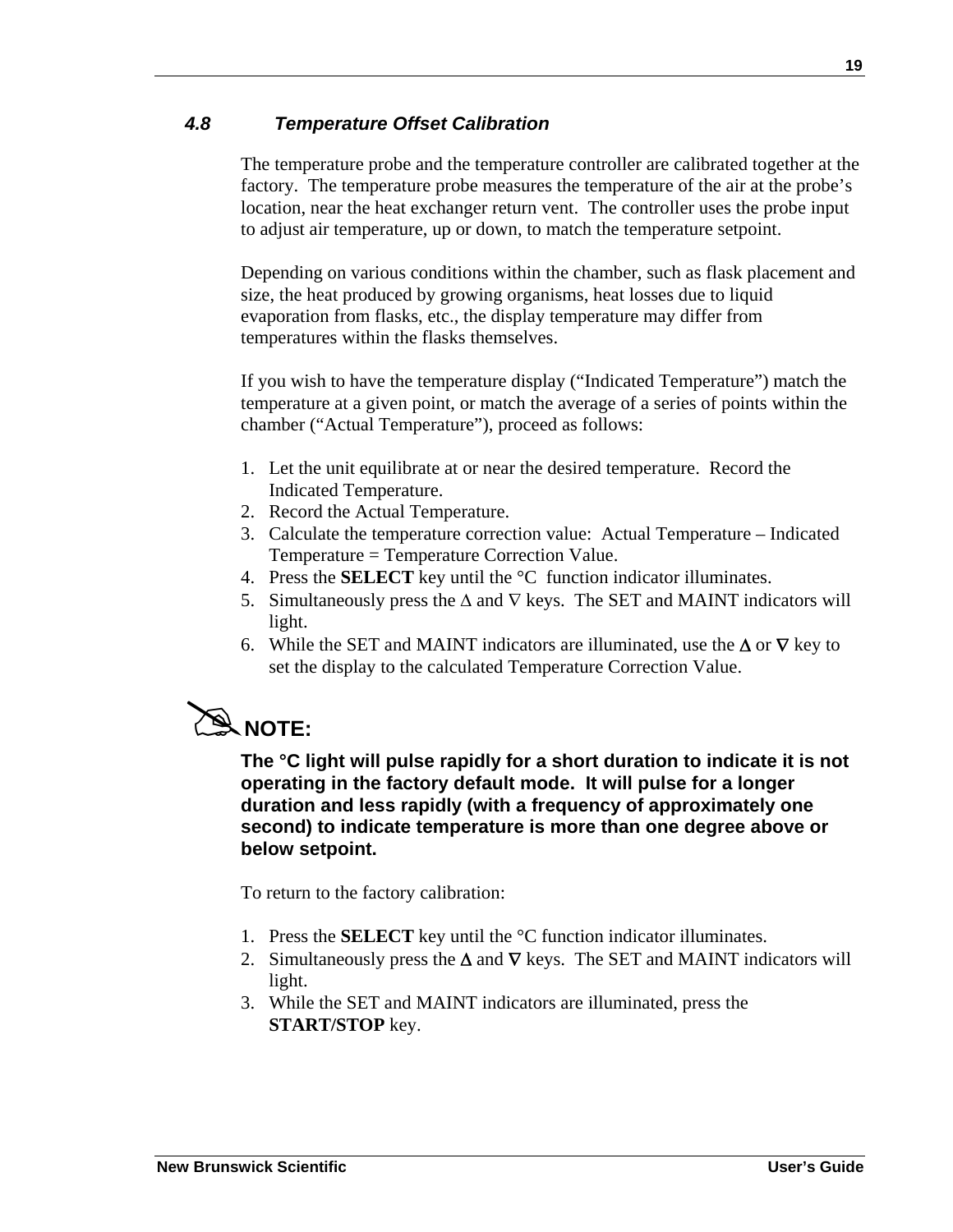### *4.8 Temperature Offset Calibration*

The temperature probe and the temperature controller are calibrated together at the factory. The temperature probe measures the temperature of the air at the probe's location, near the heat exchanger return vent. The controller uses the probe input to adjust air temperature, up or down, to match the temperature setpoint.

Depending on various conditions within the chamber, such as flask placement and size, the heat produced by growing organisms, heat losses due to liquid evaporation from flasks, etc., the display temperature may differ from temperatures within the flasks themselves.

If you wish to have the temperature display ("Indicated Temperature") match the temperature at a given point, or match the average of a series of points within the chamber ("Actual Temperature"), proceed as follows:

1. Let the unit equilibrate at or near the desired temperature. Record the Indicated Temperature.
2. Record the Actual Temperature.
3. Calculate the temperature correction value: Actual Temperature – Indicated Temperature = Temperature Correction Value.
4. Press the **SELECT** key until the °C function indicator illuminates.
5. Simultaneously press the Δ and ∇ keys. The SET and MAINT indicators will light.
6. While the SET and MAINT indicators are illuminated, use the Δ or ∇ key to set the display to the calculated Temperature Correction Value.

**NOTE:**

**The °C light will pulse rapidly for a short duration to indicate it is not operating in the factory default mode. It will pulse for a longer duration and less rapidly (with a frequency of approximately one second) to indicate temperature is more than one degree above or below setpoint.**

To return to the factory calibration:

1. Press the **SELECT** key until the °C function indicator illuminates.
2. Simultaneously press the Δ and ∇ keys. The SET and MAINT indicators will light.
3. While the SET and MAINT indicators are illuminated, press the **START/STOP** key.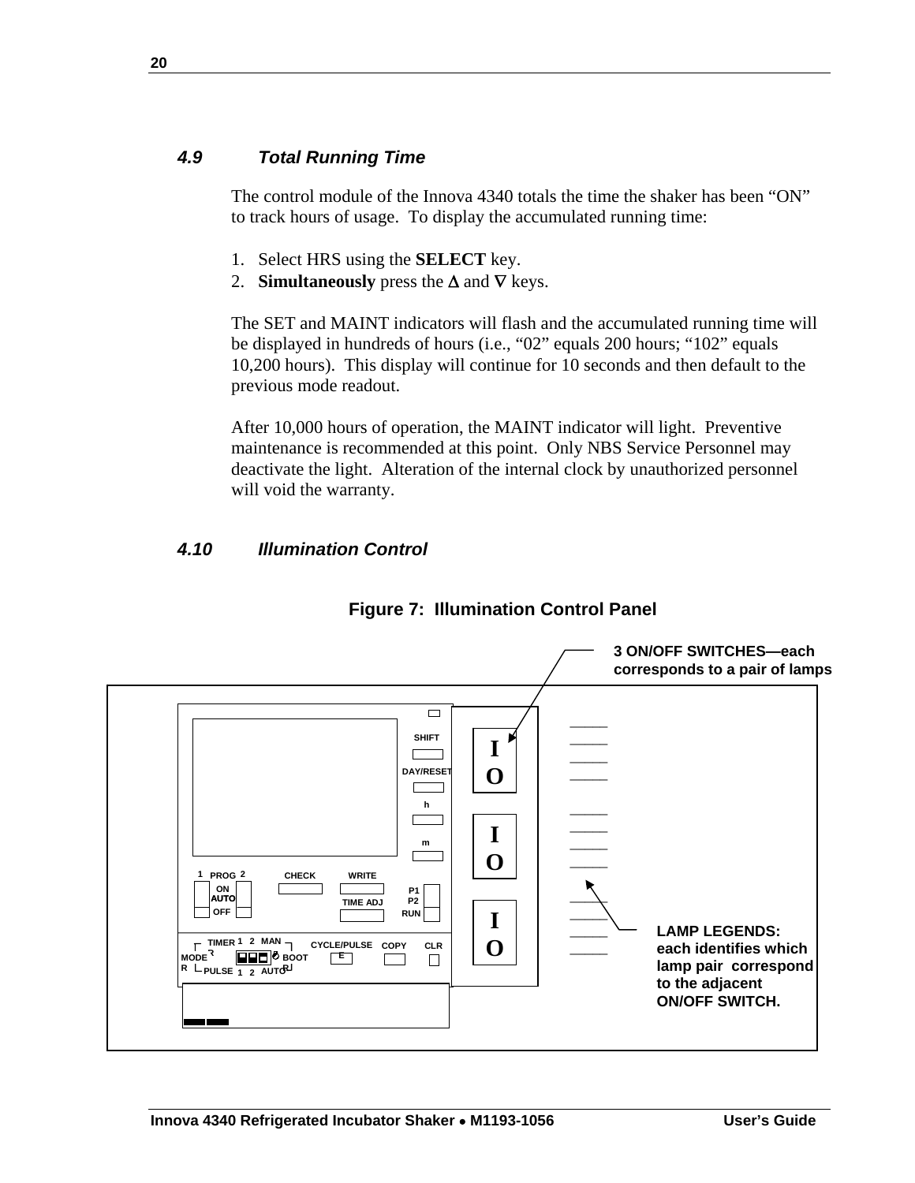### 4.9 Total Running Time

The control module of the Innova 4340 totals the time the shaker has been "ON" to track hours of usage. To display the accumulated running time:

1. Select HRS using the **SELECT** key.
2. **Simultaneously** press the Δ and ∇ keys.

The SET and MAINT indicators will flash and the accumulated running time will be displayed in hundreds of hours (i.e., "02" equals 200 hours; "102" equals 10,200 hours). This display will continue for 10 seconds and then default to the previous mode readout.

After 10,000 hours of operation, the MAINT indicator will light. Preventive maintenance is recommended at this point. Only NBS Service Personnel may deactivate the light. Alteration of the internal clock by unauthorized personnel will void the warranty.

### 4.10 Illumination Control

**Figure 7: Illumination Control Panel**

3 ON/OFF SWITCHES—each corresponds to a pair of lamps

LAMP LEGENDS: each identifies which lamp pair correspond to the adjacent ON/OFF SWITCH.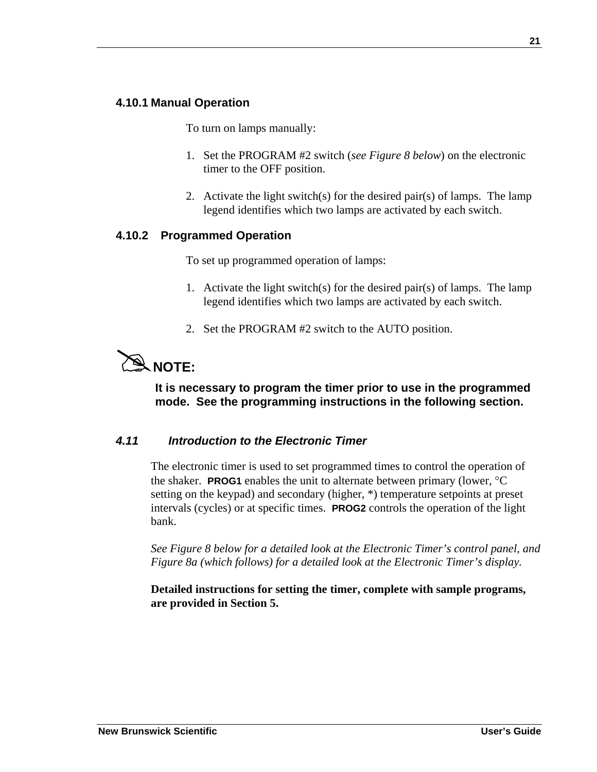### 4.10.1 Manual Operation

To turn on lamps manually:

1. Set the PROGRAM #2 switch (*see Figure 8 below*) on the electronic timer to the OFF position.

2. Activate the light switch(s) for the desired pair(s) of lamps. The lamp legend identifies which two lamps are activated by each switch.

### 4.10.2 Programmed Operation

To set up programmed operation of lamps:

1. Activate the light switch(s) for the desired pair(s) of lamps. The lamp legend identifies which two lamps are activated by each switch.

2. Set the PROGRAM #2 switch to the AUTO position.

**NOTE:**

**It is necessary to program the timer prior to use in the programmed mode. See the programming instructions in the following section.**

## *4.11 Introduction to the Electronic Timer*

The electronic timer is used to set programmed times to control the operation of the shaker. **PROG1** enables the unit to alternate between primary (lower, °C setting on the keypad) and secondary (higher, *) temperature setpoints at preset intervals (cycles) or at specific times. **PROG2** controls the operation of the light bank.

*See Figure 8 below for a detailed look at the Electronic Timer's control panel, and Figure 8a (which follows) for a detailed look at the Electronic Timer's display.*

**Detailed instructions for setting the timer, complete with sample programs, are provided in Section 5.**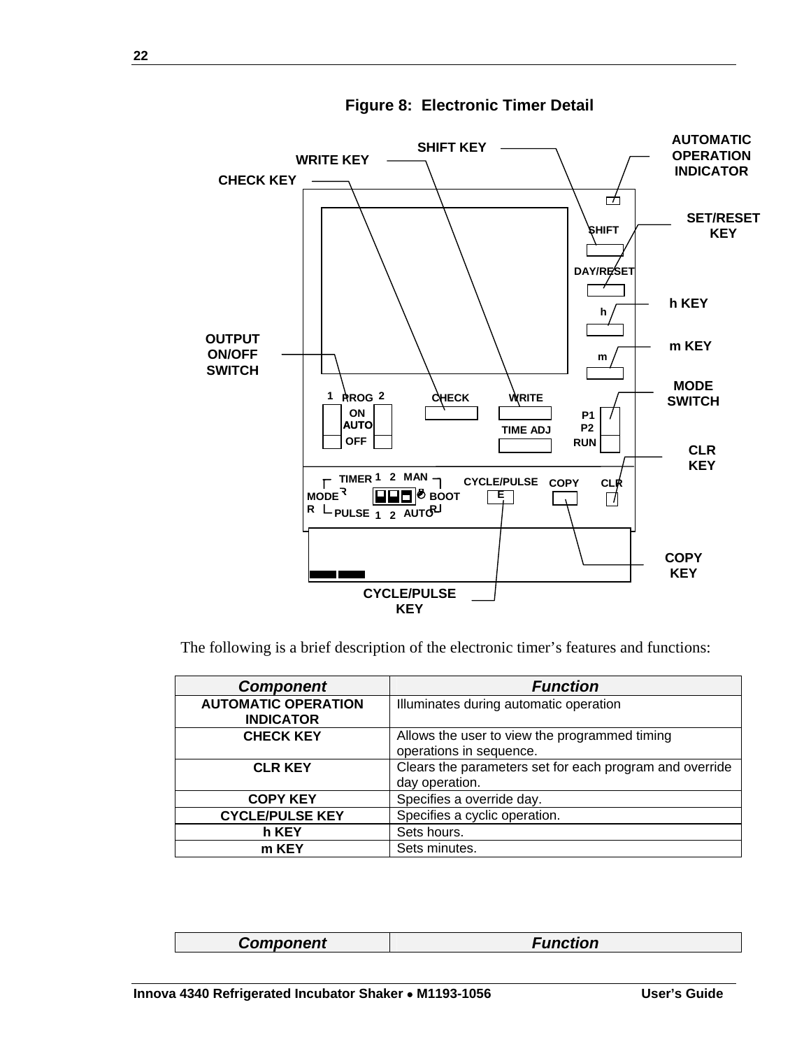**Figure 8: Electronic Timer Detail**

The following is a brief description of the electronic timer's features and functions:

| ***Component*** | ***Function*** |
|---|---|
| **AUTOMATIC OPERATION INDICATOR** | Illuminates during automatic operation |
| **CHECK KEY** | Allows the user to view the programmed timing operations in sequence. |
| **CLR KEY** | Clears the parameters set for each program and override day operation. |
| **COPY KEY** | Specifies a override day. |
| **CYCLE/PULSE KEY** | Specifies a cyclic operation. |
| **h KEY** | Sets hours. |
| **m KEY** | Sets minutes. |

| ***Component*** | ***Function*** |
|---|---|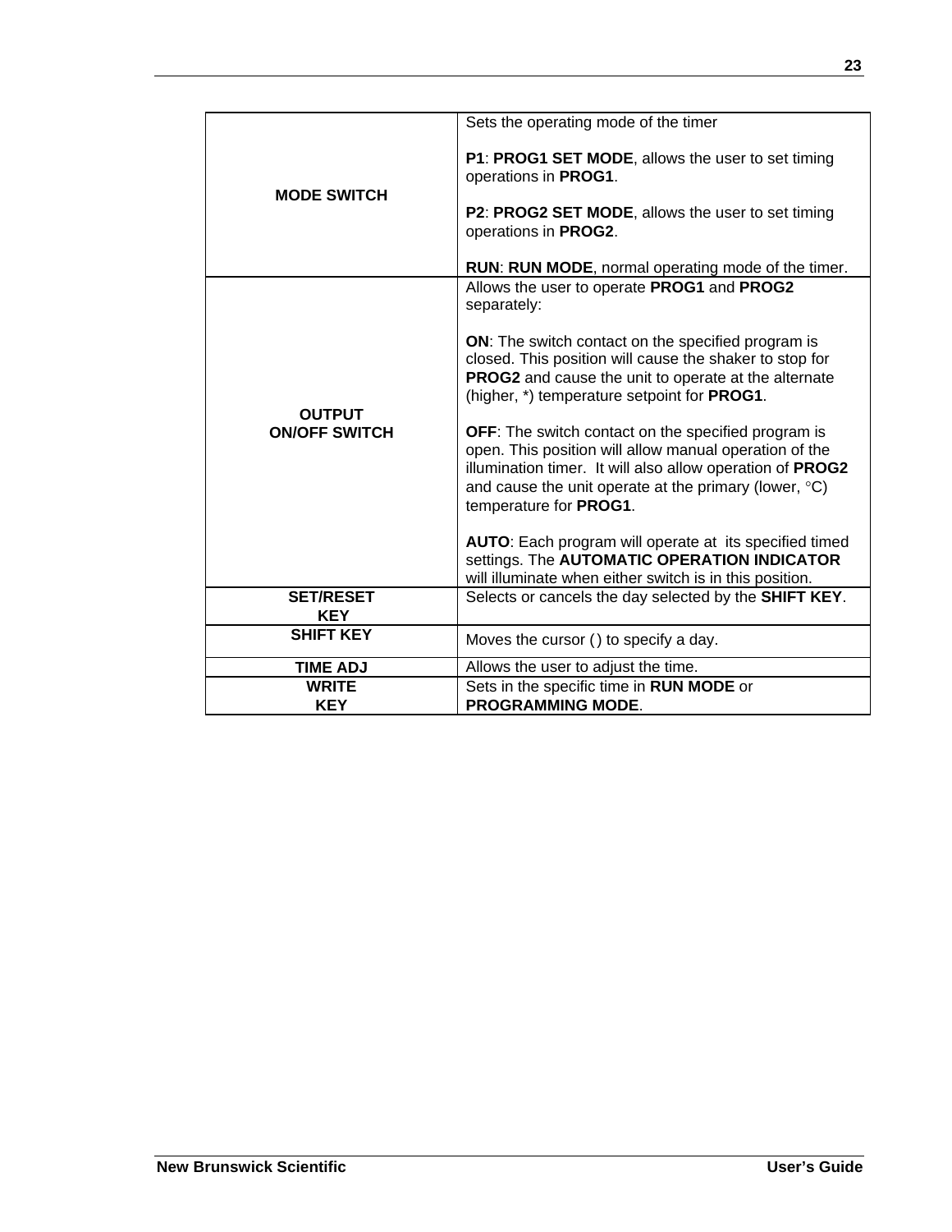| | |
|---|---|
| **MODE SWITCH** | Sets the operating mode of the timer<br><br>**P1**: **PROG1 SET MODE**, allows the user to set timing operations in **PROG1**.<br><br>**P2**: **PROG2 SET MODE**, allows the user to set timing operations in **PROG2**.<br><br>**RUN**: **RUN MODE**, normal operating mode of the timer. |
| **OUTPUT ON/OFF SWITCH** | Allows the user to operate **PROG1** and **PROG2** separately:<br><br>**ON**: The switch contact on the specified program is closed. This position will cause the shaker to stop for **PROG2** and cause the unit to operate at the alternate (higher, *) temperature setpoint for **PROG1**.<br><br>**OFF**: The switch contact on the specified program is open. This position will allow manual operation of the illumination timer. It will also allow operation of **PROG2** and cause the unit operate at the primary (lower, °C) temperature for **PROG1**.<br><br>**AUTO**: Each program will operate at its specified timed settings. The **AUTOMATIC OPERATION INDICATOR** will illuminate when either switch is in this position. |
| **SET/RESET KEY** | Selects or cancels the day selected by the **SHIFT KEY**. |
| **SHIFT KEY** | Moves the cursor ( ) to specify a day. |
| **TIME ADJ** | Allows the user to adjust the time. |
| **WRITE KEY** | Sets in the specific time in **RUN MODE** or **PROGRAMMING MODE**. |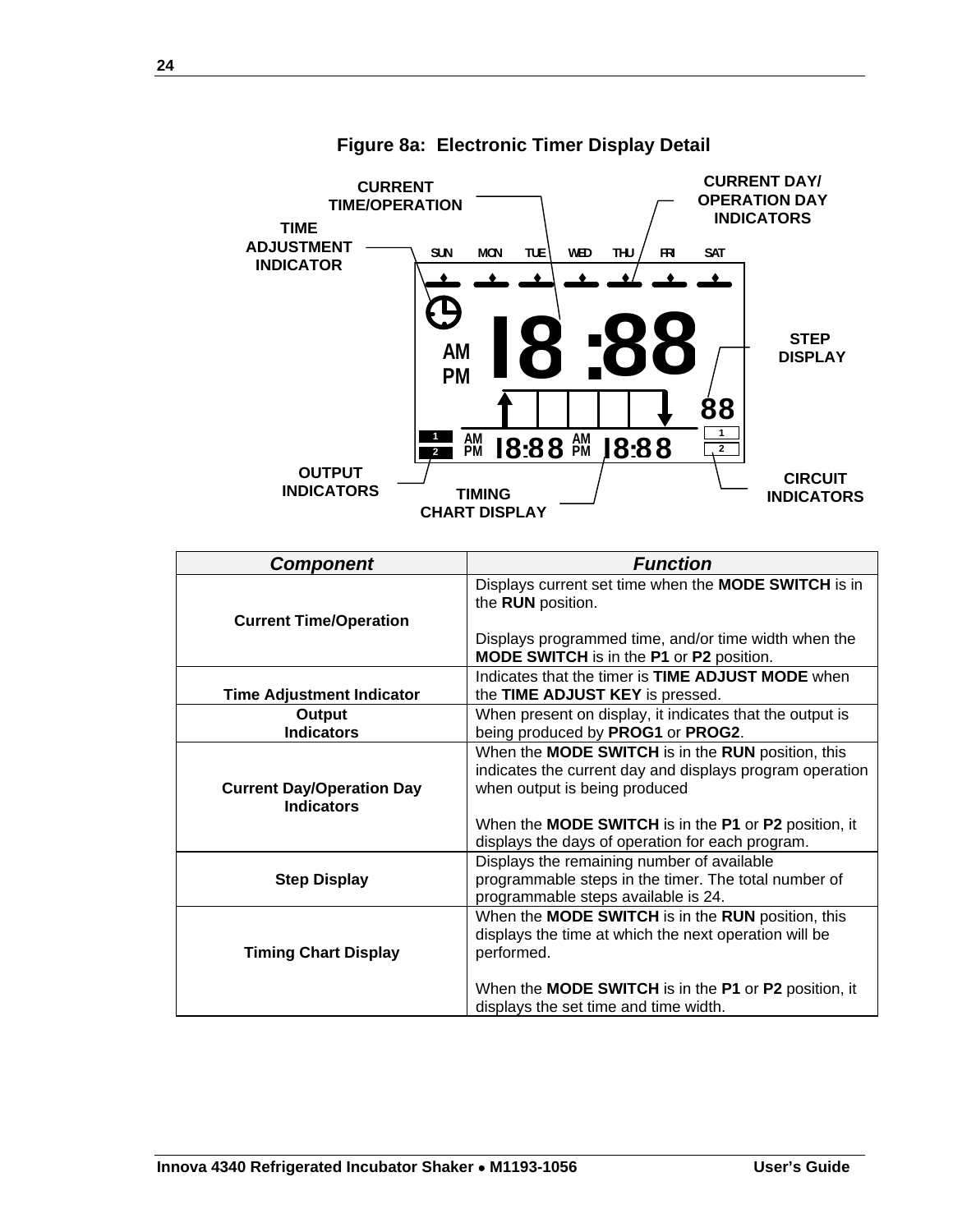**Figure 8a: Electronic Timer Display Detail**

CURRENT TIME/OPERATION

CURRENT DAY/ OPERATION DAY INDICATORS

TIME ADJUSTMENT INDICATOR

SUN MON TUE WED THU FRI SAT

AM PM 18:88

STEP DISPLAY

88

1 2 AM PM 18:88 AM PM 18:88 1 2

OUTPUT INDICATORS

TIMING CHART DISPLAY

CIRCUIT INDICATORS

| *Component* | *Function* |
|---|---|
| **Current Time/Operation** | Displays current set time when the **MODE SWITCH** is in the **RUN** position.<br><br>Displays programmed time, and/or time width when the **MODE SWITCH** is in the **P1** or **P2** position. |
| **Time Adjustment Indicator** | Indicates that the timer is **TIME ADJUST MODE** when the **TIME ADJUST KEY** is pressed. |
| **Output Indicators** | When present on display, it indicates that the output is being produced by **PROG1** or **PROG2**. |
| **Current Day/Operation Day Indicators** | When the **MODE SWITCH** is in the **RUN** position, this indicates the current day and displays program operation when output is being produced<br><br>When the **MODE SWITCH** is in the **P1** or **P2** position, it displays the days of operation for each program. |
| **Step Display** | Displays the remaining number of available programmable steps in the timer. The total number of programmable steps available is 24. |
| **Timing Chart Display** | When the **MODE SWITCH** is in the **RUN** position, this displays the time at which the next operation will be performed.<br><br>When the **MODE SWITCH** is in the **P1** or **P2** position, it displays the set time and time width. |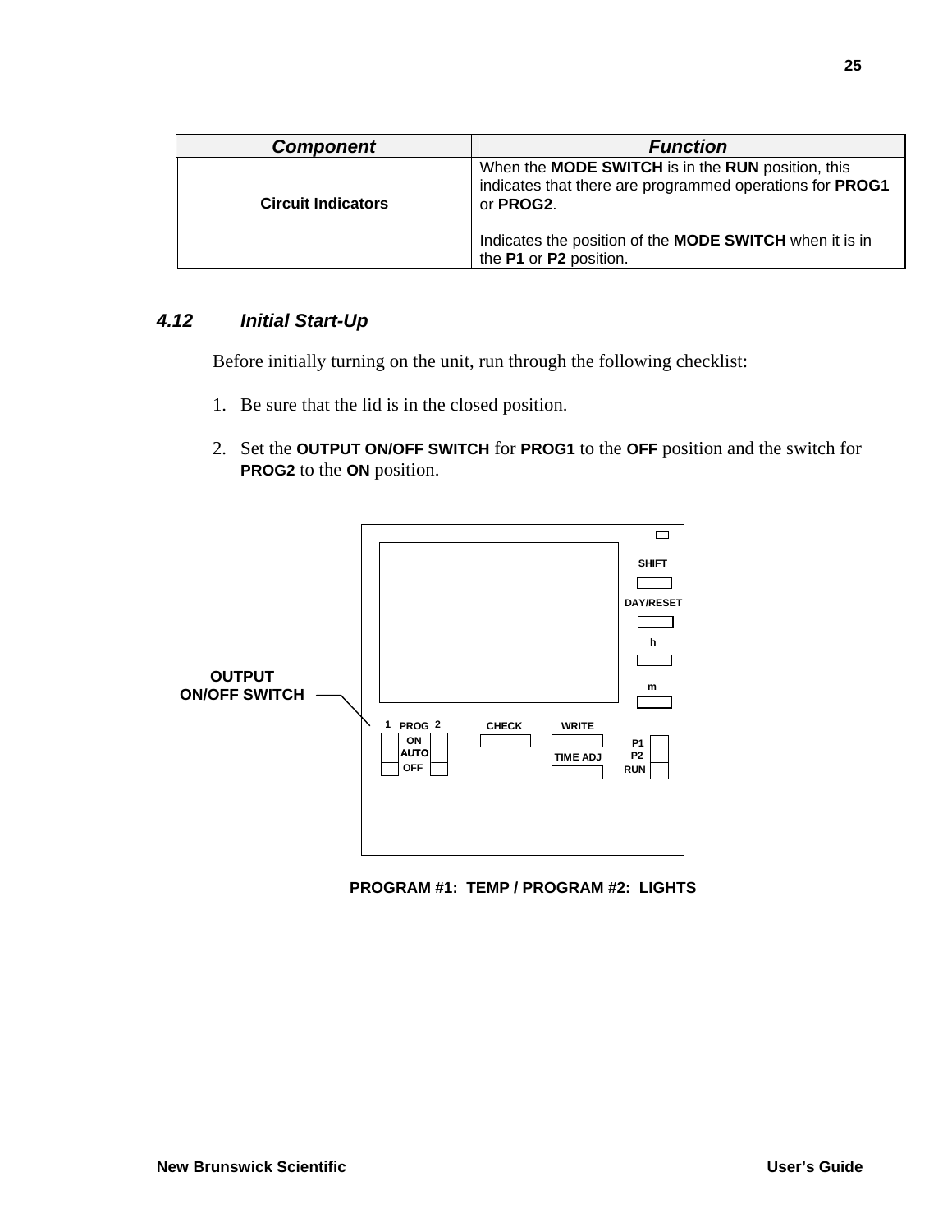| Component | Function |
|---|---|
| **Circuit Indicators** | When the **MODE SWITCH** is in the **RUN** position, this indicates that there are programmed operations for **PROG1** or **PROG2**.<br><br>Indicates the position of the **MODE SWITCH** when it is in the **P1** or **P2** position. |

### *4.12 Initial Start-Up*

Before initially turning on the unit, run through the following checklist:

1. Be sure that the lid is in the closed position.

2. Set the **OUTPUT ON/OFF SWITCH** for **PROG1** to the **OFF** position and the switch for **PROG2** to the **ON** position.

OUTPUT ON/OFF SWITCH

SHIFT

DAY/RESET

h

m

1 PROG 2

ON

AUTO

OFF

CHECK

WRITE

TIME ADJ

P1

P2

RUN

**PROGRAM #1: TEMP / PROGRAM #2: LIGHTS**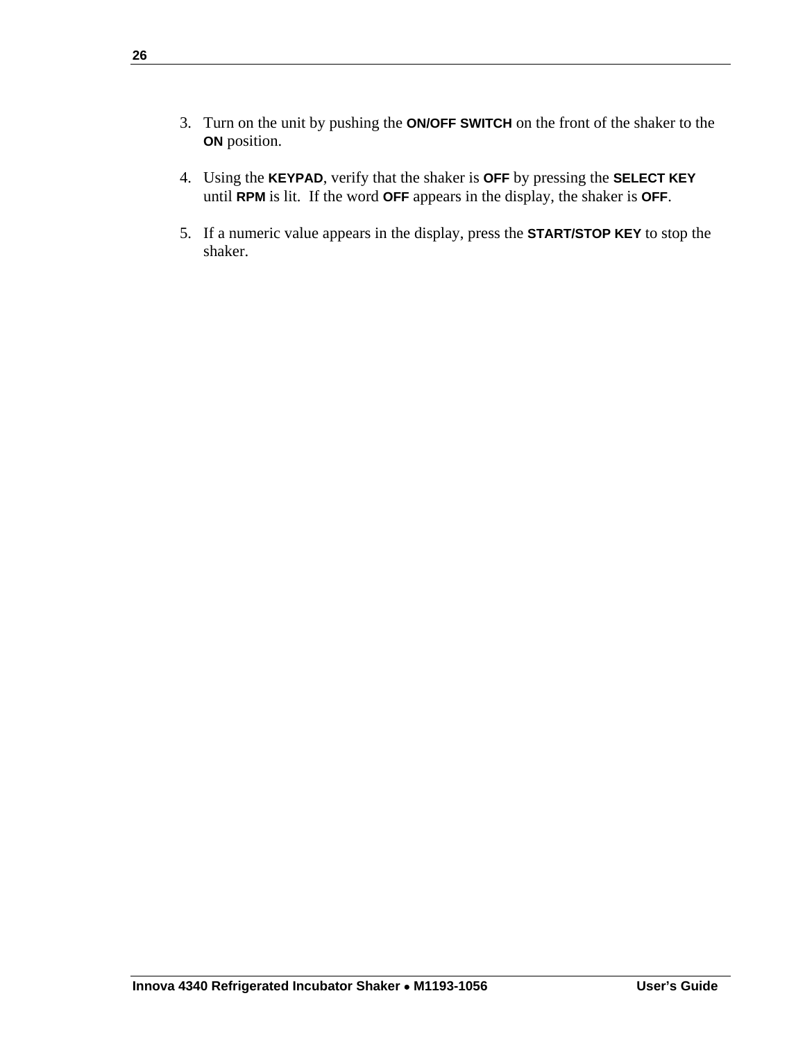3. Turn on the unit by pushing the **ON/OFF SWITCH** on the front of the shaker to the **ON** position.

4. Using the **KEYPAD**, verify that the shaker is **OFF** by pressing the **SELECT KEY** until **RPM** is lit. If the word **OFF** appears in the display, the shaker is **OFF**.

5. If a numeric value appears in the display, press the **START/STOP KEY** to stop the shaker.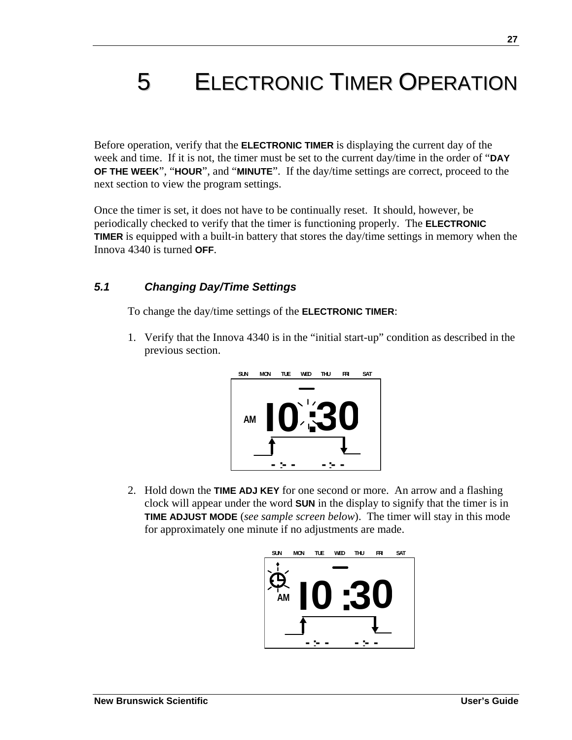# 5 ELECTRONIC TIMER OPERATION

Before operation, verify that the **ELECTRONIC TIMER** is displaying the current day of the week and time. If it is not, the timer must be set to the current day/time in the order of "**DAY OF THE WEEK**", "**HOUR**", and "**MINUTE**". If the day/time settings are correct, proceed to the next section to view the program settings.

Once the timer is set, it does not have to be continually reset. It should, however, be periodically checked to verify that the timer is functioning properly. The **ELECTRONIC TIMER** is equipped with a built-in battery that stores the day/time settings in memory when the Innova 4340 is turned **OFF**.

## 5.1 Changing Day/Time Settings

To change the day/time settings of the **ELECTRONIC TIMER**:

1. Verify that the Innova 4340 is in the "initial start-up" condition as described in the previous section.

2. Hold down the **TIME ADJ KEY** for one second or more. An arrow and a flashing clock will appear under the word **SUN** in the display to signify that the timer is in **TIME ADJUST MODE** (*see sample screen below*). The timer will stay in this mode for approximately one minute if no adjustments are made.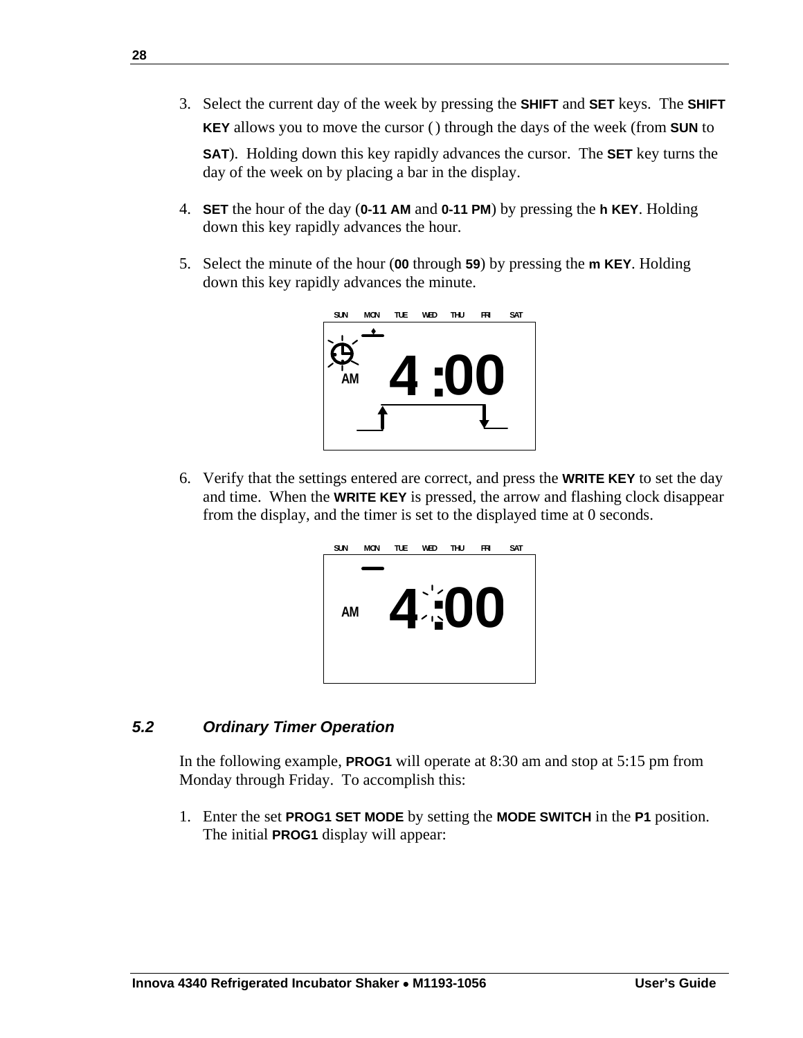3. Select the current day of the week by pressing the **SHIFT** and **SET** keys. The **SHIFT KEY** allows you to move the cursor ( ) through the days of the week (from **SUN** to **SAT**). Holding down this key rapidly advances the cursor. The **SET** key turns the day of the week on by placing a bar in the display.

4. **SET** the hour of the day (**0-11 AM** and **0-11 PM**) by pressing the **h KEY**. Holding down this key rapidly advances the hour.

5. Select the minute of the hour (**00** through **59**) by pressing the **m KEY**. Holding down this key rapidly advances the minute.

SUN MON TUE WED THU FRI SAT

AM 4 :00

6. Verify that the settings entered are correct, and press the **WRITE KEY** to set the day and time. When the **WRITE KEY** is pressed, the arrow and flashing clock disappear from the display, and the timer is set to the displayed time at 0 seconds.

SUN MON TUE WED THU FRI SAT

AM 4 :00

### *5.2 Ordinary Timer Operation*

In the following example, **PROG1** will operate at 8:30 am and stop at 5:15 pm from Monday through Friday. To accomplish this:

1. Enter the set **PROG1 SET MODE** by setting the **MODE SWITCH** in the **P1** position. The initial **PROG1** display will appear: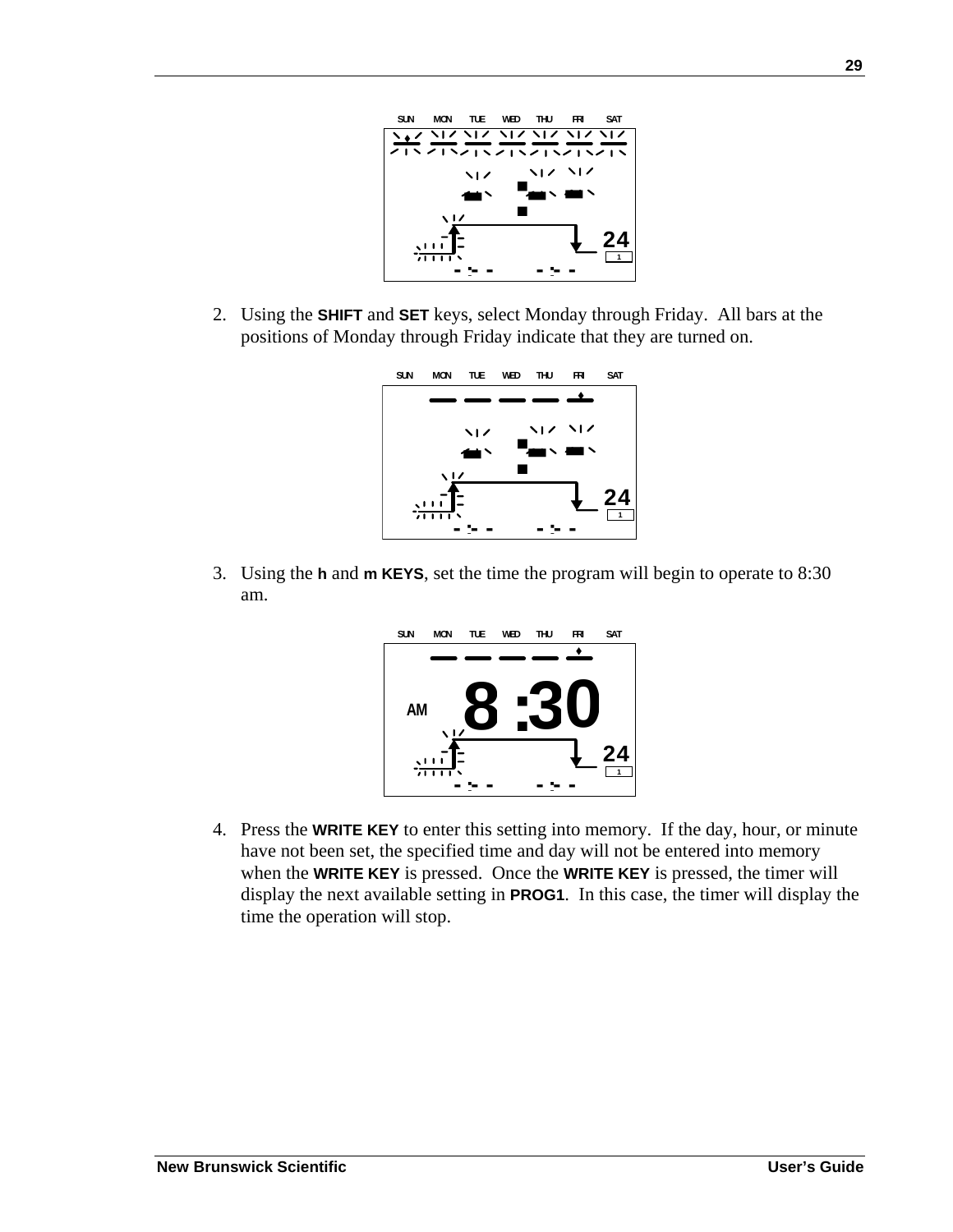2. Using the **SHIFT** and **SET** keys, select Monday through Friday. All bars at the positions of Monday through Friday indicate that they are turned on.

3. Using the **h** and **m KEYS**, set the time the program will begin to operate to 8:30 am.

4. Press the **WRITE KEY** to enter this setting into memory. If the day, hour, or minute have not been set, the specified time and day will not be entered into memory when the **WRITE KEY** is pressed. Once the **WRITE KEY** is pressed, the timer will display the next available setting in **PROG1**. In this case, the timer will display the time the operation will stop.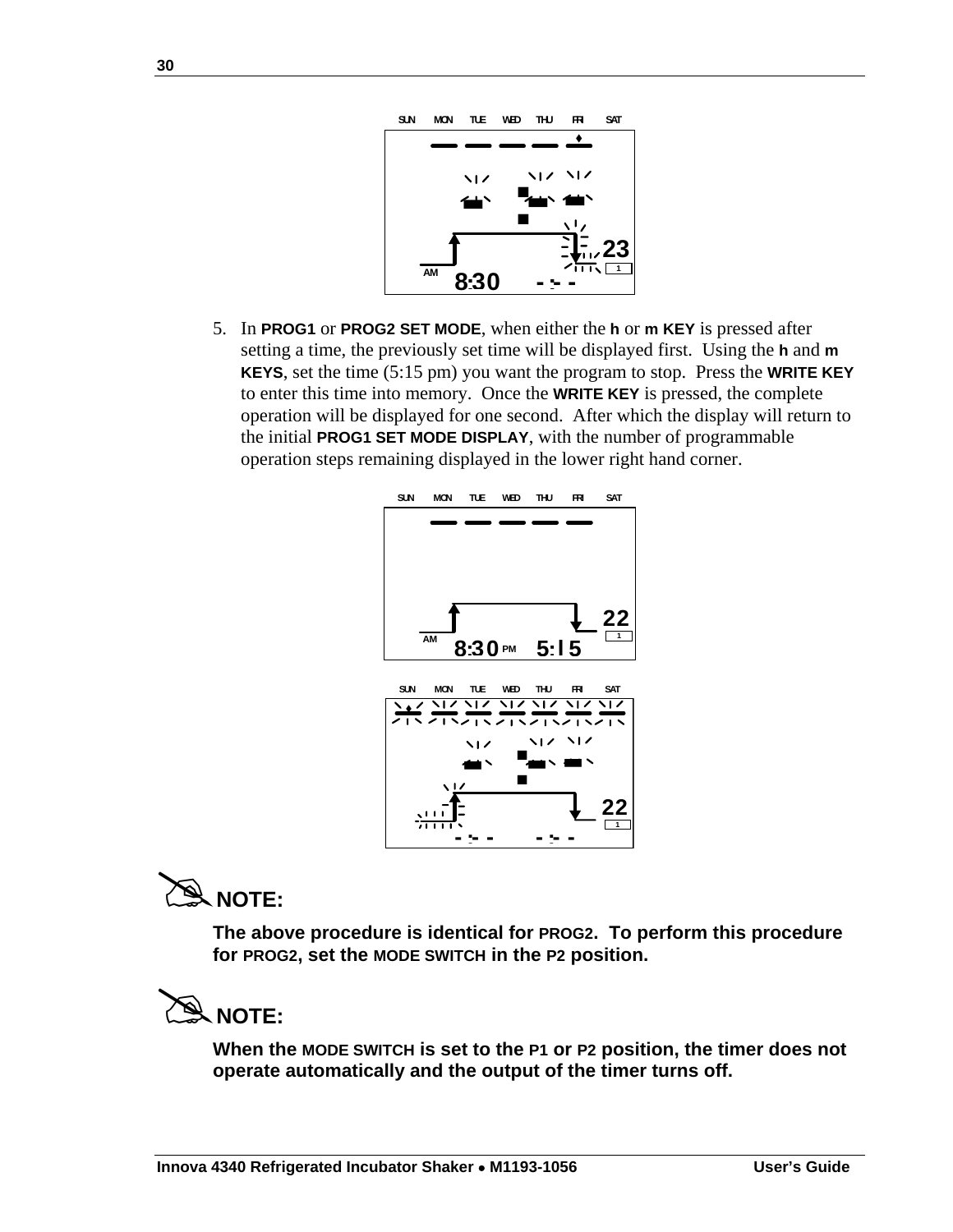5. In **PROG1** or **PROG2 SET MODE**, when either the **h** or **m KEY** is pressed after setting a time, the previously set time will be displayed first. Using the **h** and **m KEYS**, set the time (5:15 pm) you want the program to stop. Press the **WRITE KEY** to enter this time into memory. Once the **WRITE KEY** is pressed, the complete operation will be displayed for one second. After which the display will return to the initial **PROG1 SET MODE DISPLAY**, with the number of programmable operation steps remaining displayed in the lower right hand corner.

**NOTE:**

**The above procedure is identical for PROG2. To perform this procedure for PROG2, set the MODE SWITCH in the P2 position.**

**NOTE:**

**When the MODE SWITCH is set to the P1 or P2 position, the timer does not operate automatically and the output of the timer turns off.**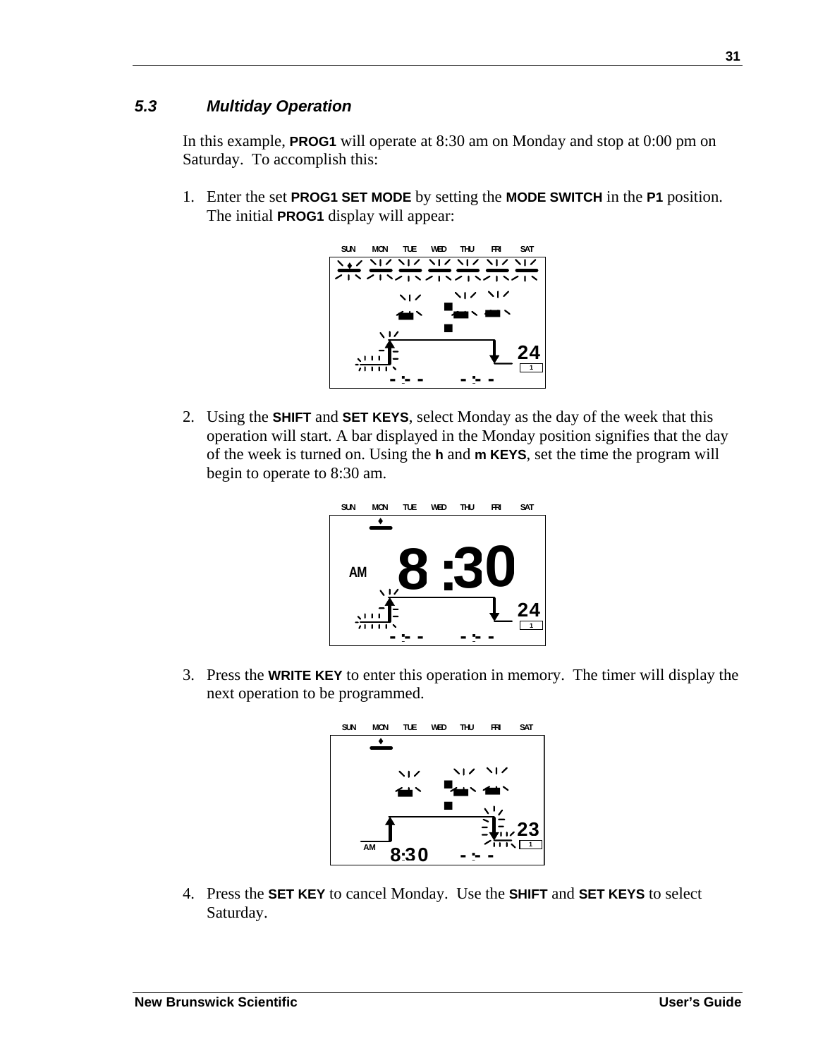### 5.3 Multiday Operation

In this example, **PROG1** will operate at 8:30 am on Monday and stop at 0:00 pm on Saturday. To accomplish this:

1. Enter the set **PROG1 SET MODE** by setting the **MODE SWITCH** in the **P1** position. The initial **PROG1** display will appear:

2. Using the **SHIFT** and **SET KEYS**, select Monday as the day of the week that this operation will start. A bar displayed in the Monday position signifies that the day of the week is turned on. Using the **h** and **m KEYS**, set the time the program will begin to operate to 8:30 am.

3. Press the **WRITE KEY** to enter this operation in memory. The timer will display the next operation to be programmed.

4. Press the **SET KEY** to cancel Monday. Use the **SHIFT** and **SET KEYS** to select Saturday.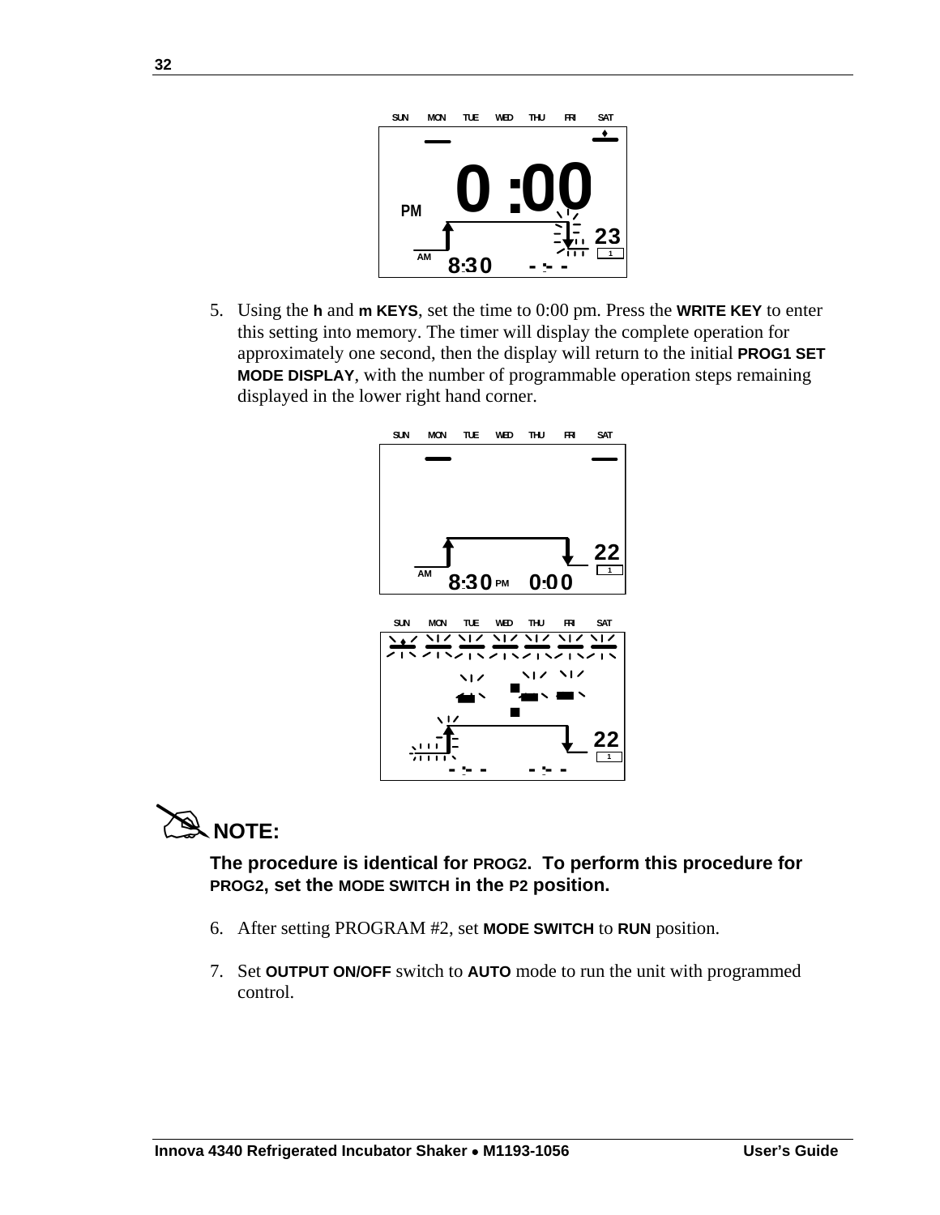5. Using the **h** and **m KEYS**, set the time to 0:00 pm. Press the **WRITE KEY** to enter this setting into memory. The timer will display the complete operation for approximately one second, then the display will return to the initial **PROG1 SET MODE DISPLAY**, with the number of programmable operation steps remaining displayed in the lower right hand corner.

**NOTE:**

**The procedure is identical for PROG2. To perform this procedure for PROG2, set the MODE SWITCH in the P2 position.**

6. After setting PROGRAM #2, set **MODE SWITCH** to **RUN** position.

7. Set **OUTPUT ON/OFF** switch to **AUTO** mode to run the unit with programmed control.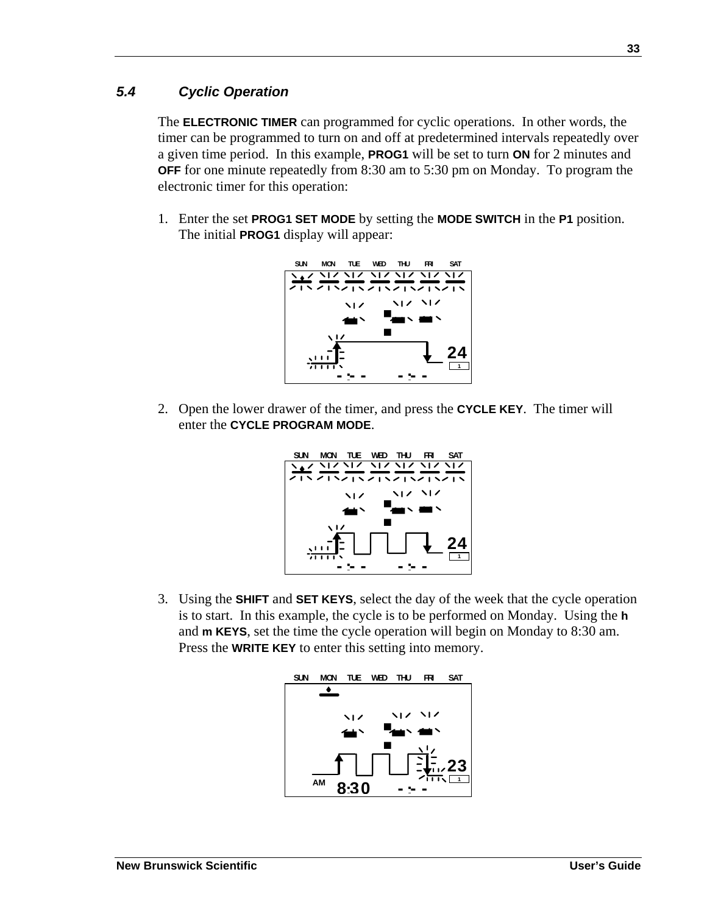### *5.4 Cyclic Operation*

The **ELECTRONIC TIMER** can programmed for cyclic operations. In other words, the timer can be programmed to turn on and off at predetermined intervals repeatedly over a given time period. In this example, **PROG1** will be set to turn **ON** for 2 minutes and **OFF** for one minute repeatedly from 8:30 am to 5:30 pm on Monday. To program the electronic timer for this operation:

1. Enter the set **PROG1 SET MODE** by setting the **MODE SWITCH** in the **P1** position. The initial **PROG1** display will appear:

2. Open the lower drawer of the timer, and press the **CYCLE KEY**. The timer will enter the **CYCLE PROGRAM MODE**.

3. Using the **SHIFT** and **SET KEYS**, select the day of the week that the cycle operation is to start. In this example, the cycle is to be performed on Monday. Using the **h** and **m KEYS**, set the time the cycle operation will begin on Monday to 8:30 am. Press the **WRITE KEY** to enter this setting into memory.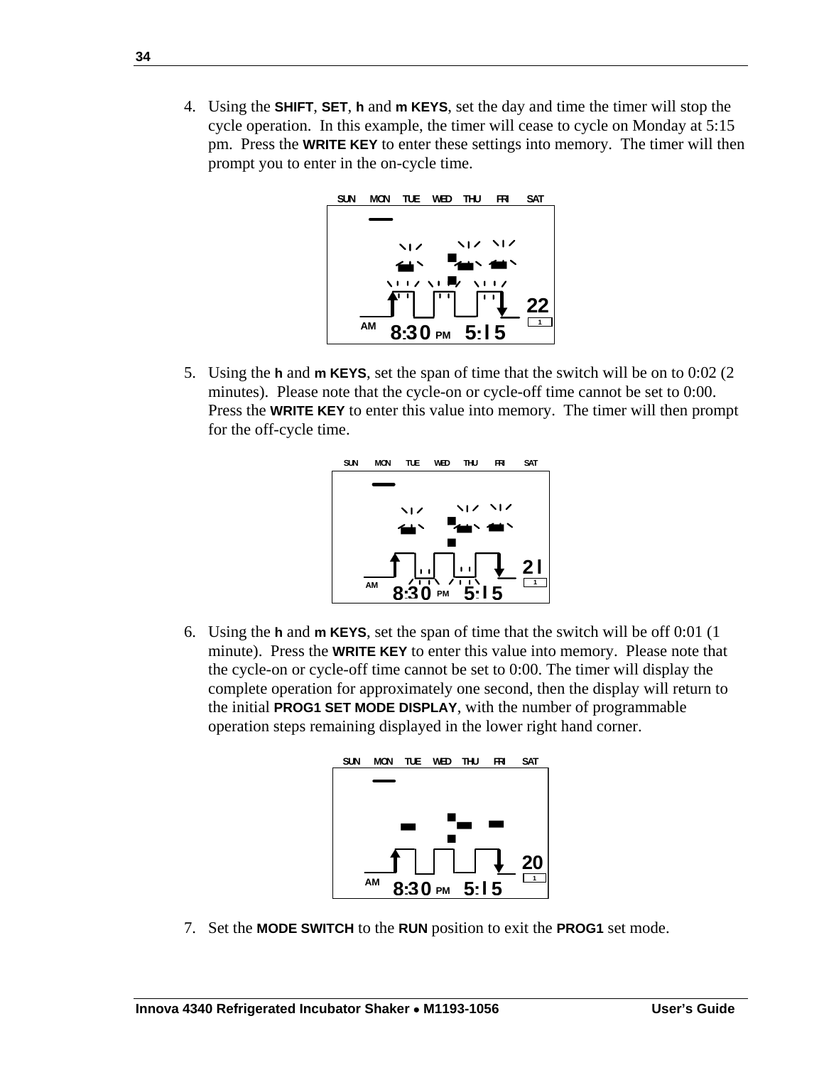4. Using the **SHIFT**, **SET**, **h** and **m KEYS**, set the day and time the timer will stop the cycle operation. In this example, the timer will cease to cycle on Monday at 5:15 pm. Press the **WRITE KEY** to enter these settings into memory. The timer will then prompt you to enter in the on-cycle time.

5. Using the **h** and **m KEYS**, set the span of time that the switch will be on to 0:02 (2 minutes). Please note that the cycle-on or cycle-off time cannot be set to 0:00. Press the **WRITE KEY** to enter this value into memory. The timer will then prompt for the off-cycle time.

6. Using the **h** and **m KEYS**, set the span of time that the switch will be off 0:01 (1 minute). Press the **WRITE KEY** to enter this value into memory. Please note that the cycle-on or cycle-off time cannot be set to 0:00. The timer will display the complete operation for approximately one second, then the display will return to the initial **PROG1 SET MODE DISPLAY**, with the number of programmable operation steps remaining displayed in the lower right hand corner.

7. Set the **MODE SWITCH** to the **RUN** position to exit the **PROG1** set mode.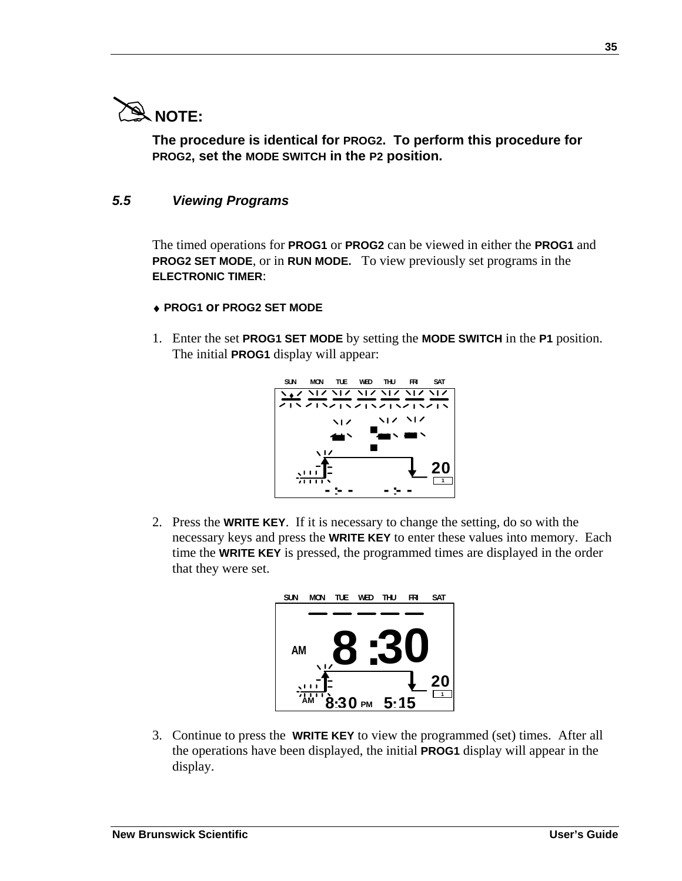**NOTE:**

**The procedure is identical for PROG2. To perform this procedure for PROG2, set the MODE SWITCH in the P2 position.**

### *5.5 Viewing Programs*

The timed operations for **PROG1** or **PROG2** can be viewed in either the **PROG1** and **PROG2 SET MODE**, or in **RUN MODE.** To view previously set programs in the **ELECTRONIC TIMER**:

♦ **PROG1 or PROG2 SET MODE**

1. Enter the set **PROG1 SET MODE** by setting the **MODE SWITCH** in the **P1** position. The initial **PROG1** display will appear:

SUN MON TUE WED THU FRI SAT

20

1

- :- - - :- -

2. Press the **WRITE KEY**. If it is necessary to change the setting, do so with the necessary keys and press the **WRITE KEY** to enter these values into memory. Each time the **WRITE KEY** is pressed, the programmed times are displayed in the order that they were set.

SUN MON TUE WED THU FRI SAT

AM 8 :30

20

1

AM 8:30 PM 5:15

3. Continue to press the **WRITE KEY** to view the programmed (set) times. After all the operations have been displayed, the initial **PROG1** display will appear in the display.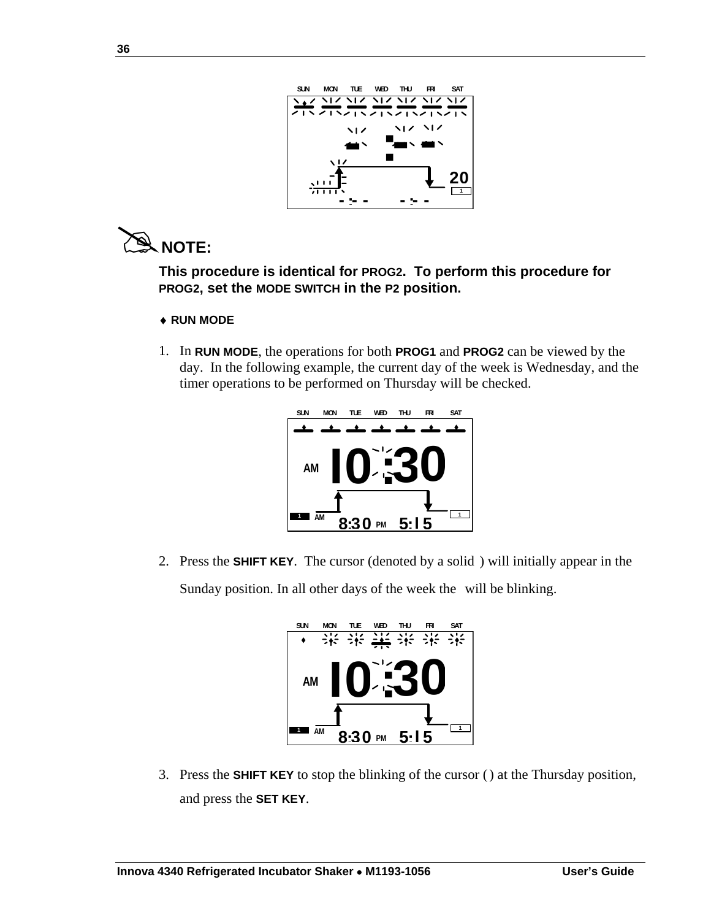**NOTE:**

**This procedure is identical for PROG2. To perform this procedure for PROG2, set the MODE SWITCH in the P2 position.**

♦ **RUN MODE**

1. In **RUN MODE**, the operations for both **PROG1** and **PROG2** can be viewed by the day. In the following example, the current day of the week is Wednesday, and the timer operations to be performed on Thursday will be checked.

2. Press the **SHIFT KEY**. The cursor (denoted by a solid ) will initially appear in the Sunday position. In all other days of the week the will be blinking.

3. Press the **SHIFT KEY** to stop the blinking of the cursor () at the Thursday position, and press the **SET KEY**.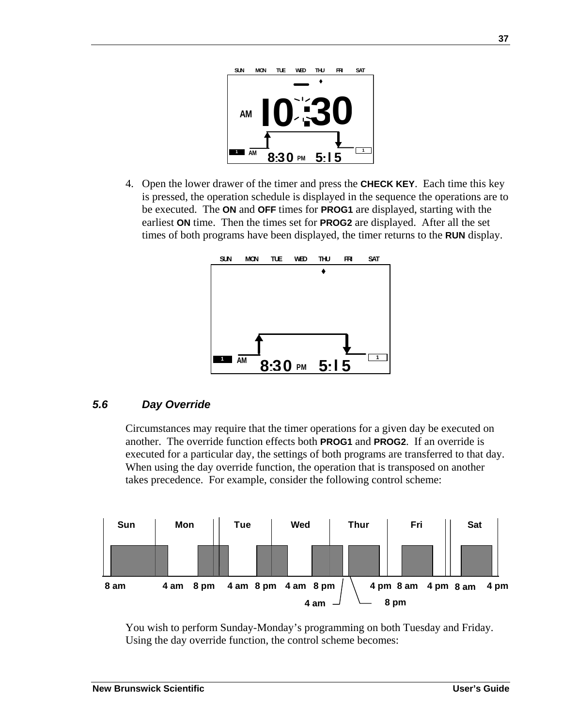4. Open the lower drawer of the timer and press the **CHECK KEY**. Each time this key is pressed, the operation schedule is displayed in the sequence the operations are to be executed. The **ON** and **OFF** times for **PROG1** are displayed, starting with the earliest **ON** time. Then the times set for **PROG2** are displayed. After all the set times of both programs have been displayed, the timer returns to the **RUN** display.

### *5.6 Day Override*

Circumstances may require that the timer operations for a given day be executed on another. The override function effects both **PROG1** and **PROG2**. If an override is executed for a particular day, the settings of both programs are transferred to that day. When using the day override function, the operation that is transposed on another takes precedence. For example, consider the following control scheme:

You wish to perform Sunday-Monday's programming on both Tuesday and Friday. Using the day override function, the control scheme becomes: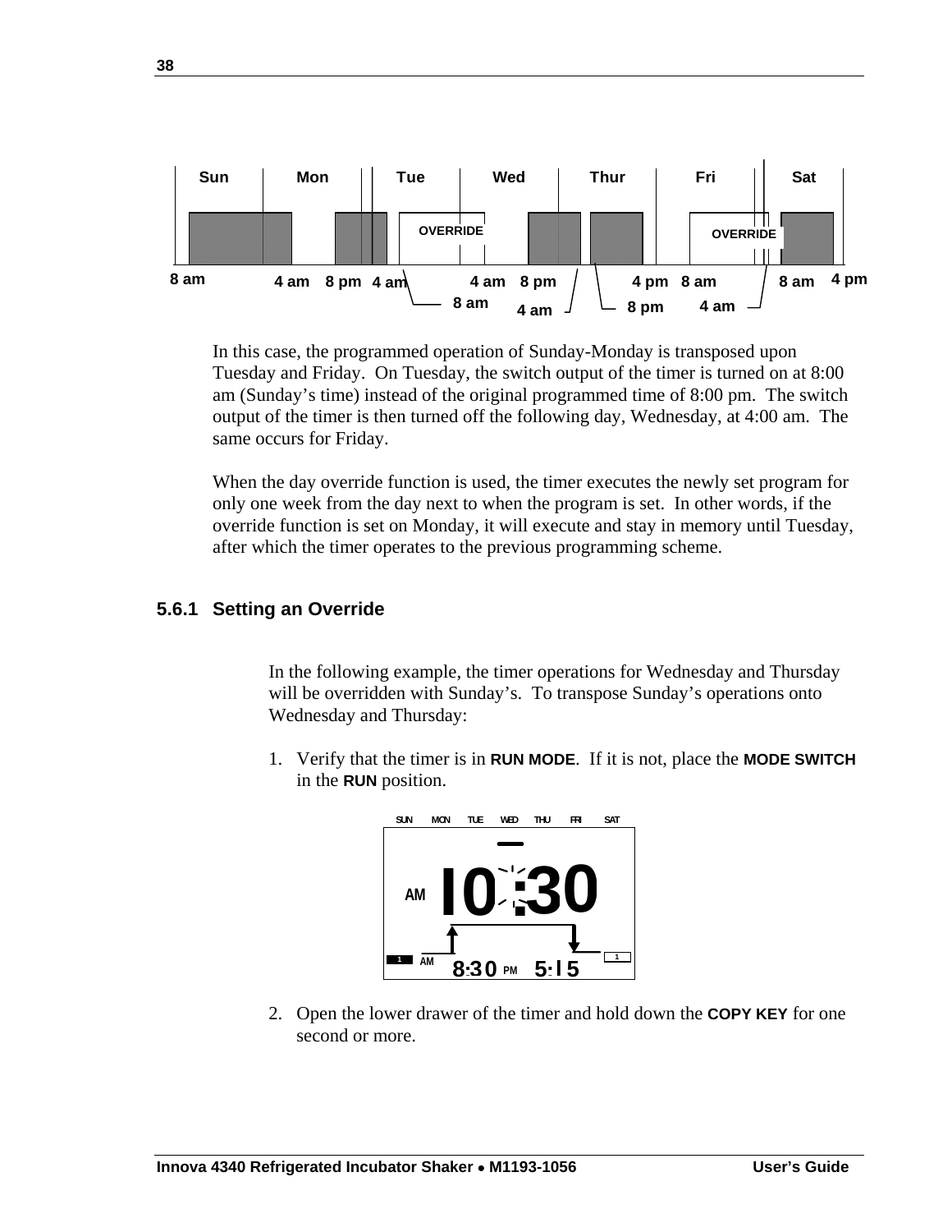Sun Mon Tue Wed Thur Fri Sat

OVERRIDE OVERRIDE

8 am 4 am 8 pm 4 am 4 am 8 pm 4 pm 8 am 8 am 4 pm

8 am 4 am 8 pm 4 am

In this case, the programmed operation of Sunday-Monday is transposed upon Tuesday and Friday. On Tuesday, the switch output of the timer is turned on at 8:00 am (Sunday's time) instead of the original programmed time of 8:00 pm. The switch output of the timer is then turned off the following day, Wednesday, at 4:00 am. The same occurs for Friday.

When the day override function is used, the timer executes the newly set program for only one week from the day next to when the program is set. In other words, if the override function is set on Monday, it will execute and stay in memory until Tuesday, after which the timer operates to the previous programming scheme.

### 5.6.1 Setting an Override

In the following example, the timer operations for Wednesday and Thursday will be overridden with Sunday's. To transpose Sunday's operations onto Wednesday and Thursday:

1. Verify that the timer is in **RUN MODE**. If it is not, place the **MODE SWITCH** in the **RUN** position.

SUN MON TUE WED THU FRI SAT

AM 10:30

1 AM 8:30 PM 5:15 1

2. Open the lower drawer of the timer and hold down the **COPY KEY** for one second or more.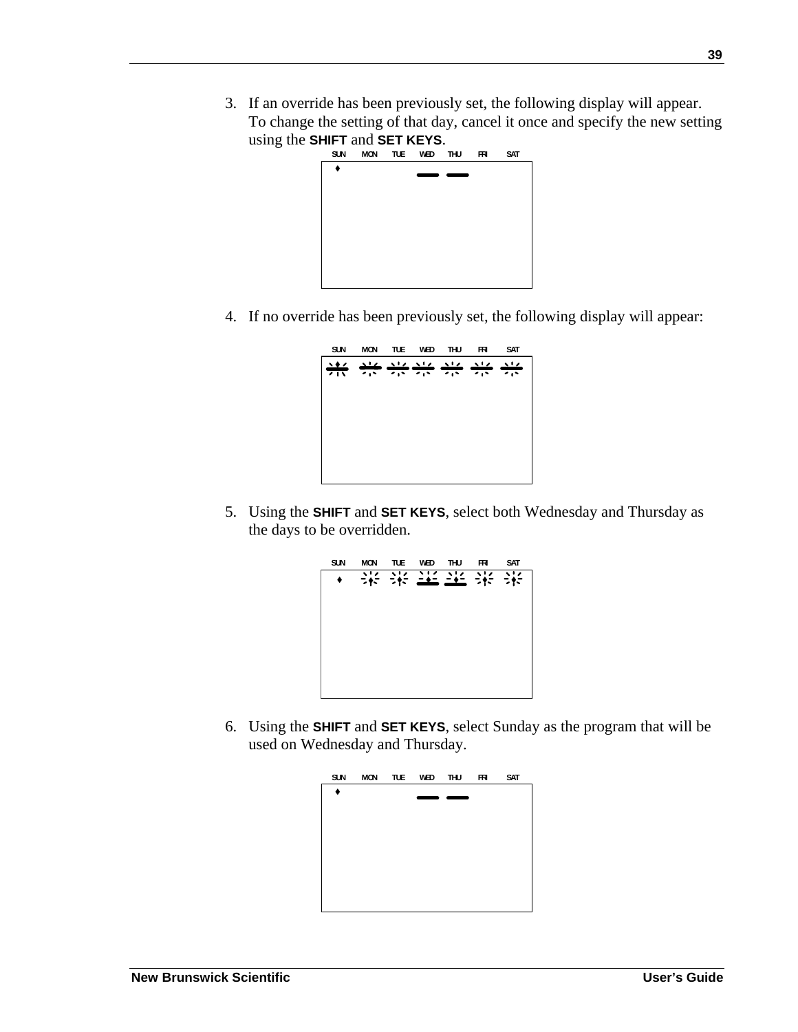3. If an override has been previously set, the following display will appear. To change the setting of that day, cancel it once and specify the new setting using the **SHIFT** and **SET KEYS**.

SUN MON TUE WED THU FRI SAT

4. If no override has been previously set, the following display will appear:

SUN MON TUE WED THU FRI SAT

5. Using the **SHIFT** and **SET KEYS**, select both Wednesday and Thursday as the days to be overridden.

SUN MON TUE WED THU FRI SAT

6. Using the **SHIFT** and **SET KEYS**, select Sunday as the program that will be used on Wednesday and Thursday.

SUN MON TUE WED THU FRI SAT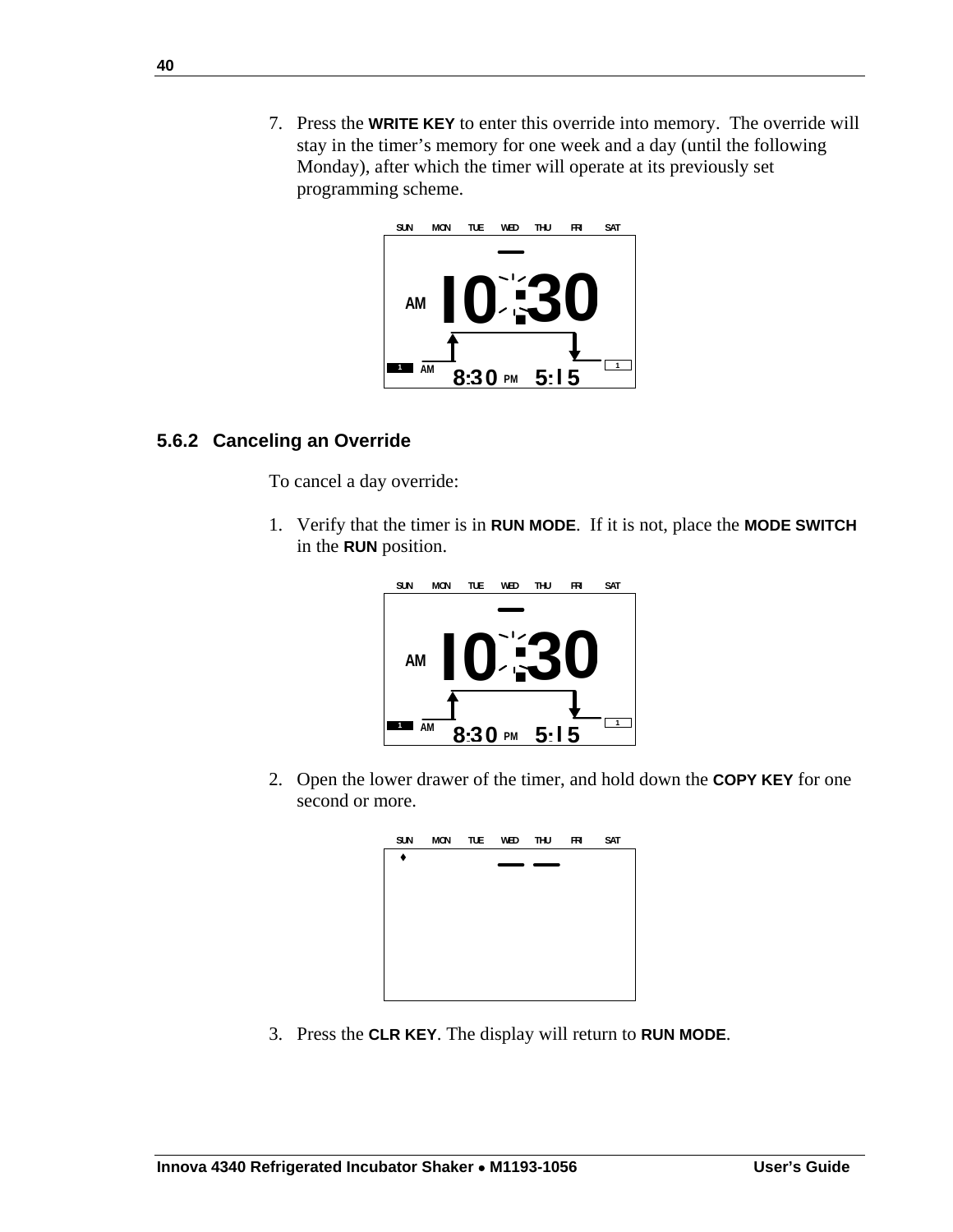7. Press the **WRITE KEY** to enter this override into memory. The override will stay in the timer's memory for one week and a day (until the following Monday), after which the timer will operate at its previously set programming scheme.

SUN MON TUE WED THU FRI SAT

AM 10:30

1 AM 8:30 PM 5:15 1

### 5.6.2 Canceling an Override

To cancel a day override:

1. Verify that the timer is in **RUN MODE**. If it is not, place the **MODE SWITCH** in the **RUN** position.

SUN MON TUE WED THU FRI SAT

AM 10:30

1 AM 8:30 PM 5:15 1

2. Open the lower drawer of the timer, and hold down the **COPY KEY** for one second or more.

SUN MON TUE WED THU FRI SAT

♦

3. Press the **CLR KEY**. The display will return to **RUN MODE**.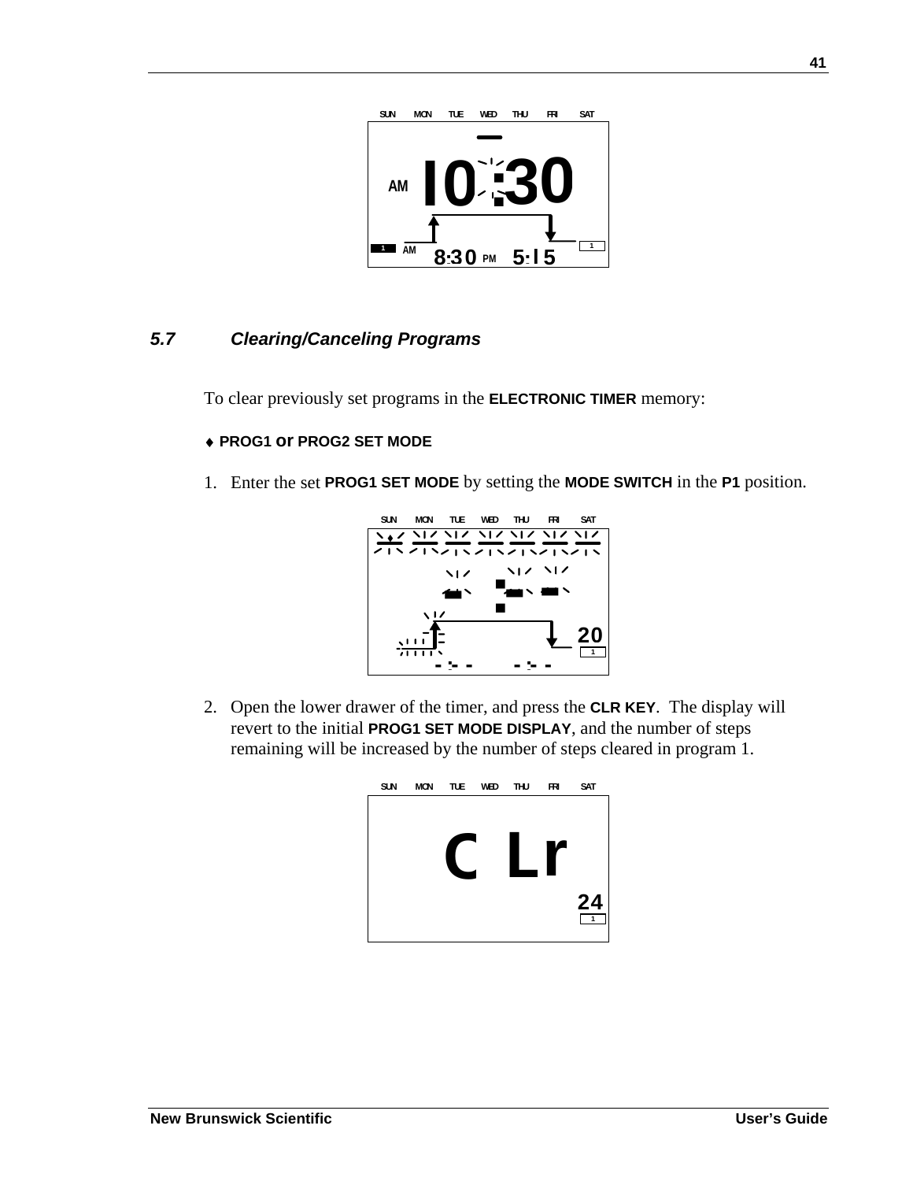### *5.7 Clearing/Canceling Programs*

To clear previously set programs in the **ELECTRONIC TIMER** memory:

♦ **PROG1 or PROG2 SET MODE**

1. Enter the set **PROG1 SET MODE** by setting the **MODE SWITCH** in the **P1** position.

2. Open the lower drawer of the timer, and press the **CLR KEY**. The display will revert to the initial **PROG1 SET MODE DISPLAY**, and the number of steps remaining will be increased by the number of steps cleared in program 1.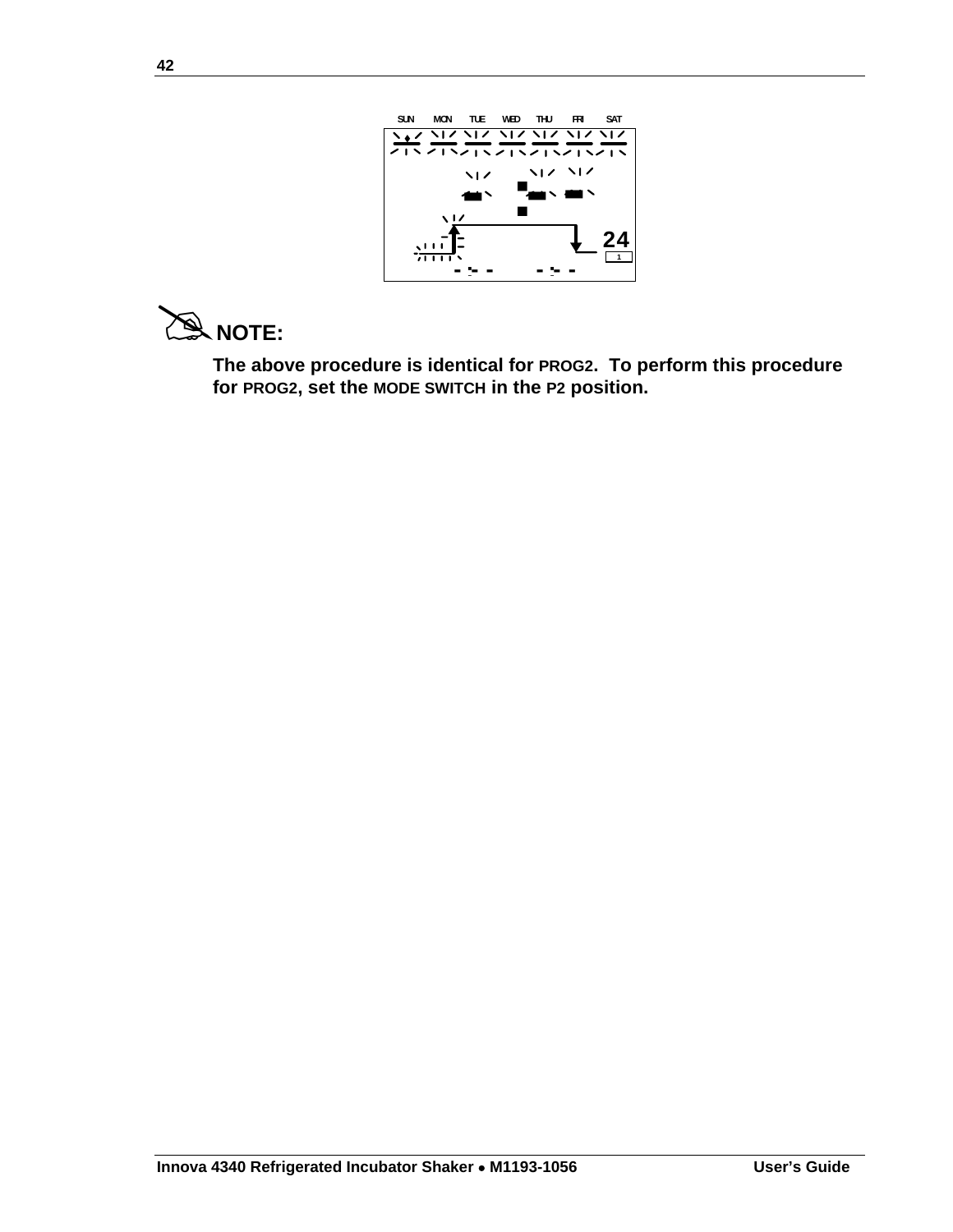**NOTE:**

**The above procedure is identical for PROG2. To perform this procedure for PROG2, set the MODE SWITCH in the P2 position.**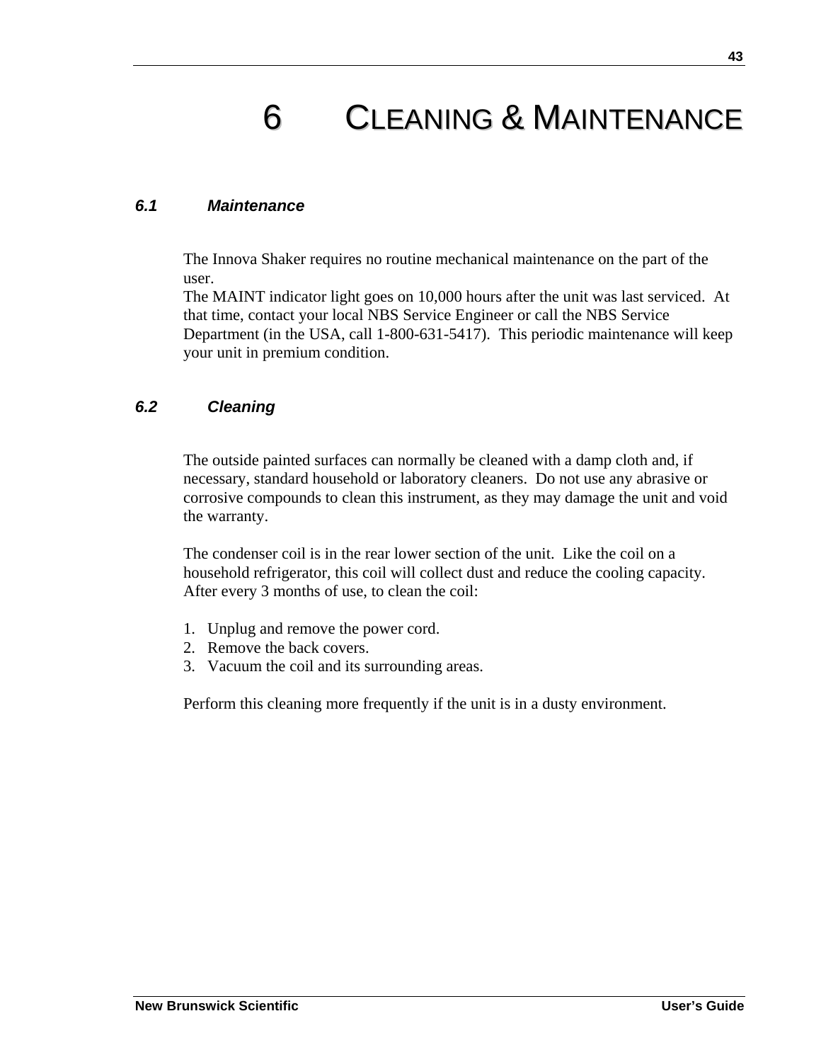# 6 CLEANING & MAINTENANCE

### *6.1 Maintenance*

The Innova Shaker requires no routine mechanical maintenance on the part of the user.
The MAINT indicator light goes on 10,000 hours after the unit was last serviced. At that time, contact your local NBS Service Engineer or call the NBS Service Department (in the USA, call 1-800-631-5417). This periodic maintenance will keep your unit in premium condition.

### *6.2 Cleaning*

The outside painted surfaces can normally be cleaned with a damp cloth and, if necessary, standard household or laboratory cleaners. Do not use any abrasive or corrosive compounds to clean this instrument, as they may damage the unit and void the warranty.

The condenser coil is in the rear lower section of the unit. Like the coil on a household refrigerator, this coil will collect dust and reduce the cooling capacity. After every 3 months of use, to clean the coil:

1. Unplug and remove the power cord.
2. Remove the back covers.
3. Vacuum the coil and its surrounding areas.

Perform this cleaning more frequently if the unit is in a dusty environment.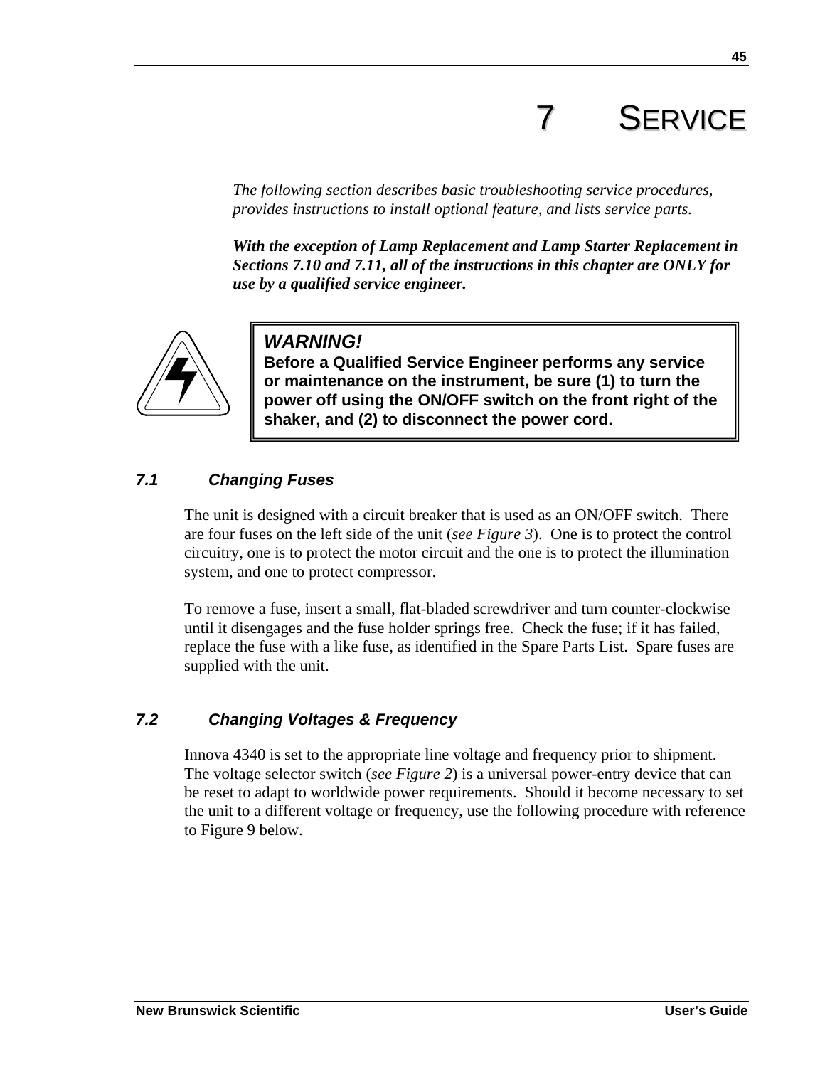# 7 SERVICE

*The following section describes basic troubleshooting service procedures, provides instructions to install optional feature, and lists service parts.*

***With the exception of Lamp Replacement and Lamp Starter Replacement in Sections 7.10 and 7.11, all of the instructions in this chapter are ONLY for use by a qualified service engineer.***

> ***WARNING!***
> **Before a Qualified Service Engineer performs any service or maintenance on the instrument, be sure (1) to turn the power off using the ON/OFF switch on the front right of the shaker, and (2) to disconnect the power cord.**

### 7.1 Changing Fuses

The unit is designed with a circuit breaker that is used as an ON/OFF switch. There are four fuses on the left side of the unit (*see Figure 3*). One is to protect the control circuitry, one is to protect the motor circuit and the one is to protect the illumination system, and one to protect compressor.

To remove a fuse, insert a small, flat-bladed screwdriver and turn counter-clockwise until it disengages and the fuse holder springs free. Check the fuse; if it has failed, replace the fuse with a like fuse, as identified in the Spare Parts List. Spare fuses are supplied with the unit.

### 7.2 Changing Voltages & Frequency

Innova 4340 is set to the appropriate line voltage and frequency prior to shipment. The voltage selector switch (*see Figure 2*) is a universal power-entry device that can be reset to adapt to worldwide power requirements. Should it become necessary to set the unit to a different voltage or frequency, use the following procedure with reference to Figure 9 below.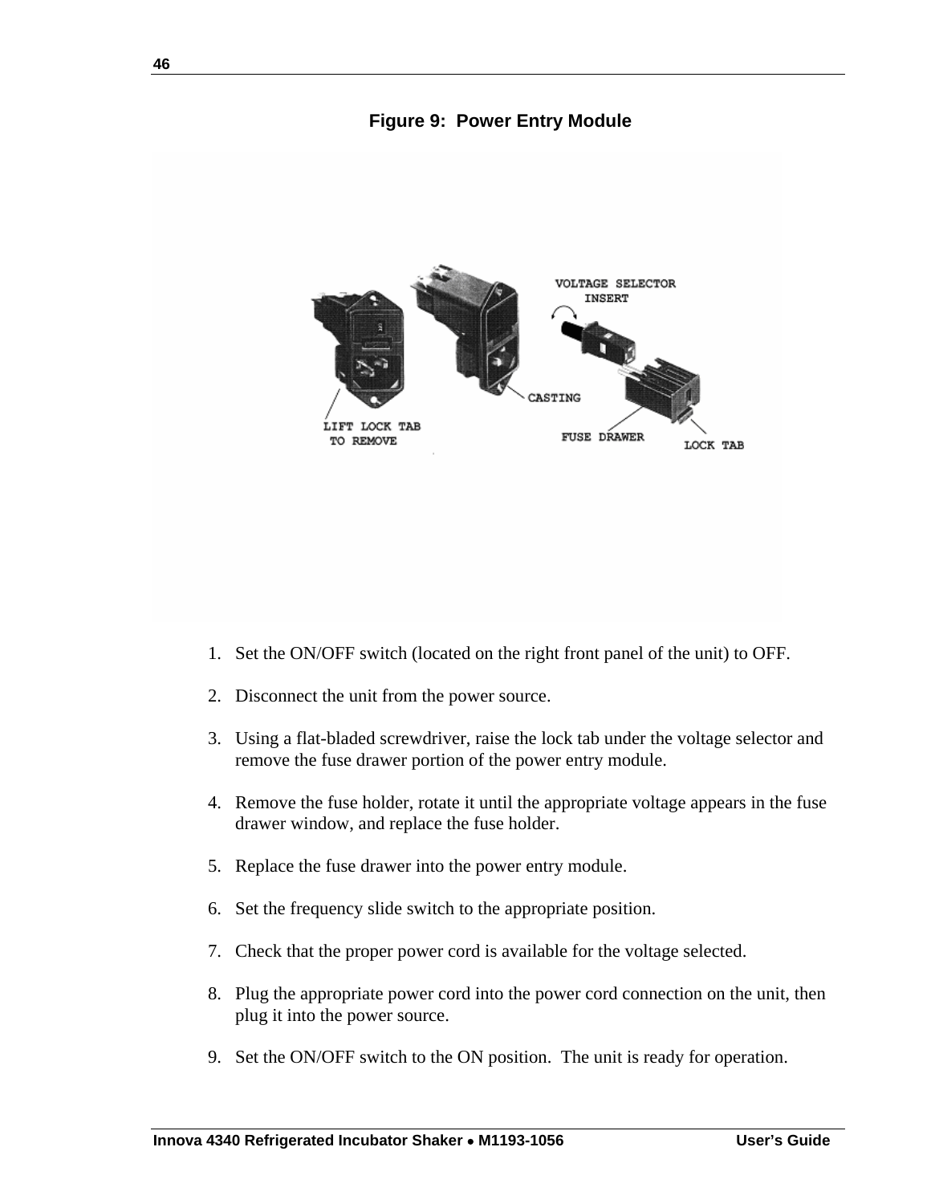**Figure 9: Power Entry Module**

1. Set the ON/OFF switch (located on the right front panel of the unit) to OFF.

2. Disconnect the unit from the power source.

3. Using a flat-bladed screwdriver, raise the lock tab under the voltage selector and remove the fuse drawer portion of the power entry module.

4. Remove the fuse holder, rotate it until the appropriate voltage appears in the fuse drawer window, and replace the fuse holder.

5. Replace the fuse drawer into the power entry module.

6. Set the frequency slide switch to the appropriate position.

7. Check that the proper power cord is available for the voltage selected.

8. Plug the appropriate power cord into the power cord connection on the unit, then plug it into the power source.

9. Set the ON/OFF switch to the ON position. The unit is ready for operation.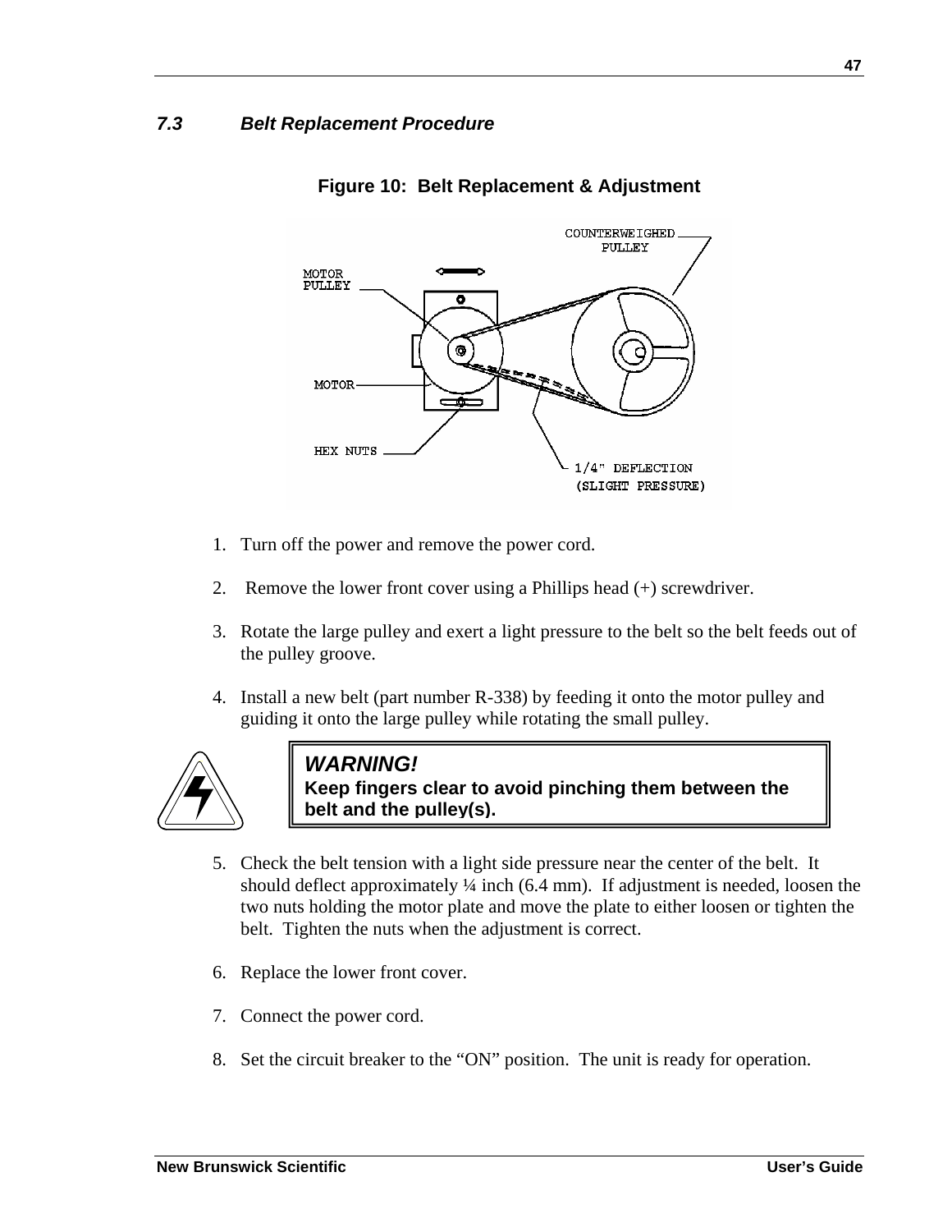### *7.3 Belt Replacement Procedure*

**Figure 10: Belt Replacement & Adjustment**

1. Turn off the power and remove the power cord.

2. Remove the lower front cover using a Phillips head (+) screwdriver.

3. Rotate the large pulley and exert a light pressure to the belt so the belt feeds out of the pulley groove.

4. Install a new belt (part number R-338) by feeding it onto the motor pulley and guiding it onto the large pulley while rotating the small pulley.

> ***WARNING!***
> **Keep fingers clear to avoid pinching them between the belt and the pulley(s).**

5. Check the belt tension with a light side pressure near the center of the belt. It should deflect approximately ¼ inch (6.4 mm). If adjustment is needed, loosen the two nuts holding the motor plate and move the plate to either loosen or tighten the belt. Tighten the nuts when the adjustment is correct.

6. Replace the lower front cover.

7. Connect the power cord.

8. Set the circuit breaker to the "ON" position. The unit is ready for operation.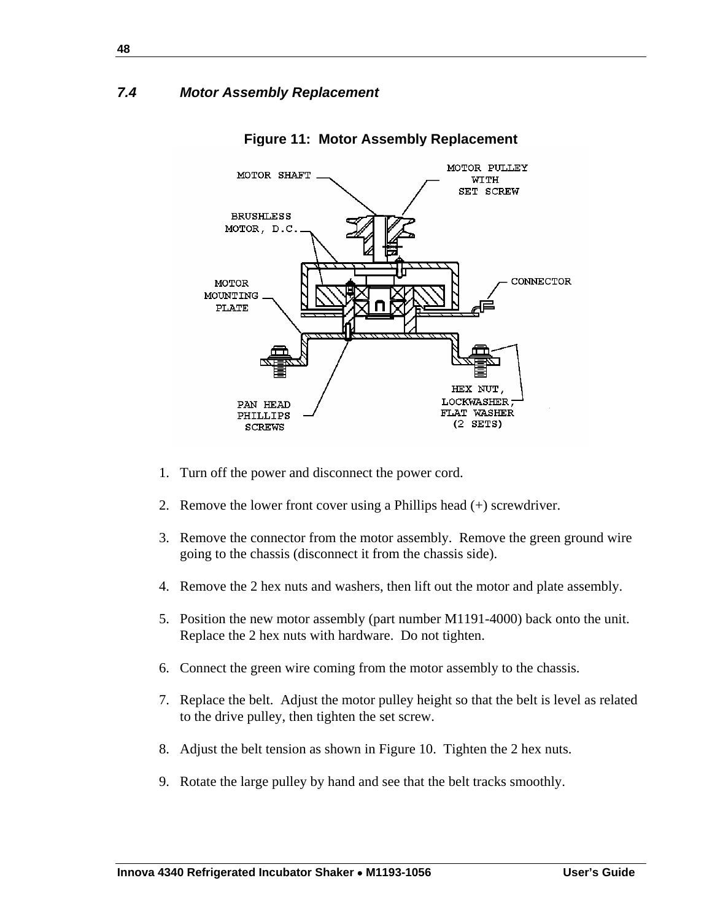## 7.4 Motor Assembly Replacement

**Figure 11: Motor Assembly Replacement**

MOTOR SHAFT

MOTOR PULLEY WITH SET SCREW

BRUSHLESS MOTOR, D.C.

CONNECTOR

MOTOR MOUNTING PLATE

PAN HEAD PHILLIPS SCREWS

HEX NUT, LOCKWASHER, FLAT WASHER (2 SETS)

1. Turn off the power and disconnect the power cord.

2. Remove the lower front cover using a Phillips head (+) screwdriver.

3. Remove the connector from the motor assembly. Remove the green ground wire going to the chassis (disconnect it from the chassis side).

4. Remove the 2 hex nuts and washers, then lift out the motor and plate assembly.

5. Position the new motor assembly (part number M1191-4000) back onto the unit. Replace the 2 hex nuts with hardware. Do not tighten.

6. Connect the green wire coming from the motor assembly to the chassis.

7. Replace the belt. Adjust the motor pulley height so that the belt is level as related to the drive pulley, then tighten the set screw.

8. Adjust the belt tension as shown in Figure 10. Tighten the 2 hex nuts.

9. Rotate the large pulley by hand and see that the belt tracks smoothly.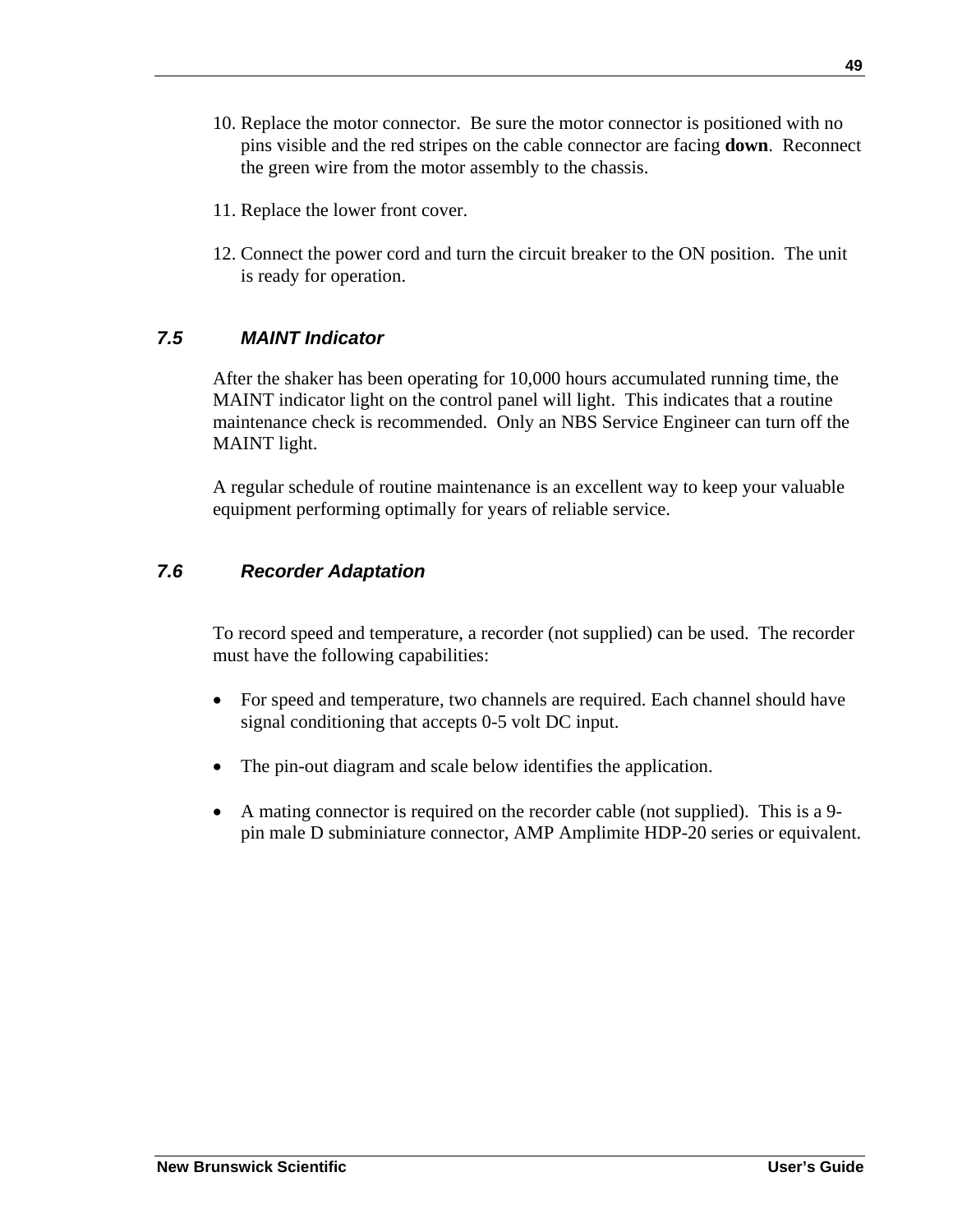10. Replace the motor connector. Be sure the motor connector is positioned with no pins visible and the red stripes on the cable connector are facing **down**. Reconnect the green wire from the motor assembly to the chassis.

11. Replace the lower front cover.

12. Connect the power cord and turn the circuit breaker to the ON position. The unit is ready for operation.

### *7.5 MAINT Indicator*

After the shaker has been operating for 10,000 hours accumulated running time, the MAINT indicator light on the control panel will light. This indicates that a routine maintenance check is recommended. Only an NBS Service Engineer can turn off the MAINT light.

A regular schedule of routine maintenance is an excellent way to keep your valuable equipment performing optimally for years of reliable service.

### *7.6 Recorder Adaptation*

To record speed and temperature, a recorder (not supplied) can be used. The recorder must have the following capabilities:

- For speed and temperature, two channels are required. Each channel should have signal conditioning that accepts 0-5 volt DC input.
- The pin-out diagram and scale below identifies the application.
- A mating connector is required on the recorder cable (not supplied). This is a 9-pin male D subminiature connector, AMP Amplimite HDP-20 series or equivalent.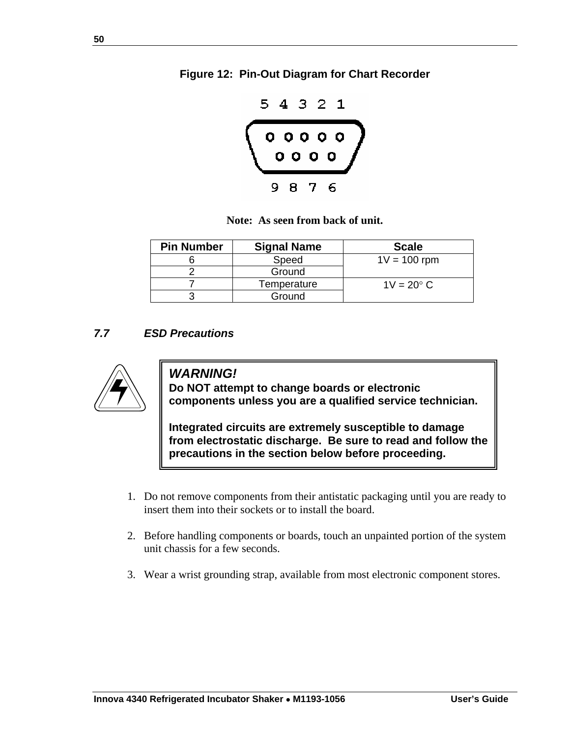**Figure 12: Pin-Out Diagram for Chart Recorder**

5 4 3 2 1

9 8 7 6

**Note: As seen from back of unit.**

| Pin Number | Signal Name | Scale |
| --- | --- | --- |
| 6 | Speed | 1V = 100 rpm |
| 2 | Ground | |
| 7 | Temperature | 1V = 20° C |
| 3 | Ground | |

### *7.7 ESD Precautions*

> ***WARNING!***
> **Do NOT attempt to change boards or electronic components unless you are a qualified service technician.**
>
> **Integrated circuits are extremely susceptible to damage from electrostatic discharge. Be sure to read and follow the precautions in the section below before proceeding.**

1. Do not remove components from their antistatic packaging until you are ready to insert them into their sockets or to install the board.

2. Before handling components or boards, touch an unpainted portion of the system unit chassis for a few seconds.

3. Wear a wrist grounding strap, available from most electronic component stores.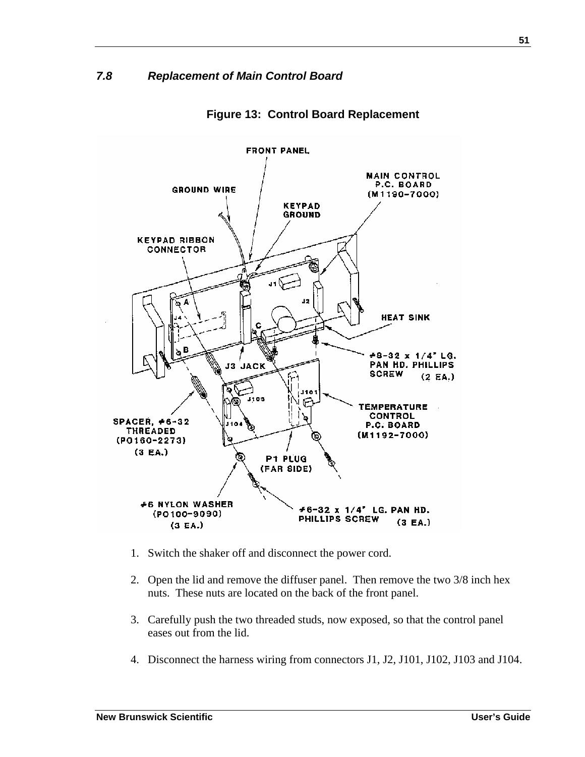### *7.8 Replacement of Main Control Board*

**Figure 13: Control Board Replacement**

1. Switch the shaker off and disconnect the power cord.

2. Open the lid and remove the diffuser panel. Then remove the two 3/8 inch hex nuts. These nuts are located on the back of the front panel.

3. Carefully push the two threaded studs, now exposed, so that the control panel eases out from the lid.

4. Disconnect the harness wiring from connectors J1, J2, J101, J102, J103 and J104.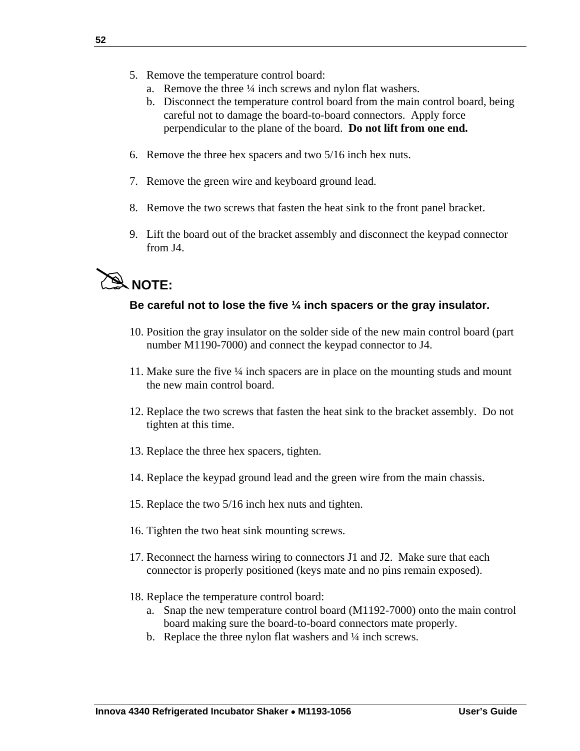5. Remove the temperature control board:
   a. Remove the three ¼ inch screws and nylon flat washers.
   b. Disconnect the temperature control board from the main control board, being careful not to damage the board-to-board connectors. Apply force perpendicular to the plane of the board. **Do not lift from one end.**

6. Remove the three hex spacers and two 5/16 inch hex nuts.

7. Remove the green wire and keyboard ground lead.

8. Remove the two screws that fasten the heat sink to the front panel bracket.

9. Lift the board out of the bracket assembly and disconnect the keypad connector from J4.

**NOTE:**

**Be careful not to lose the five ¼ inch spacers or the gray insulator.**

10. Position the gray insulator on the solder side of the new main control board (part number M1190-7000) and connect the keypad connector to J4.

11. Make sure the five ¼ inch spacers are in place on the mounting studs and mount the new main control board.

12. Replace the two screws that fasten the heat sink to the bracket assembly. Do not tighten at this time.

13. Replace the three hex spacers, tighten.

14. Replace the keypad ground lead and the green wire from the main chassis.

15. Replace the two 5/16 inch hex nuts and tighten.

16. Tighten the two heat sink mounting screws.

17. Reconnect the harness wiring to connectors J1 and J2. Make sure that each connector is properly positioned (keys mate and no pins remain exposed).

18. Replace the temperature control board:
    a. Snap the new temperature control board (M1192-7000) onto the main control board making sure the board-to-board connectors mate properly.
    b. Replace the three nylon flat washers and ¼ inch screws.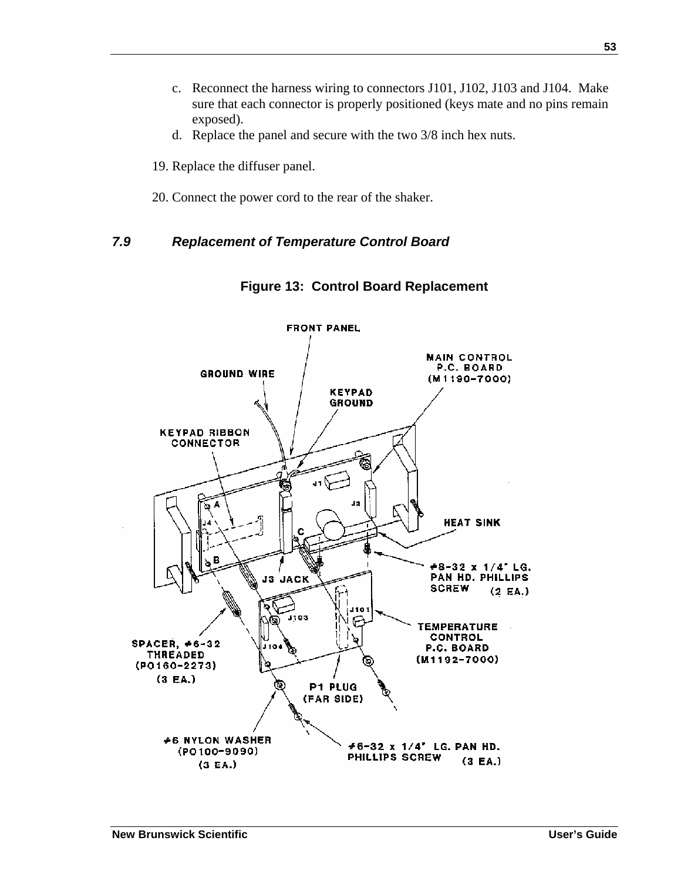c. Reconnect the harness wiring to connectors J101, J102, J103 and J104. Make sure that each connector is properly positioned (keys mate and no pins remain exposed).
d. Replace the panel and secure with the two 3/8 inch hex nuts.

19. Replace the diffuser panel.

20. Connect the power cord to the rear of the shaker.

## *7.9 Replacement of Temperature Control Board*

**Figure 13: Control Board Replacement**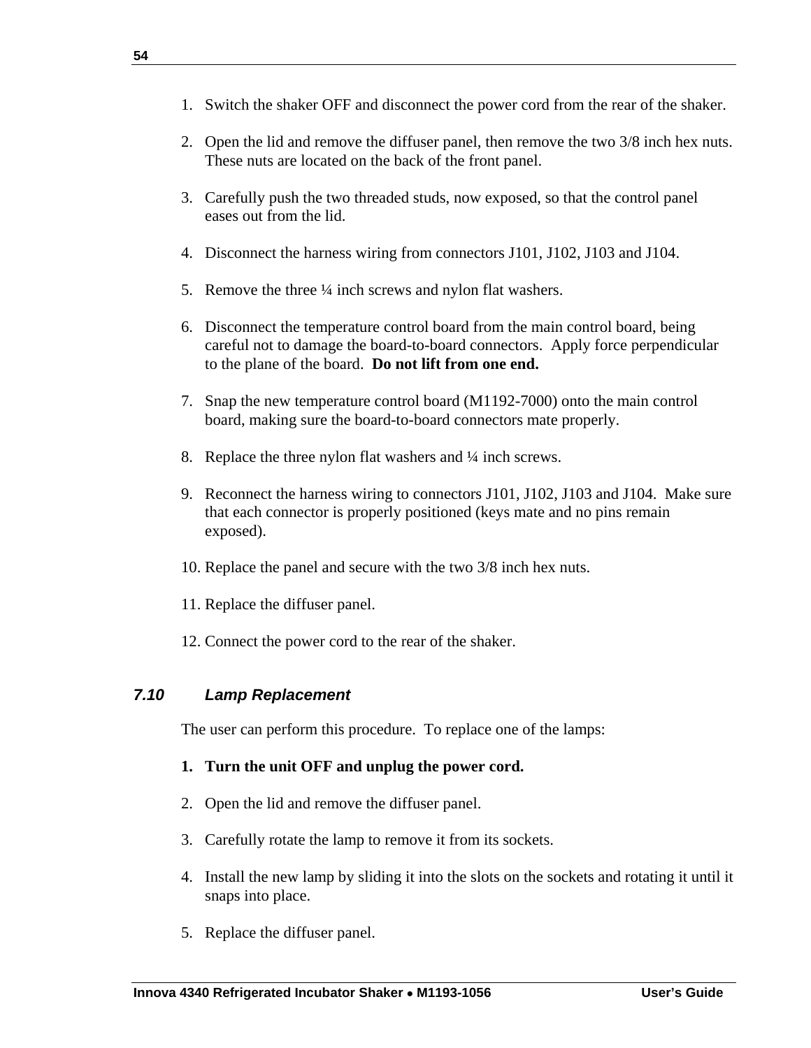1. Switch the shaker OFF and disconnect the power cord from the rear of the shaker.

2. Open the lid and remove the diffuser panel, then remove the two 3/8 inch hex nuts. These nuts are located on the back of the front panel.

3. Carefully push the two threaded studs, now exposed, so that the control panel eases out from the lid.

4. Disconnect the harness wiring from connectors J101, J102, J103 and J104.

5. Remove the three ¼ inch screws and nylon flat washers.

6. Disconnect the temperature control board from the main control board, being careful not to damage the board-to-board connectors. Apply force perpendicular to the plane of the board. **Do not lift from one end.**

7. Snap the new temperature control board (M1192-7000) onto the main control board, making sure the board-to-board connectors mate properly.

8. Replace the three nylon flat washers and ¼ inch screws.

9. Reconnect the harness wiring to connectors J101, J102, J103 and J104. Make sure that each connector is properly positioned (keys mate and no pins remain exposed).

10. Replace the panel and secure with the two 3/8 inch hex nuts.

11. Replace the diffuser panel.

12. Connect the power cord to the rear of the shaker.

### *7.10 Lamp Replacement*

The user can perform this procedure. To replace one of the lamps:

1. **Turn the unit OFF and unplug the power cord.**

2. Open the lid and remove the diffuser panel.

3. Carefully rotate the lamp to remove it from its sockets.

4. Install the new lamp by sliding it into the slots on the sockets and rotating it until it snaps into place.

5. Replace the diffuser panel.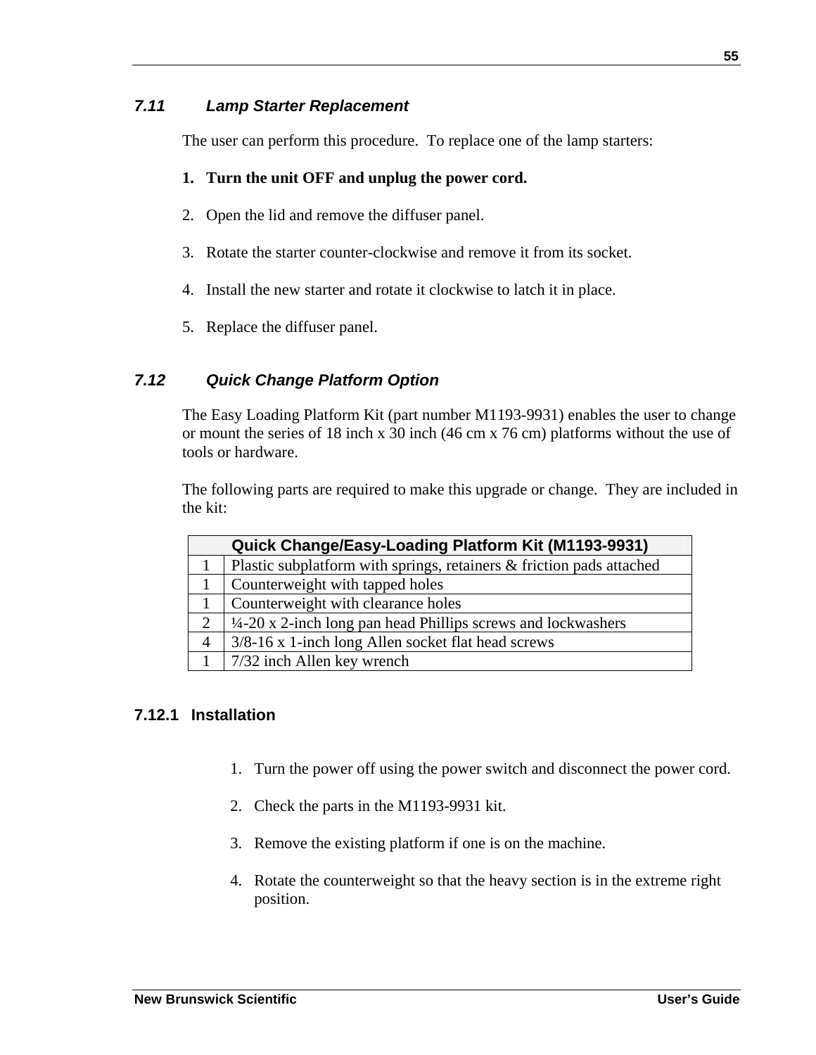### *7.11 Lamp Starter Replacement*

The user can perform this procedure. To replace one of the lamp starters:

1. **Turn the unit OFF and unplug the power cord.**
2. Open the lid and remove the diffuser panel.
3. Rotate the starter counter-clockwise and remove it from its socket.
4. Install the new starter and rotate it clockwise to latch it in place.
5. Replace the diffuser panel.

### *7.12 Quick Change Platform Option*

The Easy Loading Platform Kit (part number M1193-9931) enables the user to change or mount the series of 18 inch x 30 inch (46 cm x 76 cm) platforms without the use of tools or hardware.

The following parts are required to make this upgrade or change. They are included in the kit:

| Quick Change/Easy-Loading Platform Kit (M1193-9931) | |
|---|---|
| 1 | Plastic subplatform with springs, retainers & friction pads attached |
| 1 | Counterweight with tapped holes |
| 1 | Counterweight with clearance holes |
| 2 | ¼-20 x 2-inch long pan head Phillips screws and lockwashers |
| 4 | 3/8-16 x 1-inch long Allen socket flat head screws |
| 1 | 7/32 inch Allen key wrench |

#### 7.12.1 Installation

1. Turn the power off using the power switch and disconnect the power cord.
2. Check the parts in the M1193-9931 kit.
3. Remove the existing platform if one is on the machine.
4. Rotate the counterweight so that the heavy section is in the extreme right position.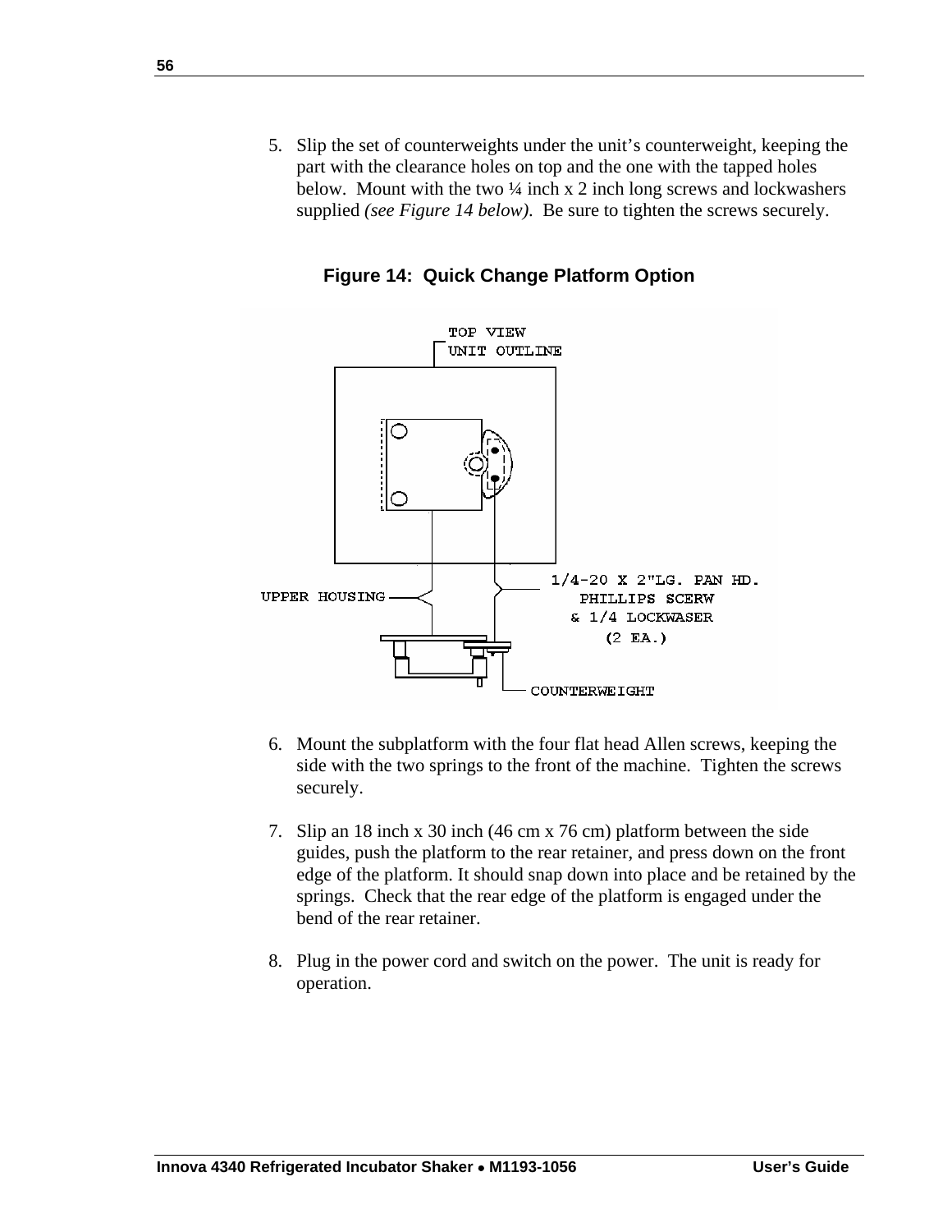5. Slip the set of counterweights under the unit's counterweight, keeping the part with the clearance holes on top and the one with the tapped holes below. Mount with the two ¼ inch x 2 inch long screws and lockwashers supplied *(see Figure 14 below)*. Be sure to tighten the screws securely.

**Figure 14: Quick Change Platform Option**

6. Mount the subplatform with the four flat head Allen screws, keeping the side with the two springs to the front of the machine. Tighten the screws securely.

7. Slip an 18 inch x 30 inch (46 cm x 76 cm) platform between the side guides, push the platform to the rear retainer, and press down on the front edge of the platform. It should snap down into place and be retained by the springs. Check that the rear edge of the platform is engaged under the bend of the rear retainer.

8. Plug in the power cord and switch on the power. The unit is ready for operation.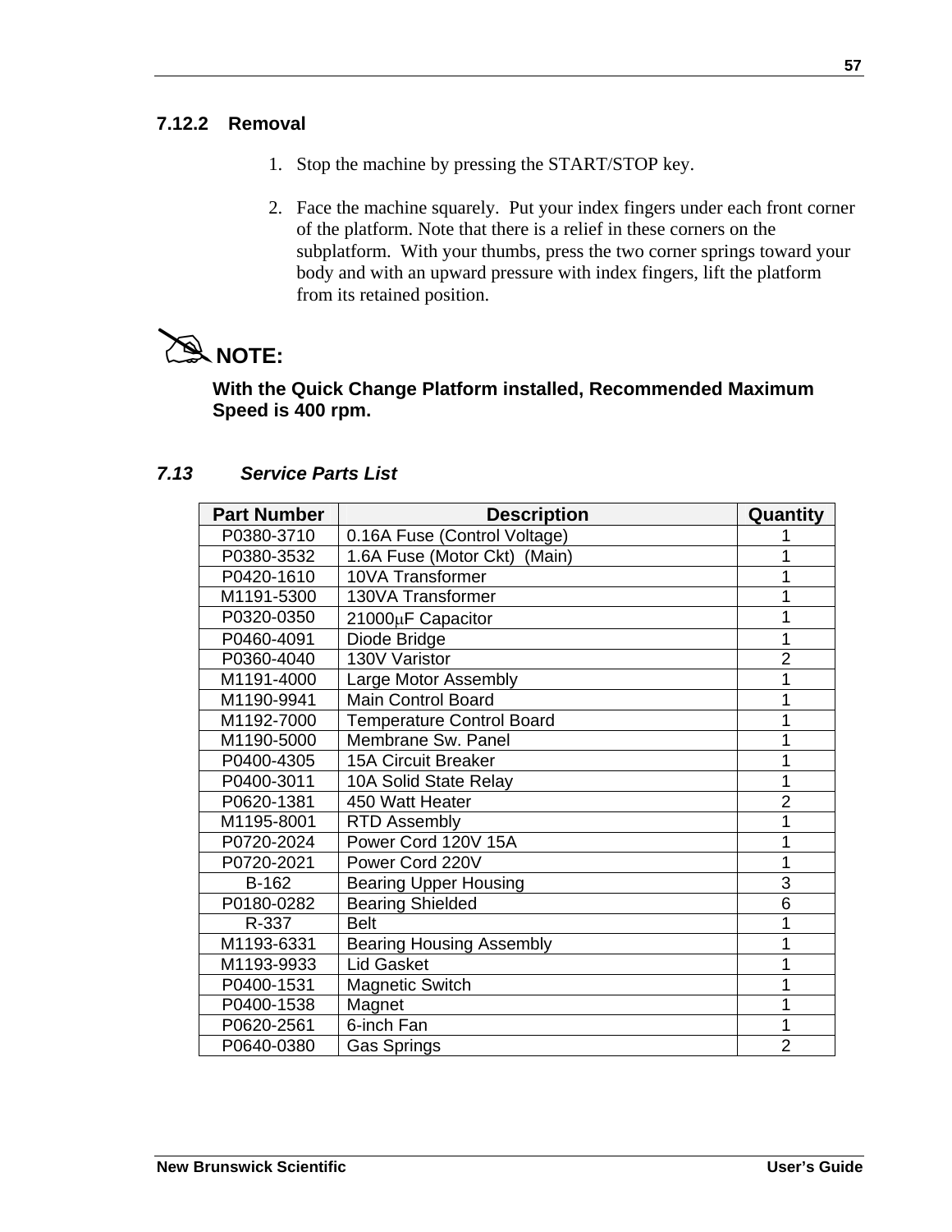### 7.12.2 Removal

1. Stop the machine by pressing the START/STOP key.

2. Face the machine squarely. Put your index fingers under each front corner of the platform. Note that there is a relief in these corners on the subplatform. With your thumbs, press the two corner springs toward your body and with an upward pressure with index fingers, lift the platform from its retained position.

**NOTE:**

**With the Quick Change Platform installed, Recommended Maximum Speed is 400 rpm.**

## *7.13 Service Parts List*

| Part Number | Description | Quantity |
| --- | --- | --- |
| P0380-3710 | 0.16A Fuse (Control Voltage) | 1 |
| P0380-3532 | 1.6A Fuse (Motor Ckt) (Main) | 1 |
| P0420-1610 | 10VA Transformer | 1 |
| M1191-5300 | 130VA Transformer | 1 |
| P0320-0350 | 21000μF Capacitor | 1 |
| P0460-4091 | Diode Bridge | 1 |
| P0360-4040 | 130V Varistor | 2 |
| M1191-4000 | Large Motor Assembly | 1 |
| M1190-9941 | Main Control Board | 1 |
| M1192-7000 | Temperature Control Board | 1 |
| M1190-5000 | Membrane Sw. Panel | 1 |
| P0400-4305 | 15A Circuit Breaker | 1 |
| P0400-3011 | 10A Solid State Relay | 1 |
| P0620-1381 | 450 Watt Heater | 2 |
| M1195-8001 | RTD Assembly | 1 |
| P0720-2024 | Power Cord 120V 15A | 1 |
| P0720-2021 | Power Cord 220V | 1 |
| B-162 | Bearing Upper Housing | 3 |
| P0180-0282 | Bearing Shielded | 6 |
| R-337 | Belt | 1 |
| M1193-6331 | Bearing Housing Assembly | 1 |
| M1193-9933 | Lid Gasket | 1 |
| P0400-1531 | Magnetic Switch | 1 |
| P0400-1538 | Magnet | 1 |
| P0620-2561 | 6-inch Fan | 1 |
| P0640-0380 | Gas Springs | 2 |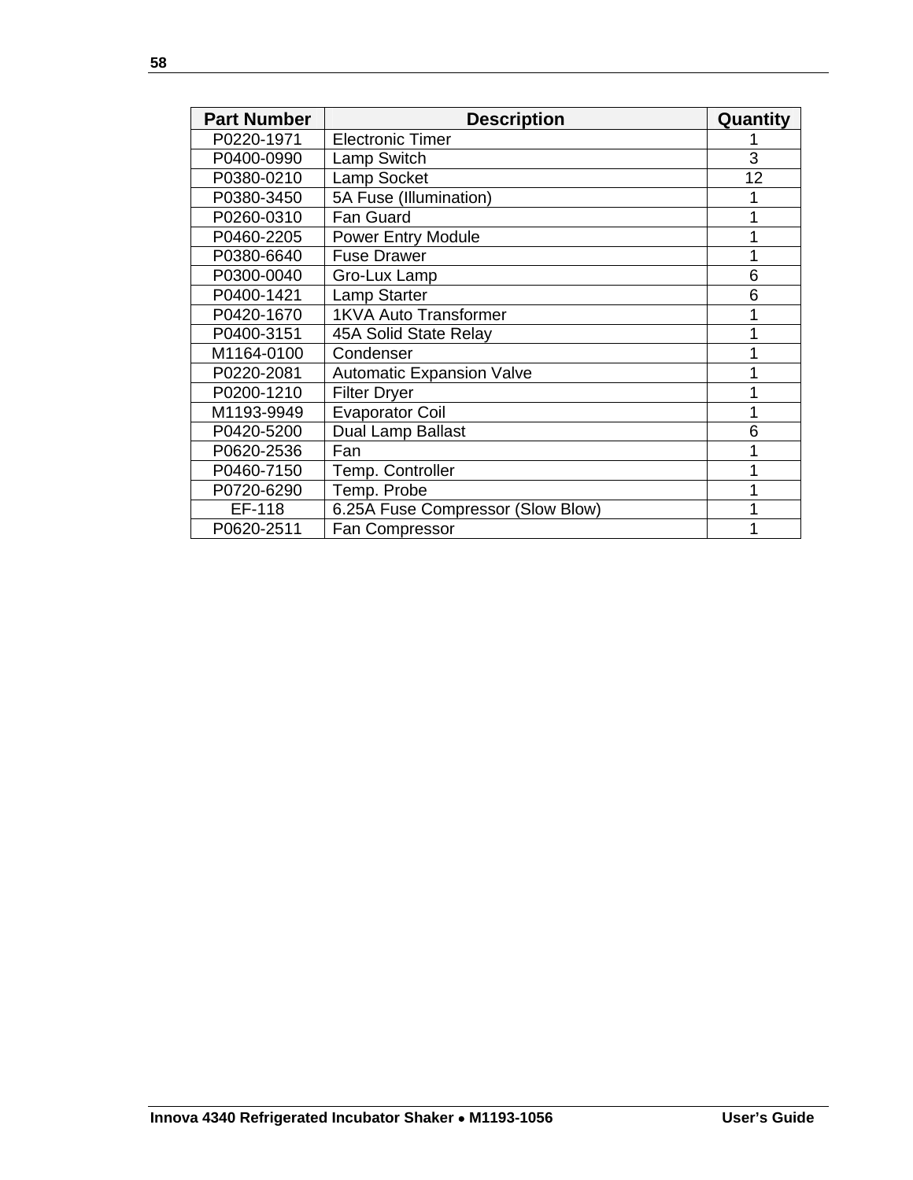| Part Number | Description | Quantity |
| --- | --- | --- |
| P0220-1971 | Electronic Timer | 1 |
| P0400-0990 | Lamp Switch | 3 |
| P0380-0210 | Lamp Socket | 12 |
| P0380-3450 | 5A Fuse (Illumination) | 1 |
| P0260-0310 | Fan Guard | 1 |
| P0460-2205 | Power Entry Module | 1 |
| P0380-6640 | Fuse Drawer | 1 |
| P0300-0040 | Gro-Lux Lamp | 6 |
| P0400-1421 | Lamp Starter | 6 |
| P0420-1670 | 1KVA Auto Transformer | 1 |
| P0400-3151 | 45A Solid State Relay | 1 |
| M1164-0100 | Condenser | 1 |
| P0220-2081 | Automatic Expansion Valve | 1 |
| P0200-1210 | Filter Dryer | 1 |
| M1193-9949 | Evaporator Coil | 1 |
| P0420-5200 | Dual Lamp Ballast | 6 |
| P0620-2536 | Fan | 1 |
| P0460-7150 | Temp. Controller | 1 |
| P0720-6290 | Temp. Probe | 1 |
| EF-118 | 6.25A Fuse Compressor (Slow Blow) | 1 |
| P0620-2511 | Fan Compressor | 1 |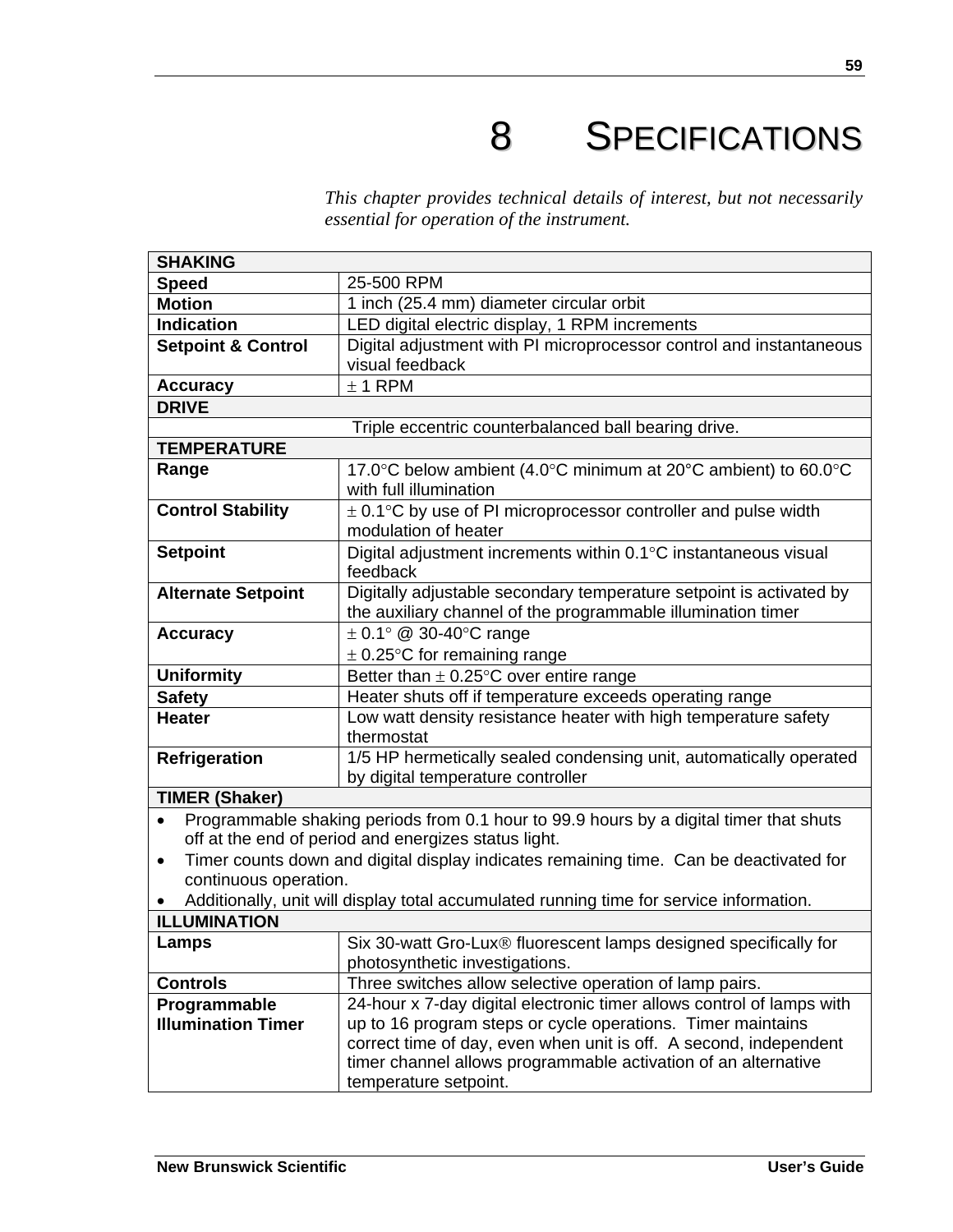# 8 SPECIFICATIONS

*This chapter provides technical details of interest, but not necessarily essential for operation of the instrument.*

| **SHAKING** | |
|---|---|
| **Speed** | 25-500 RPM |
| **Motion** | 1 inch (25.4 mm) diameter circular orbit |
| **Indication** | LED digital electric display, 1 RPM increments |
| **Setpoint & Control** | Digital adjustment with PI microprocessor control and instantaneous visual feedback |
| **Accuracy** | ± 1 RPM |
| **DRIVE** | |
| Triple eccentric counterbalanced ball bearing drive. | |
| **TEMPERATURE** | |
| **Range** | 17.0°C below ambient (4.0°C minimum at 20°C ambient) to 60.0°C with full illumination |
| **Control Stability** | ± 0.1°C by use of PI microprocessor controller and pulse width modulation of heater |
| **Setpoint** | Digital adjustment increments within 0.1°C instantaneous visual feedback |
| **Alternate Setpoint** | Digitally adjustable secondary temperature setpoint is activated by the auxiliary channel of the programmable illumination timer |
| **Accuracy** | ± 0.1° @ 30-40°C range<br>± 0.25°C for remaining range |
| **Uniformity** | Better than ± 0.25°C over entire range |
| **Safety** | Heater shuts off if temperature exceeds operating range |
| **Heater** | Low watt density resistance heater with high temperature safety thermostat |
| **Refrigeration** | 1/5 HP hermetically sealed condensing unit, automatically operated by digital temperature controller |
| **TIMER (Shaker)** | |
| • Programmable shaking periods from 0.1 hour to 99.9 hours by a digital timer that shuts off at the end of period and energizes status light.<br>• Timer counts down and digital display indicates remaining time. Can be deactivated for continuous operation.<br>• Additionally, unit will display total accumulated running time for service information. | |
| **ILLUMINATION** | |
| **Lamps** | Six 30-watt Gro-Lux® fluorescent lamps designed specifically for photosynthetic investigations. |
| **Controls** | Three switches allow selective operation of lamp pairs. |
| **Programmable Illumination Timer** | 24-hour x 7-day digital electronic timer allows control of lamps with up to 16 program steps or cycle operations. Timer maintains correct time of day, even when unit is off. A second, independent timer channel allows programmable activation of an alternative temperature setpoint. |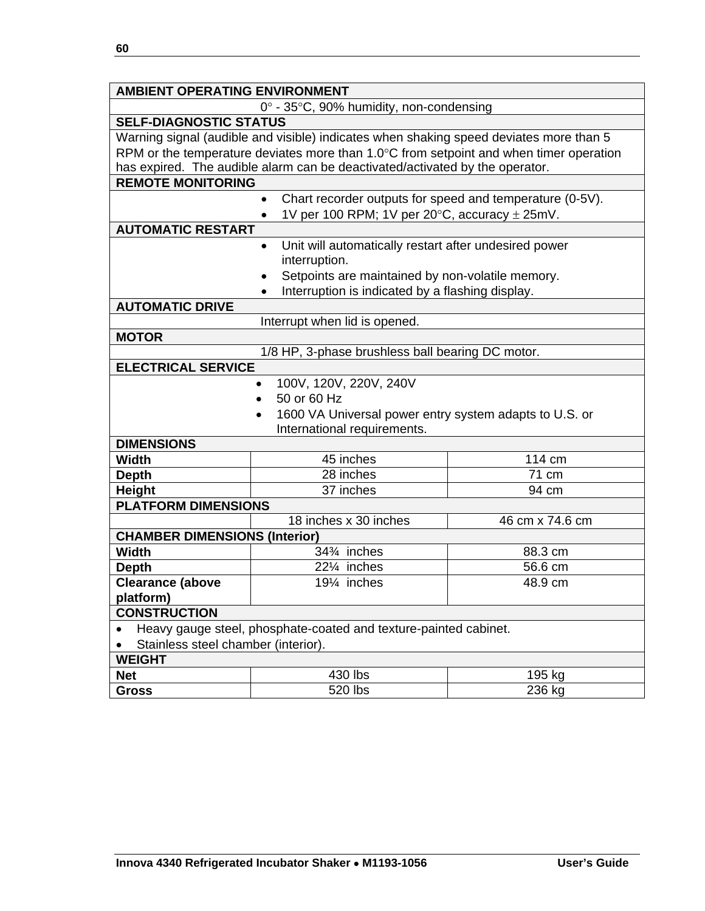| AMBIENT OPERATING ENVIRONMENT | | |
|---|---|---|
| | 0° - 35°C, 90% humidity, non-condensing | |
| **SELF-DIAGNOSTIC STATUS** | | |
| Warning signal (audible and visible) indicates when shaking speed deviates more than 5 RPM or the temperature deviates more than 1.0°C from setpoint and when timer operation has expired. The audible alarm can be deactivated/activated by the operator. | | |
| **REMOTE MONITORING** | | |
| | • Chart recorder outputs for speed and temperature (0-5V).<br>• 1V per 100 RPM; 1V per 20°C, accuracy ± 25mV. | |
| **AUTOMATIC RESTART** | | |
| | • Unit will automatically restart after undesired power interruption.<br>• Setpoints are maintained by non-volatile memory.<br>• Interruption is indicated by a flashing display. | |
| **AUTOMATIC DRIVE** | | |
| | Interrupt when lid is opened. | |
| **MOTOR** | | |
| | 1/8 HP, 3-phase brushless ball bearing DC motor. | |
| **ELECTRICAL SERVICE** | | |
| | • 100V, 120V, 220V, 240V<br>• 50 or 60 Hz<br>• 1600 VA Universal power entry system adapts to U.S. or International requirements. | |
| **DIMENSIONS** | | |
| **Width** | 45 inches | 114 cm |
| **Depth** | 28 inches | 71 cm |
| **Height** | 37 inches | 94 cm |
| **PLATFORM DIMENSIONS** | | |
| | 18 inches x 30 inches | 46 cm x 74.6 cm |
| **CHAMBER DIMENSIONS (Interior)** | | |
| **Width** | 34¾ inches | 88.3 cm |
| **Depth** | 22¼ inches | 56.6 cm |
| **Clearance (above platform)** | 19¼ inches | 48.9 cm |
| **CONSTRUCTION** | | |
| • Heavy gauge steel, phosphate-coated and texture-painted cabinet.<br>• Stainless steel chamber (interior). | | |
| **WEIGHT** | | |
| **Net** | 430 lbs | 195 kg |
| **Gross** | 520 lbs | 236 kg |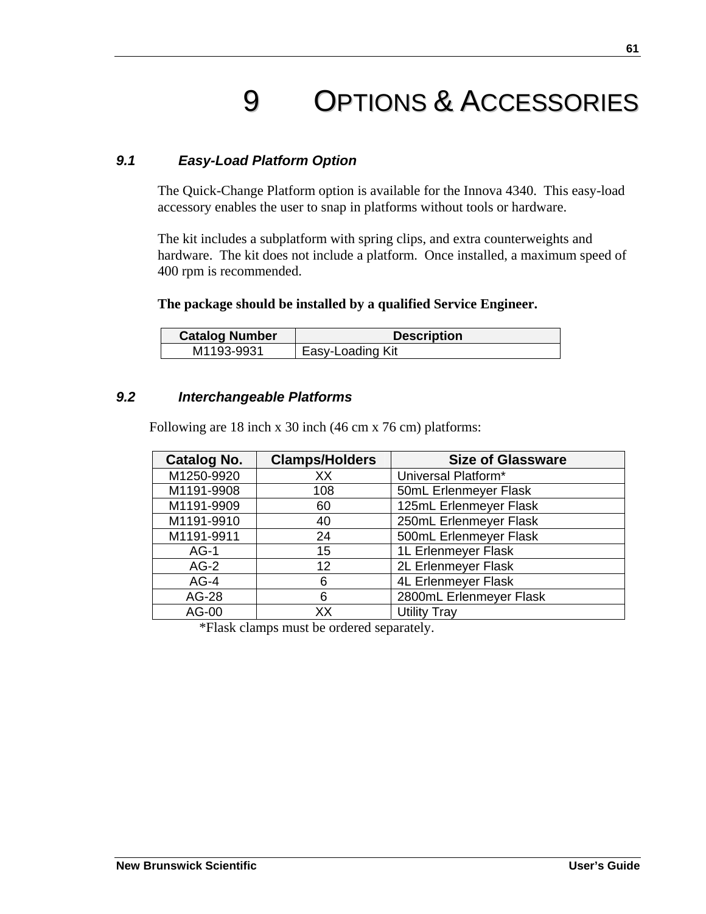# 9 OPTIONS & ACCESSORIES

### 9.1 Easy-Load Platform Option

The Quick-Change Platform option is available for the Innova 4340. This easy-load accessory enables the user to snap in platforms without tools or hardware.

The kit includes a subplatform with spring clips, and extra counterweights and hardware. The kit does not include a platform. Once installed, a maximum speed of 400 rpm is recommended.

**The package should be installed by a qualified Service Engineer.**

| Catalog Number | Description |
|---|---|
| M1193-9931 | Easy-Loading Kit |

### 9.2 Interchangeable Platforms

Following are 18 inch x 30 inch (46 cm x 76 cm) platforms:

| Catalog No. | Clamps/Holders | Size of Glassware |
|---|---|---|
| M1250-9920 | XX | Universal Platform* |
| M1191-9908 | 108 | 50mL Erlenmeyer Flask |
| M1191-9909 | 60 | 125mL Erlenmeyer Flask |
| M1191-9910 | 40 | 250mL Erlenmeyer Flask |
| M1191-9911 | 24 | 500mL Erlenmeyer Flask |
| AG-1 | 15 | 1L Erlenmeyer Flask |
| AG-2 | 12 | 2L Erlenmeyer Flask |
| AG-4 | 6 | 4L Erlenmeyer Flask |
| AG-28 | 6 | 2800mL Erlenmeyer Flask |
| AG-00 | XX | Utility Tray |

*Flask clamps must be ordered separately.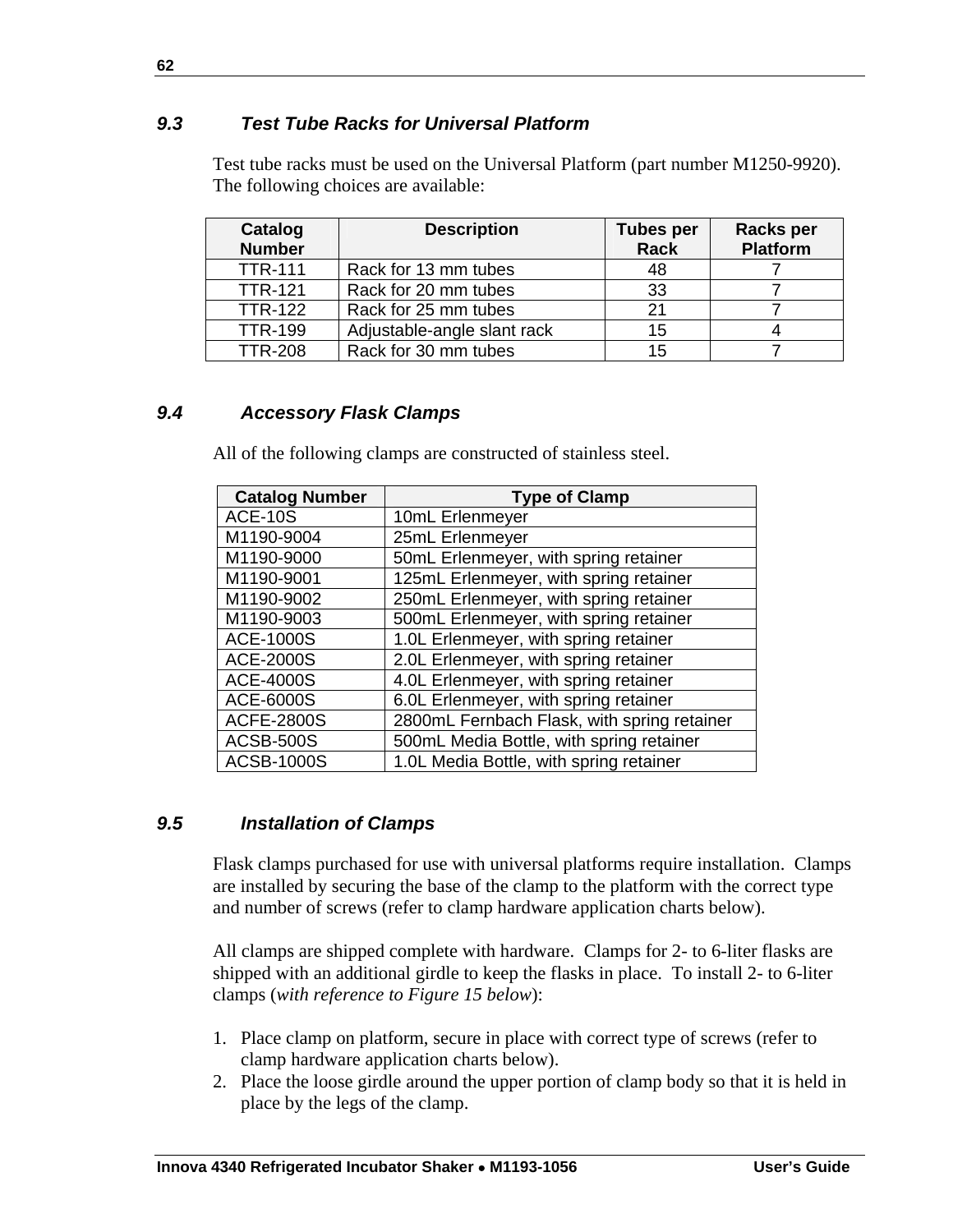### *9.3 Test Tube Racks for Universal Platform*

Test tube racks must be used on the Universal Platform (part number M1250-9920). The following choices are available:

| Catalog Number | Description | Tubes per Rack | Racks per Platform |
|---|---|---|---|
| TTR-111 | Rack for 13 mm tubes | 48 | 7 |
| TTR-121 | Rack for 20 mm tubes | 33 | 7 |
| TTR-122 | Rack for 25 mm tubes | 21 | 7 |
| TTR-199 | Adjustable-angle slant rack | 15 | 4 |
| TTR-208 | Rack for 30 mm tubes | 15 | 7 |

### *9.4 Accessory Flask Clamps*

All of the following clamps are constructed of stainless steel.

| Catalog Number | Type of Clamp |
|---|---|
| ACE-10S | 10mL Erlenmeyer |
| M1190-9004 | 25mL Erlenmeyer |
| M1190-9000 | 50mL Erlenmeyer, with spring retainer |
| M1190-9001 | 125mL Erlenmeyer, with spring retainer |
| M1190-9002 | 250mL Erlenmeyer, with spring retainer |
| M1190-9003 | 500mL Erlenmeyer, with spring retainer |
| ACE-1000S | 1.0L Erlenmeyer, with spring retainer |
| ACE-2000S | 2.0L Erlenmeyer, with spring retainer |
| ACE-4000S | 4.0L Erlenmeyer, with spring retainer |
| ACE-6000S | 6.0L Erlenmeyer, with spring retainer |
| ACFE-2800S | 2800mL Fernbach Flask, with spring retainer |
| ACSB-500S | 500mL Media Bottle, with spring retainer |
| ACSB-1000S | 1.0L Media Bottle, with spring retainer |

### *9.5 Installation of Clamps*

Flask clamps purchased for use with universal platforms require installation. Clamps are installed by securing the base of the clamp to the platform with the correct type and number of screws (refer to clamp hardware application charts below).

All clamps are shipped complete with hardware. Clamps for 2- to 6-liter flasks are shipped with an additional girdle to keep the flasks in place. To install 2- to 6-liter clamps (*with reference to Figure 15 below*):

1. Place clamp on platform, secure in place with correct type of screws (refer to clamp hardware application charts below).
2. Place the loose girdle around the upper portion of clamp body so that it is held in place by the legs of the clamp.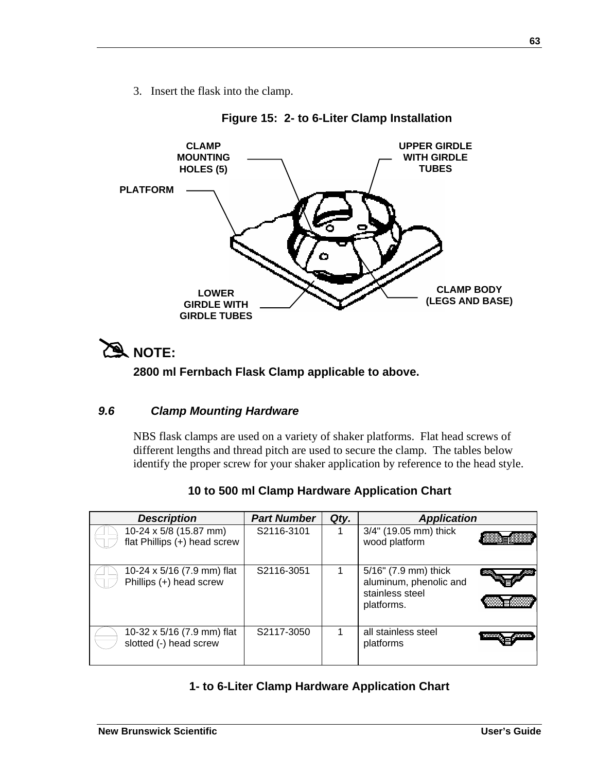3. Insert the flask into the clamp.

**Figure 15: 2- to 6-Liter Clamp Installation**

CLAMP MOUNTING HOLES (5)

UPPER GIRDLE WITH GIRDLE TUBES

PLATFORM

LOWER GIRDLE WITH GIRDLE TUBES

CLAMP BODY (LEGS AND BASE)

**NOTE:**

**2800 ml Fernbach Flask Clamp applicable to above.**

### *9.6 Clamp Mounting Hardware*

NBS flask clamps are used on a variety of shaker platforms. Flat head screws of different lengths and thread pitch are used to secure the clamp. The tables below identify the proper screw for your shaker application by reference to the head style.

**10 to 500 ml Clamp Hardware Application Chart**

| *Description* | *Part Number* | *Qty.* | *Application* |
|---|---|---|---|
| 10-24 x 5/8 (15.87 mm) flat Phillips (+) head screw | S2116-3101 | 1 | 3/4" (19.05 mm) thick wood platform |
| 10-24 x 5/16 (7.9 mm) flat Phillips (+) head screw | S2116-3051 | 1 | 5/16" (7.9 mm) thick aluminum, phenolic and stainless steel platforms. |
| 10-32 x 5/16 (7.9 mm) flat slotted (-) head screw | S2117-3050 | 1 | all stainless steel platforms |

**1- to 6-Liter Clamp Hardware Application Chart**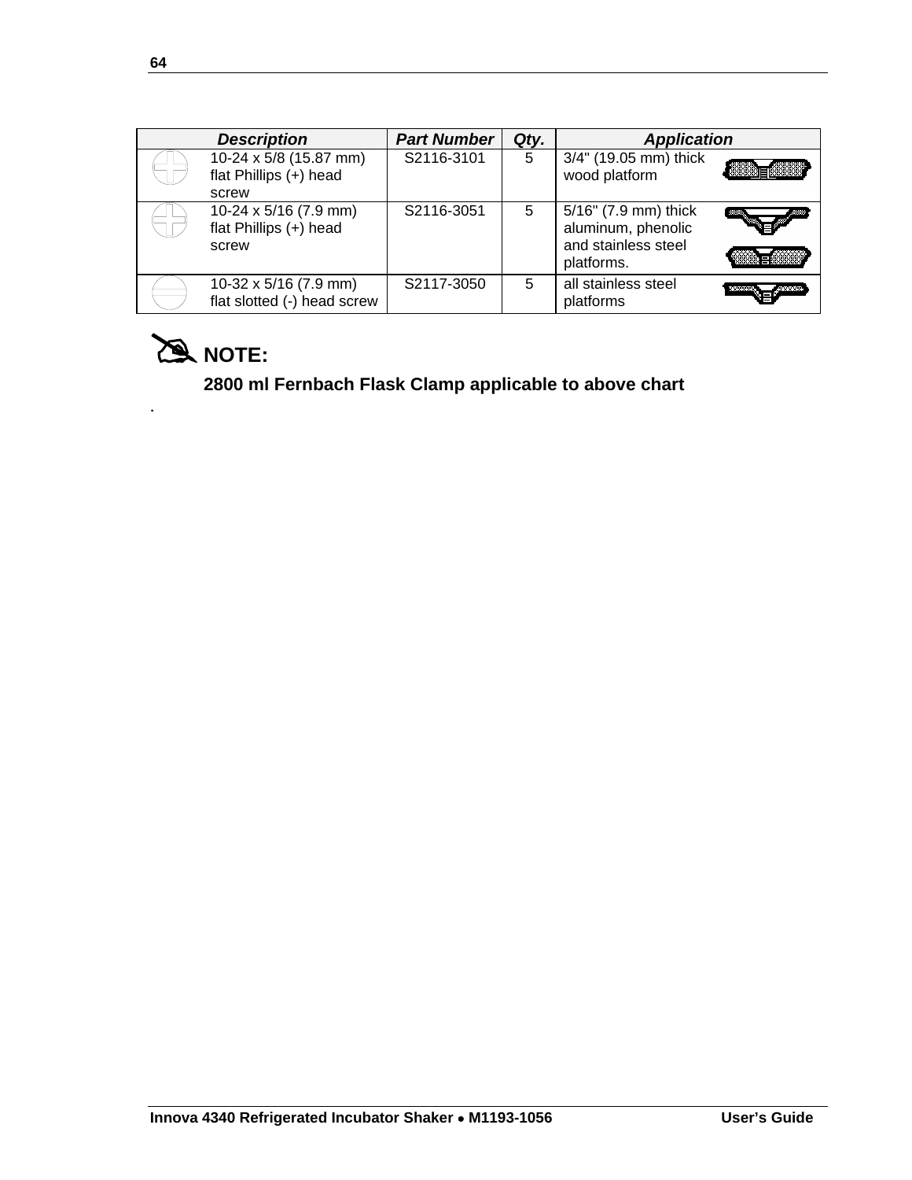| Description | Part Number | Qty. | Application |
|---|---|---|---|
| 10-24 x 5/8 (15.87 mm) flat Phillips (+) head screw | S2116-3101 | 5 | 3/4" (19.05 mm) thick wood platform |
| 10-24 x 5/16 (7.9 mm) flat Phillips (+) head screw | S2116-3051 | 5 | 5/16" (7.9 mm) thick aluminum, phenolic and stainless steel platforms. |
| 10-32 x 5/16 (7.9 mm) flat slotted (-) head screw | S2117-3050 | 5 | all stainless steel platforms |

**NOTE:**

**2800 ml Fernbach Flask Clamp applicable to above chart**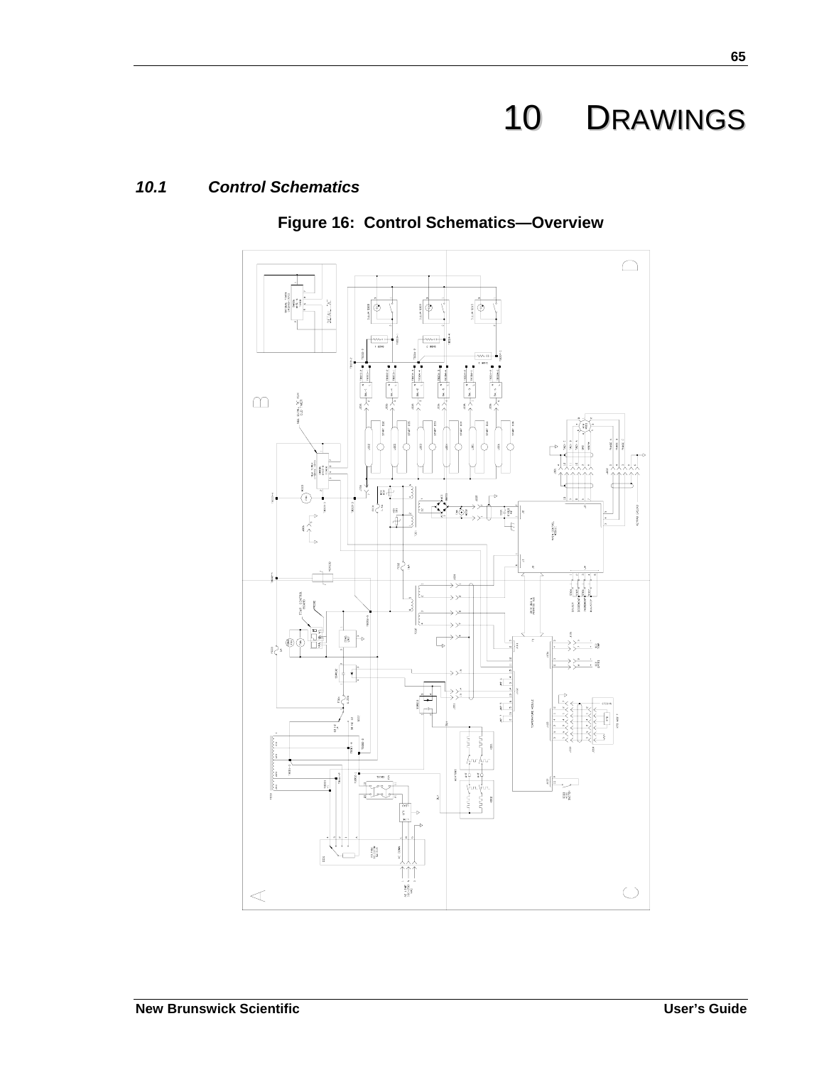# 10 DRAWINGS

### *10.1 Control Schematics*

**Figure 16: Control Schematics—Overview**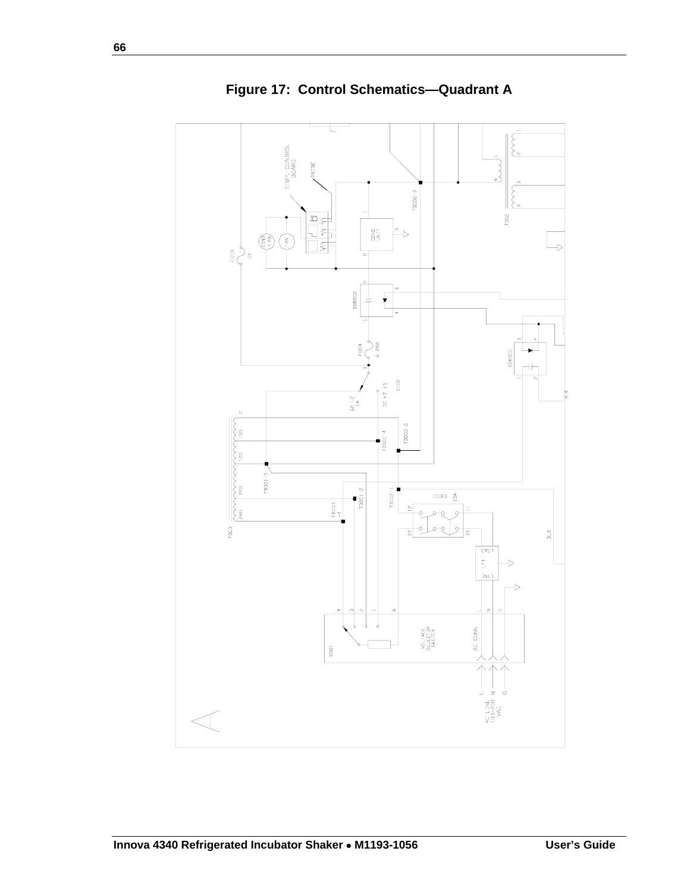# Figure 17: Control Schematics—Quadrant A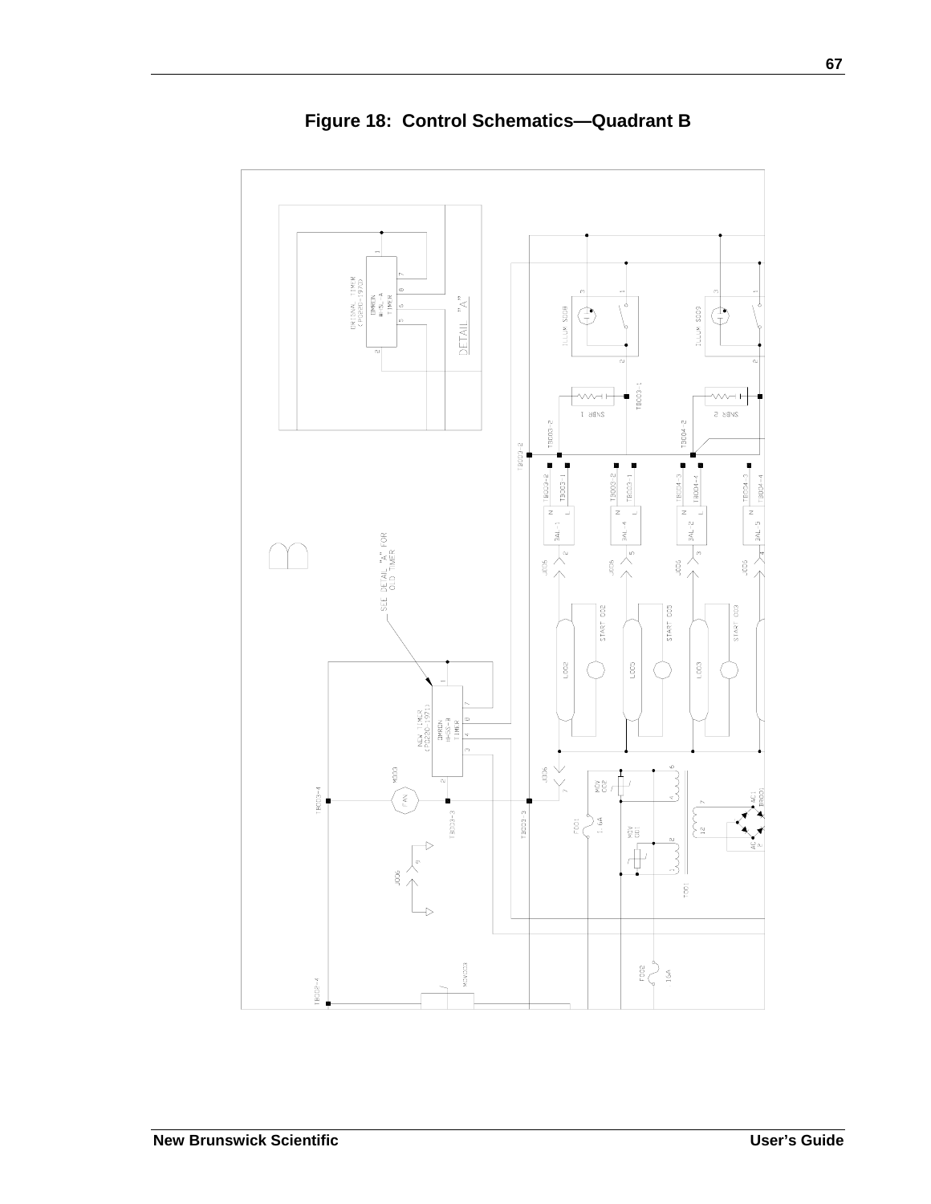# Figure 18: Control Schematics—Quadrant B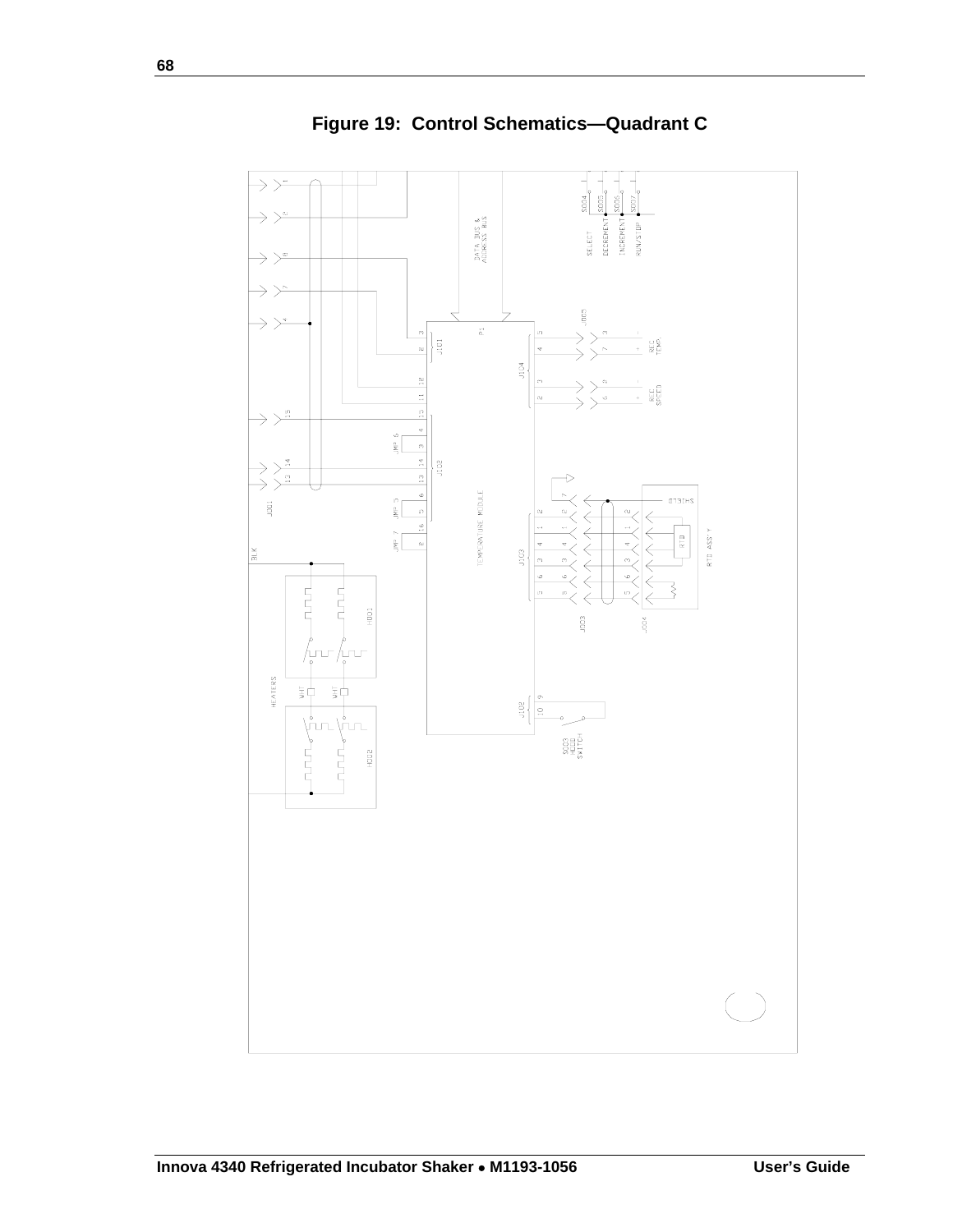# Figure 19: Control Schematics—Quadrant C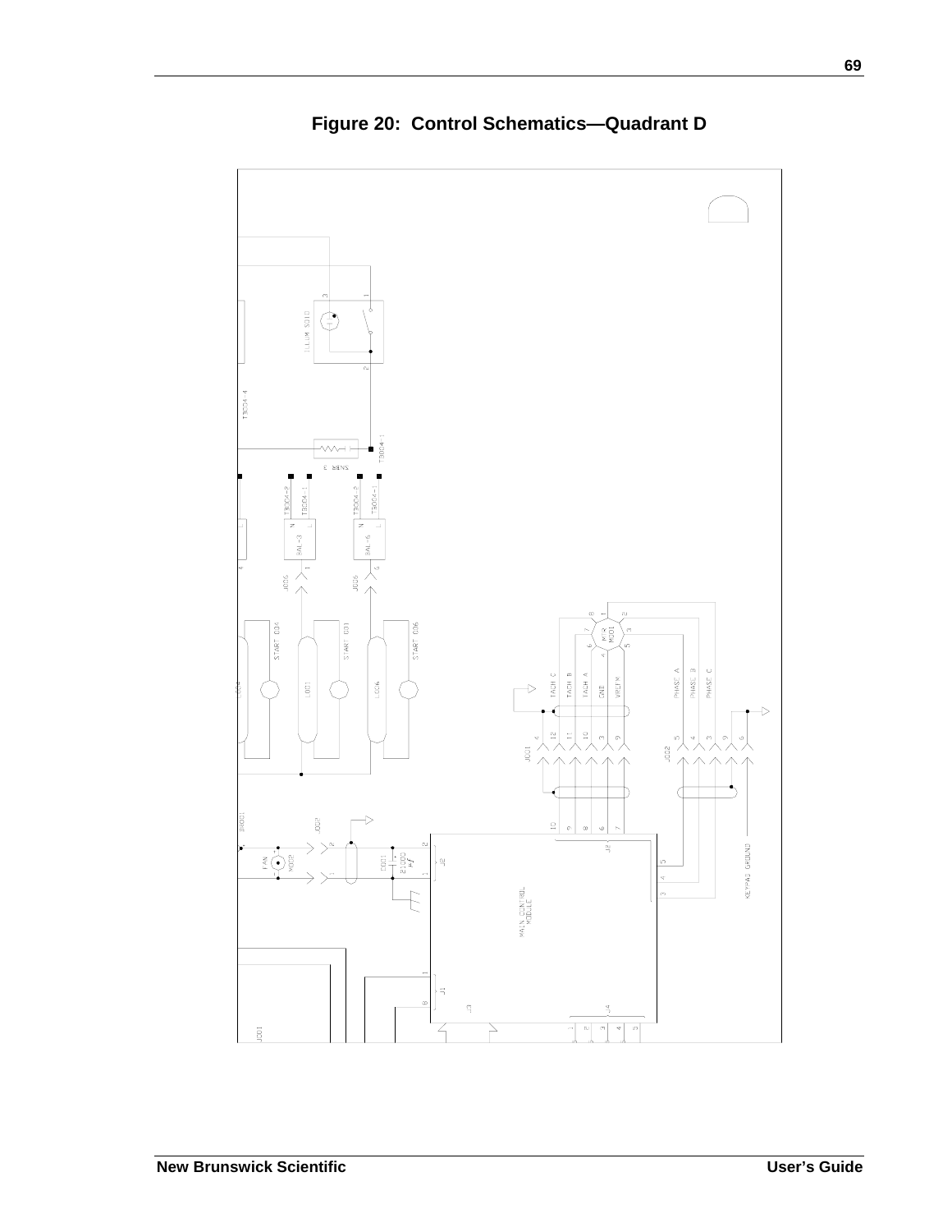# Figure 20: Control Schematics—Quadrant D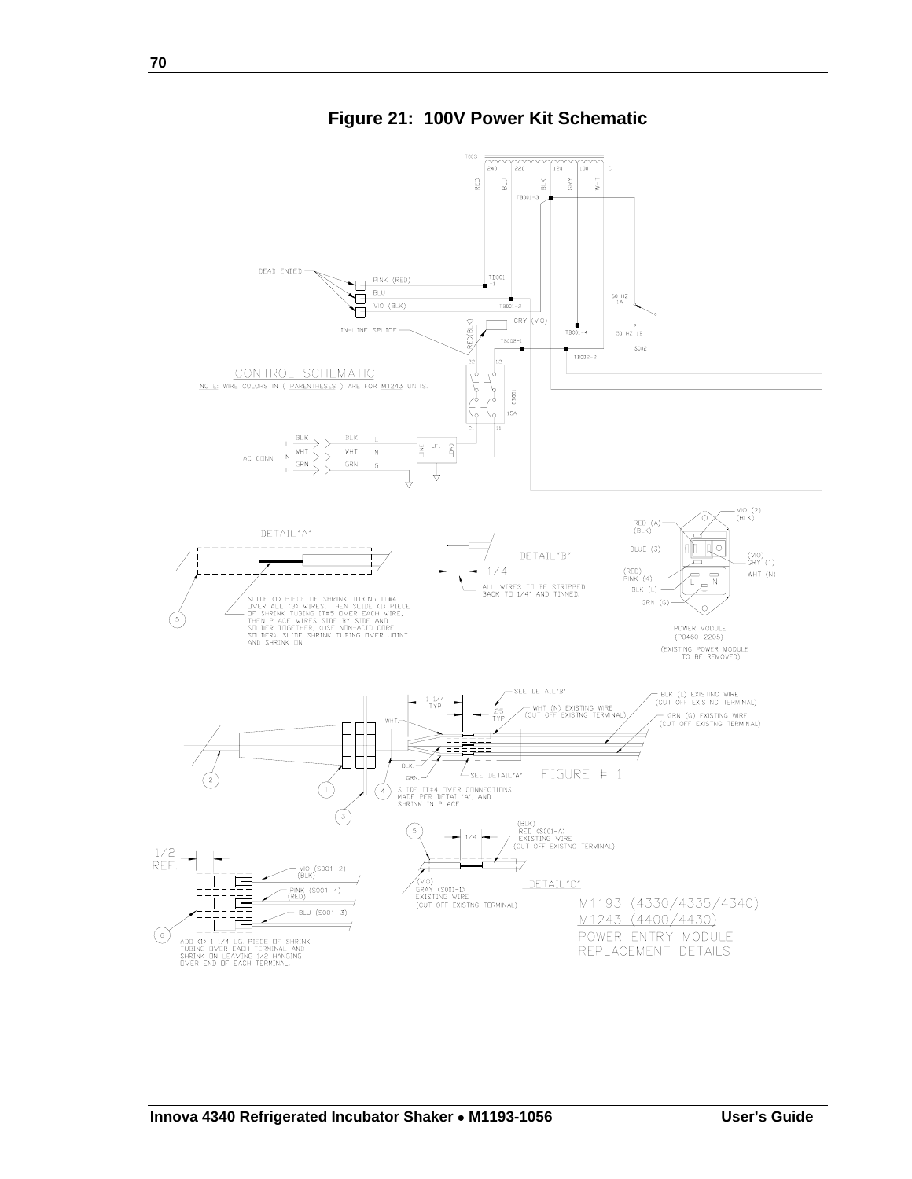# Figure 21: 100V Power Kit Schematic

T003

240 220 120 100 0

RED BLU BLK GRY WHT

TB001-3

DEAD ENDED

PINK (RED)

BLU

VIO (BLK)

TB001-1

TB001-2

60 HZ 1A

GRY (VIO)

IN-LINE SPLICE

RED (BLK)

TB001-4

50 HZ 1B

TB002-1

S002

TB002-8

CONTROL SCHEMATIC

NOTE: WIRE COLORS IN ( PARENTHESES ) ARE FOR M1243 UNITS.

CB001 15A

22 12 21 11

AC CONN.

L BLK BLK L

N WHT WHT N

G GRN GRN G

LF1 LINE LOAD

DETAIL "A"

SLIDE (1) PIECE OF SHRINK TUBING IT#4 OVER ALL (3) WIRES, THEN SLIDE (1) PIECE OF SHRINK TUBING IT#5 OVER EACH WIRE, THEN PLACE WIRES SIDE BY SIDE AND SOLDER TOGETHER. (USE NON-ACID CORE SOLDER) SLIDE SHRINK TUBING OVER JOINT AND SHRINK ON.

DETAIL "B"

1/4

ALL WIRES TO BE STRIPPED BACK TO 1/4" AND TINNED

RED (A) (BLK)

BLUE (3)

(RED) PINK (4)

BLK (L)

GRN (G)

VIO (2) (BLK)

(VIO) GRY (1)

WHT (N)

POWER MODULE (P0460-2205)

(EXISTING POWER MODULE TO BE REMOVED)

SEE DETAIL "B"

1 1/4 TYP

.25 TYP

WHT (N) EXISTING WIRE (CUT OFF EXISTING TERMINAL)

BLK (L) EXISTING WIRE (CUT OFF EXISTING TERMINAL)

GRN (G) EXISTING WIRE (CUT OFF EXISTING TERMINAL)

WHT.

BLK.

GRN.

SEE DETAIL "A"

FIGURE # 1

SLIDE IT#4 OVER CONNECTIONS MADE PER DETAIL "A", AND SHRINK IN PLACE

1/2 REF.

VIO (S001-2) (BLK)

PINK (S001-4) (RED)

BLU (S001-3)

ADD (1) 1 1/4 LG. PIECE OF SHRINK TUBING OVER EACH TERMINAL AND SHRINK ON LEAVING 1/2 HANGING OVER END OF EACH TERMINAL

(BLK) RED (S001-A) EXISTING WIRE (CUT OFF EXISTING TERMINAL)

1/4

(VIO) GRAY (S001-1) EXISTING WIRE (CUT OFF EXISTING TERMINAL)

DETAIL "C"

M1193 (4330/4335/4340)

M1243 (4400/4430)

POWER ENTRY MODULE REPLACEMENT DETAILS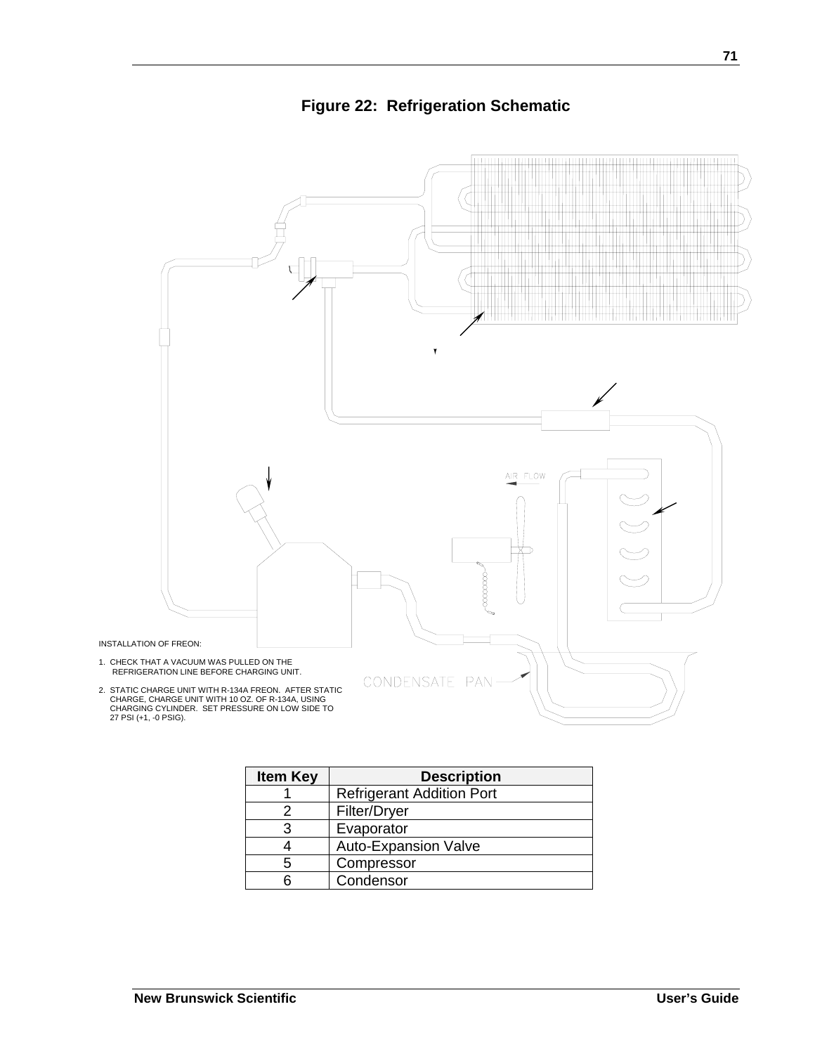**Figure 22: Refrigeration Schematic**

AIR FLOW

INSTALLATION OF FREON:

1. CHECK THAT A VACUUM WAS PULLED ON THE REFRIGERATION LINE BEFORE CHARGING UNIT.
2. STATIC CHARGE UNIT WITH R-134A FREON. AFTER STATIC CHARGE, CHARGE UNIT WITH 10 OZ. OF R-134A, USING CHARGING CYLINDER. SET PRESSURE ON LOW SIDE TO 27 PSI (+1, -0 PSIG).

CONDENSATE PAN

| Item Key | Description |
|---|---|
| 1 | Refrigerant Addition Port |
| 2 | Filter/Dryer |
| 3 | Evaporator |
| 4 | Auto-Expansion Valve |
| 5 | Compressor |
| 6 | Condensor |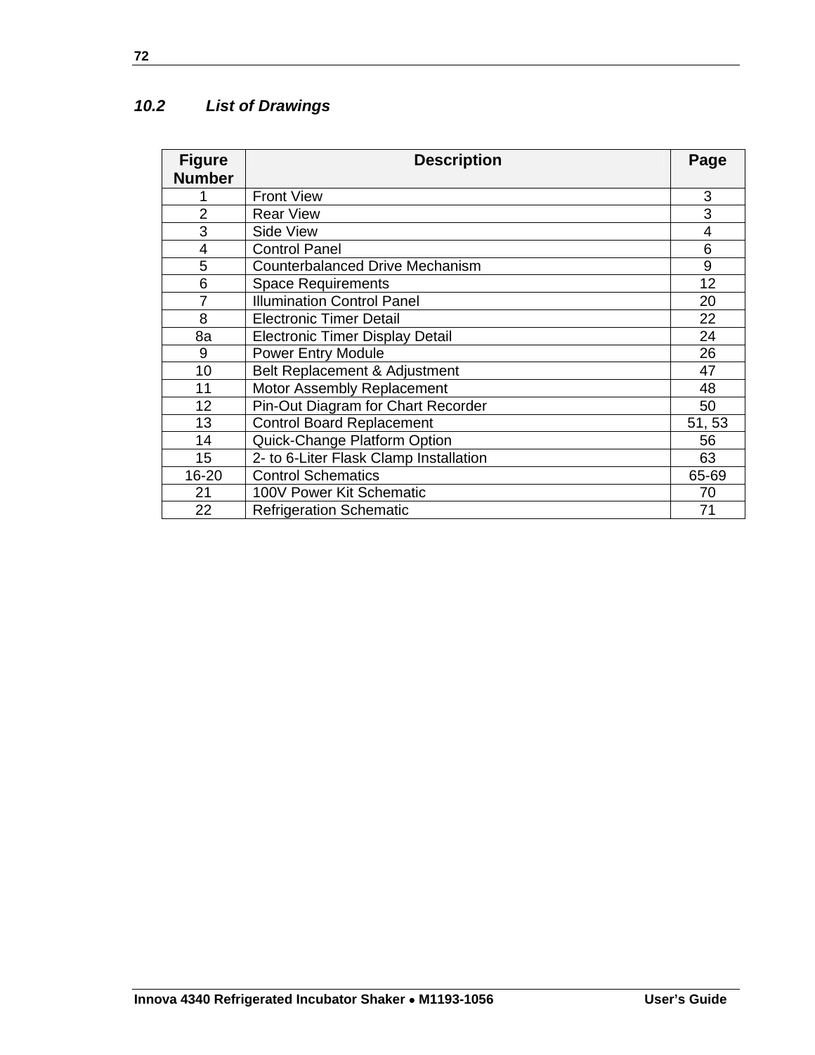## 10.2 List of Drawings

| Figure Number | Description | Page |
|---|---|---|
| 1 | Front View | 3 |
| 2 | Rear View | 3 |
| 3 | Side View | 4 |
| 4 | Control Panel | 6 |
| 5 | Counterbalanced Drive Mechanism | 9 |
| 6 | Space Requirements | 12 |
| 7 | Illumination Control Panel | 20 |
| 8 | Electronic Timer Detail | 22 |
| 8a | Electronic Timer Display Detail | 24 |
| 9 | Power Entry Module | 26 |
| 10 | Belt Replacement & Adjustment | 47 |
| 11 | Motor Assembly Replacement | 48 |
| 12 | Pin-Out Diagram for Chart Recorder | 50 |
| 13 | Control Board Replacement | 51, 53 |
| 14 | Quick-Change Platform Option | 56 |
| 15 | 2- to 6-Liter Flask Clamp Installation | 63 |
| 16-20 | Control Schematics | 65-69 |
| 21 | 100V Power Kit Schematic | 70 |
| 22 | Refrigeration Schematic | 71 |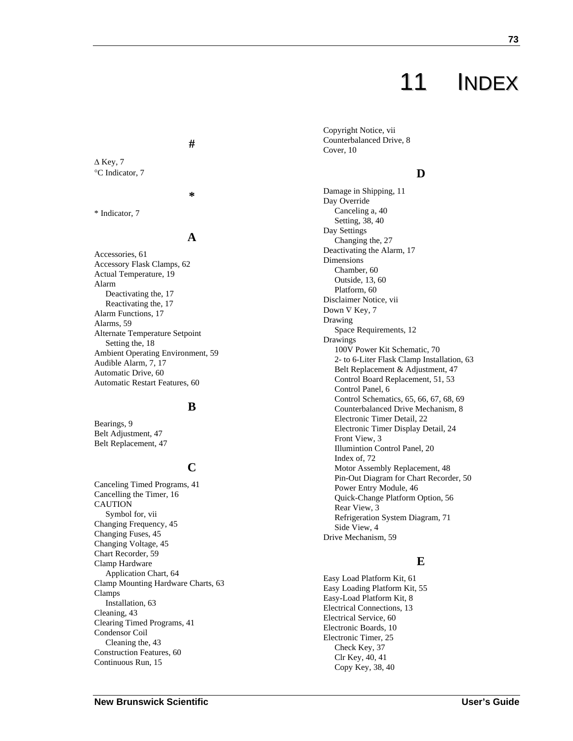# 11 INDEX

## #

∆ Key, 7
°C Indicator, 7

## *

* Indicator, 7

## A

Accessories, 61
Accessory Flask Clamps, 62
Actual Temperature, 19
Alarm
    Deactivating the, 17
    Reactivating the, 17
Alarm Functions, 17
Alarms, 59
Alternate Temperature Setpoint
    Setting the, 18
Ambient Operating Environment, 59
Audible Alarm, 7, 17
Automatic Drive, 60
Automatic Restart Features, 60

## B

Bearings, 9
Belt Adjustment, 47
Belt Replacement, 47

## C

Canceling Timed Programs, 41
Cancelling the Timer, 16
CAUTION
    Symbol for, vii
Changing Frequency, 45
Changing Fuses, 45
Changing Voltage, 45
Chart Recorder, 59
Clamp Hardware
    Application Chart, 64
Clamp Mounting Hardware Charts, 63
Clamps
    Installation, 63
Cleaning, 43
Clearing Timed Programs, 41
Condensor Coil
    Cleaning the, 43
Construction Features, 60
Continuous Run, 15
Copyright Notice, vii
Counterbalanced Drive, 8
Cover, 10

## D

Damage in Shipping, 11
Day Override
    Canceling a, 40
    Setting, 38, 40
Day Settings
    Changing the, 27
Deactivating the Alarm, 17
Dimensions
    Chamber, 60
    Outside, 13, 60
    Platform, 60
Disclaimer Notice, vii
Down ∇ Key, 7
Drawing
    Space Requirements, 12
Drawings
    100V Power Kit Schematic, 70
    2- to 6-Liter Flask Clamp Installation, 63
    Belt Replacement & Adjustment, 47
    Control Board Replacement, 51, 53
    Control Panel, 6
    Control Schematics, 65, 66, 67, 68, 69
    Counterbalanced Drive Mechanism, 8
    Electronic Timer Detail, 22
    Electronic Timer Display Detail, 24
    Front View, 3
    Illumintion Control Panel, 20
    Index of, 72
    Motor Assembly Replacement, 48
    Pin-Out Diagram for Chart Recorder, 50
    Power Entry Module, 46
    Quick-Change Platform Option, 56
    Rear View, 3
    Refrigeration System Diagram, 71
    Side View, 4
Drive Mechanism, 59

## E

Easy Load Platform Kit, 61
Easy Loading Platform Kit, 55
Easy-Load Platform Kit, 8
Electrical Connections, 13
Electrical Service, 60
Electronic Boards, 10
Electronic Timer, 25
    Check Key, 37
    Clr Key, 40, 41
    Copy Key, 38, 40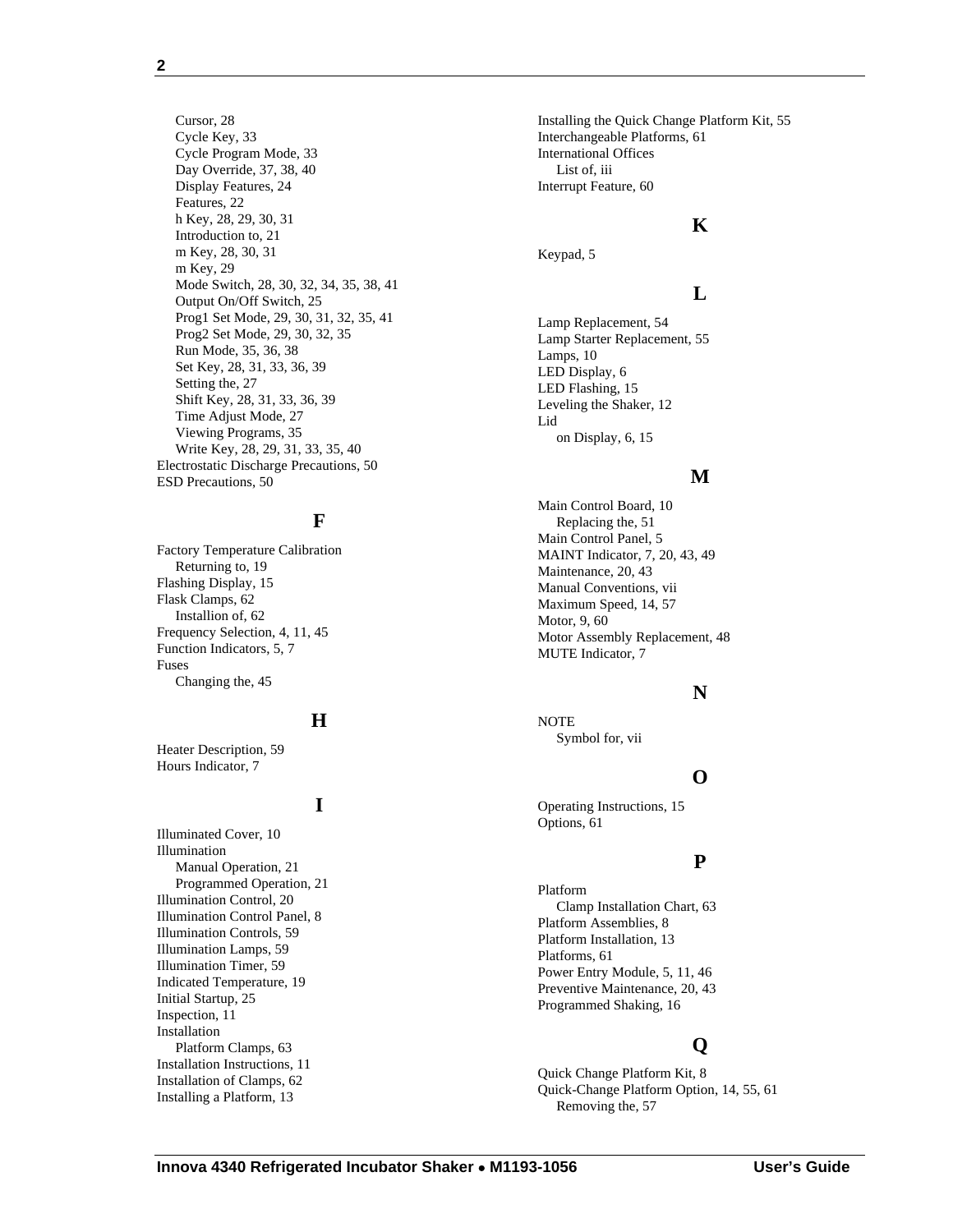Cursor, 28
Cycle Key, 33
Cycle Program Mode, 33
Day Override, 37, 38, 40
Display Features, 24
Features, 22
h Key, 28, 29, 30, 31
Introduction to, 21
m Key, 28, 30, 31
m Key, 29
Mode Switch, 28, 30, 32, 34, 35, 38, 41
Output On/Off Switch, 25
Prog1 Set Mode, 29, 30, 31, 32, 35, 41
Prog2 Set Mode, 29, 30, 32, 35
Run Mode, 35, 36, 38
Set Key, 28, 31, 33, 36, 39
Setting the, 27
Shift Key, 28, 31, 33, 36, 39
Time Adjust Mode, 27
Viewing Programs, 35
Write Key, 28, 29, 31, 33, 35, 40

Electrostatic Discharge Precautions, 50
ESD Precautions, 50

## F

Factory Temperature Calibration
Returning to, 19
Flashing Display, 15
Flask Clamps, 62
Installion of, 62
Frequency Selection, 4, 11, 45
Function Indicators, 5, 7
Fuses
Changing the, 45

## H

Heater Description, 59
Hours Indicator, 7

## I

Illuminated Cover, 10
Illumination
Manual Operation, 21
Programmed Operation, 21
Illumination Control, 20
Illumination Control Panel, 8
Illumination Controls, 59
Illumination Lamps, 59
Illumination Timer, 59
Indicated Temperature, 19
Initial Startup, 25
Inspection, 11
Installation
Platform Clamps, 63
Installation Instructions, 11
Installation of Clamps, 62
Installing a Platform, 13
Installing the Quick Change Platform Kit, 55
Interchangeable Platforms, 61
International Offices
List of, iii
Interrupt Feature, 60

## K

Keypad, 5

## L

Lamp Replacement, 54
Lamp Starter Replacement, 55
Lamps, 10
LED Display, 6
LED Flashing, 15
Leveling the Shaker, 12
Lid
on Display, 6, 15

## M

Main Control Board, 10
Replacing the, 51
Main Control Panel, 5
MAINT Indicator, 7, 20, 43, 49
Maintenance, 20, 43
Manual Conventions, vii
Maximum Speed, 14, 57
Motor, 9, 60
Motor Assembly Replacement, 48
MUTE Indicator, 7

## N

NOTE
Symbol for, vii

## O

Operating Instructions, 15
Options, 61

## P

Platform
Clamp Installation Chart, 63
Platform Assemblies, 8
Platform Installation, 13
Platforms, 61
Power Entry Module, 5, 11, 46
Preventive Maintenance, 20, 43
Programmed Shaking, 16

## Q

Quick Change Platform Kit, 8
Quick-Change Platform Option, 14, 55, 61
Removing the, 57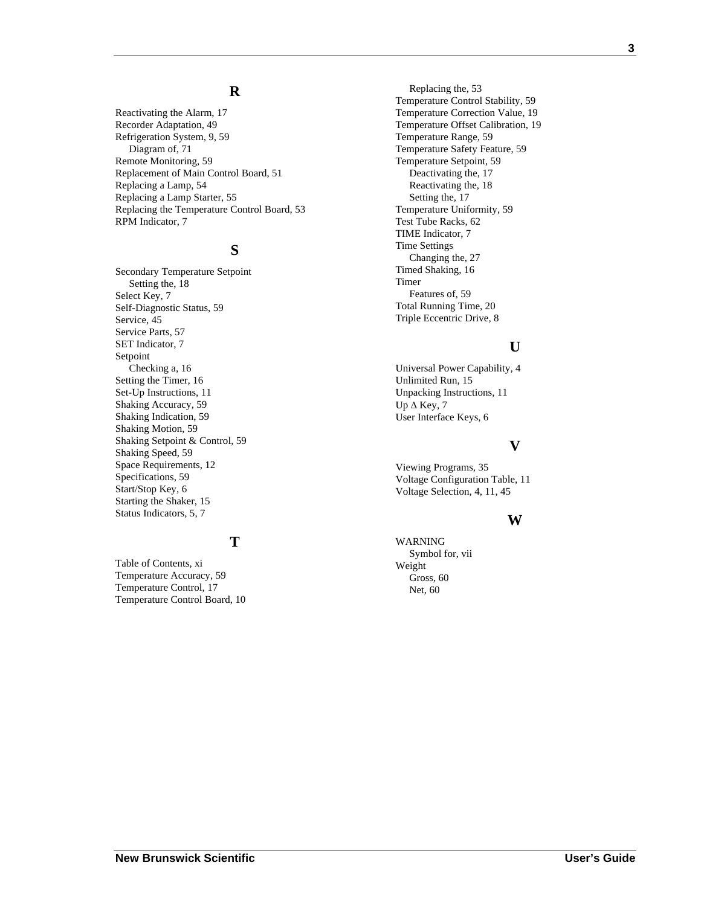## R

Reactivating the Alarm, 17
Recorder Adaptation, 49
Refrigeration System, 9, 59
  Diagram of, 71
Remote Monitoring, 59
Replacement of Main Control Board, 51
Replacing a Lamp, 54
Replacing a Lamp Starter, 55
Replacing the Temperature Control Board, 53
RPM Indicator, 7

## S

Secondary Temperature Setpoint
  Setting the, 18
Select Key, 7
Self-Diagnostic Status, 59
Service, 45
Service Parts, 57
SET Indicator, 7
Setpoint
  Checking a, 16
Setting the Timer, 16
Set-Up Instructions, 11
Shaking Accuracy, 59
Shaking Indication, 59
Shaking Motion, 59
Shaking Setpoint & Control, 59
Shaking Speed, 59
Space Requirements, 12
Specifications, 59
Start/Stop Key, 6
Starting the Shaker, 15
Status Indicators, 5, 7

## T

Table of Contents, xi
Temperature Accuracy, 59
Temperature Control, 17
Temperature Control Board, 10
  Replacing the, 53
Temperature Control Stability, 59
Temperature Correction Value, 19
Temperature Offset Calibration, 19
Temperature Range, 59
Temperature Safety Feature, 59
Temperature Setpoint, 59
  Deactivating the, 17
  Reactivating the, 18
  Setting the, 17
Temperature Uniformity, 59
Test Tube Racks, 62
TIME Indicator, 7
Time Settings
  Changing the, 27
Timed Shaking, 16
Timer
  Features of, 59
Total Running Time, 20
Triple Eccentric Drive, 8

## U

Universal Power Capability, 4
Unlimited Run, 15
Unpacking Instructions, 11
Up Δ Key, 7
User Interface Keys, 6

## V

Viewing Programs, 35
Voltage Configuration Table, 11
Voltage Selection, 4, 11, 45

## W

WARNING
  Symbol for, vii
Weight
  Gross, 60
  Net, 60